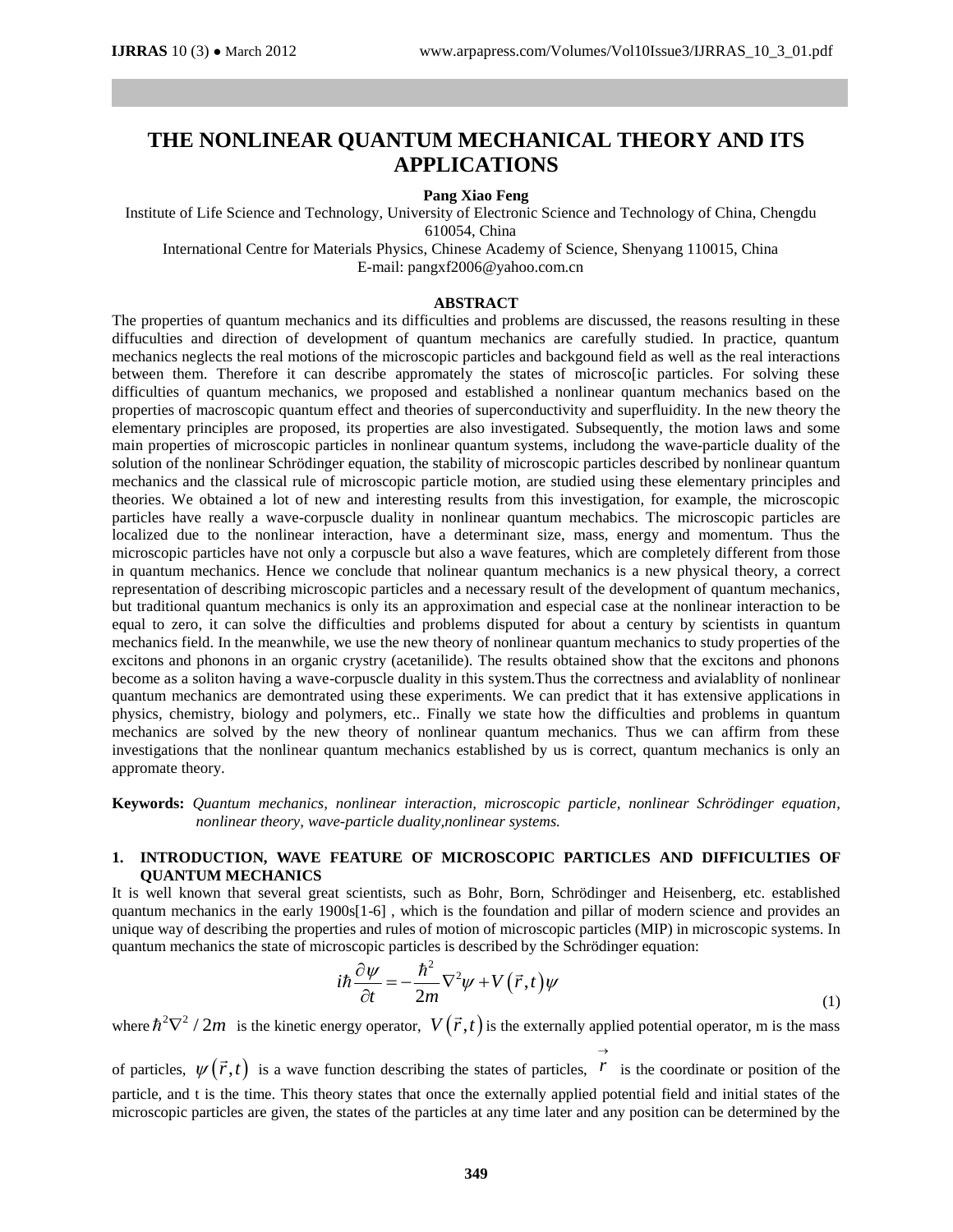# THE NONLINEAR QUANTUM MECHANICAL THEORY AND ITS APPLICATIONS

**Pang Xiao Feng**

Institute of Life Science and Technology, University of Electronic Science and Technology of China, Chengdu 610054, China

International Centre for Materials Physics, Chinese Academy of Science, Shenyang 110015, China

E-mail: pangxf2006@yahoo.com.cn

## ABSTRACT

The properties of quantum mechanics and its difficulties and problems are discussed, the reasons resulting in these diffucuities and direction of development of quantum mechanics are carefully studied. In practice, quantum mechanics neglects the real motions of the microscopic particles and backgound field as well as the real interactions between them. Therefore it can describe appromately the states of microsco[ic particles. For solving these difficulties of quantum mechanics, we proposed and established a nonlinear quantum mechanics based on the properties of macroscopic quantum effect and theories of superconductivity and superfluidity. In the new theory the elementary principles are proposed, its properties are also investigated. Subsequently, the motion laws and some main properties of microscopic particles in nonlinear quantum systems, includong the wave-particle duality of the solution of the nonlinear Schrödinger equation, the stability of microscopic particles described by nonlinear quantum mechanics and the classical rule of microscopic particle motion, are studied using these elementary principles and theories. We obtained a lot of new and interesting results from this investigation, for example, the microscopic particles have really a wave-corpuscle duality in nonlinear quantum mechabics. The microscopic particles are localized due to the nonlinear interaction, have a determinant size, mass, energy and momentum. Thus the microscopic particles have not only a corpuscle but also a wave features, which are completely different from those in quantum mechanics. Hence we conclude that nolinear quantum mechanics is a new physical theory, a correct representation of describing microscopic particles and a necessary result of the development of quantum mechanics, but traditional quantum mechanics is only its an approximation and especial case at the nonlinear interaction to be equal to zero, it can solve the difficulties and problems disputed for about a century by scientists in quantum mechanics field. In the meanwhile, we use the new theory of nonlinear quantum mechanics to study properties of the excitons and phonons in an organic crystry (acetanilide). The results obtained show that the excitons and phonons become as a soliton having a wave-corpuscle duality in this system.Thus the correctness and avialablity of nonlinear quantum mechanics are demontrated using these experiments. We can predict that it has extensive applications in physics, chemistry, biology and polymers, etc.. Finally we state how the difficulties and problems in quantum mechanics are solved by the new theory of nonlinear quantum mechanics. Thus we can affirm from these investigations that the nonlinear quantum mechanics established by us is correct, quantum mechanics is only an appromate theory.

**Keywords:** *Quantum mechanics, nonlinear interaction, microscopic particle, nonlinear Schrödinger equation, nonlinear theory, wave-particle duality,nonlinear systems.*

## 1. INTRODUCTION, WAVE FEATURE OF MICROSCOPIC PARTICLES AND DIFFICULTIES OF QUANTUM MECHANICS

It is well known that several great scientists, such as Bohr, Born, Schrödinger and Heisenberg, etc. established quantum mechanics in the early 1900s[1-6] , which is the foundation and pillar of modern science and provides an unique way of describing the properties and rules of motion of microscopic particles (MIP) in microscopic systems. In quantum mechanics the state of microscopic particles is described by the Schrödinger equation:

$$i\hbar\frac{\partial\psi}{\partial t}=-\frac{\hbar^2}{2m}\nabla^2\psi+V\left(\vec{r},t\right)\psi \tag{1}$$

where $\hbar^2\nabla^2/2m$ is the kinetic energy operator, $V\left(\vec{r},t\right)$ is the externally applied potential operator, m is the mass of particles, $\psi\left(\vec{r},t\right)$ is a wave function describing the states of particles, $\vec{r}$ is the coordinate or position of the particle, and t is the time. This theory states that once the externally applied potential field and initial states of the microscopic particles are given, the states of the particles at any time later and any position can be determined by the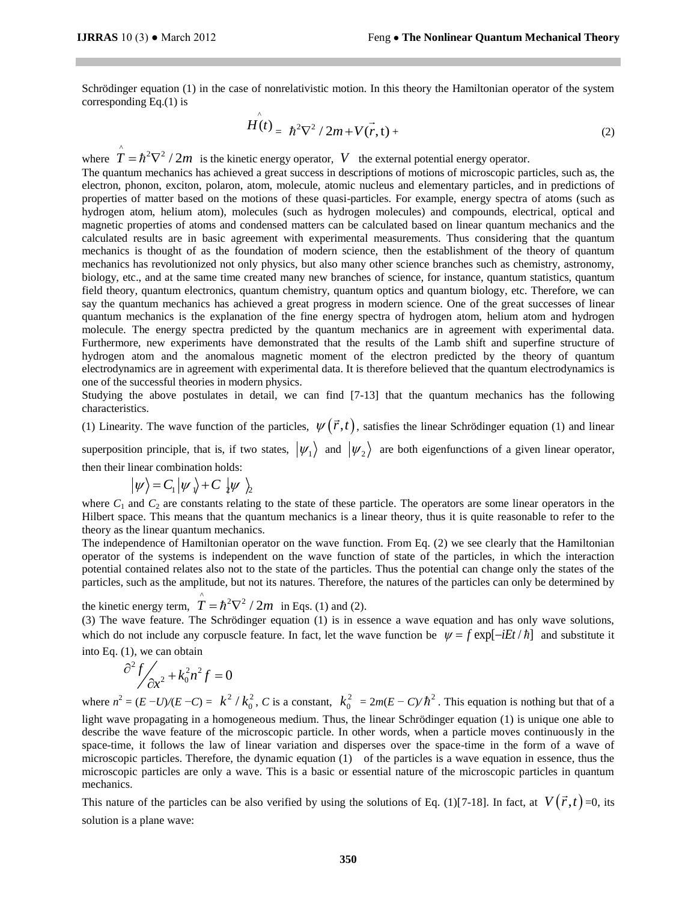Schrödinger equation (1) in the case of nonrelativistic motion. In this theory the Hamiltonian operator of the system corresponding Eq.(1) is

$$\hat{H}(t) = \hbar^2\nabla^2 / 2m + V(\vec{r}, \mathrm{t}) + \tag{2}$$

where $\hat{T} = \hbar^2\nabla^2 / 2m$ is the kinetic energy operator, $V$ the external potential energy operator.

The quantum mechanics has achieved a great success in descriptions of motions of microscopic particles, such as, the electron, phonon, exciton, polaron, atom, molecule, atomic nucleus and elementary particles, and in predictions of properties of matter based on the motions of these quasi-particles. For example, energy spectra of atoms (such as hydrogen atom, helium atom), molecules (such as hydrogen molecules) and compounds, electrical, optical and magnetic properties of atoms and condensed matters can be calculated based on linear quantum mechanics and the calculated results are in basic agreement with experimental measurements. Thus considering that the quantum mechanics is thought of as the foundation of modern science, then the establishment of the theory of quantum mechanics has revolutionized not only physics, but also many other science branches such as chemistry, astronomy, biology, etc., and at the same time created many new branches of science, for instance, quantum statistics, quantum field theory, quantum electronics, quantum chemistry, quantum optics and quantum biology, etc. Therefore, we can say the quantum mechanics has achieved a great progress in modern science. One of the great successes of linear quantum mechanics is the explanation of the fine energy spectra of hydrogen atom, helium atom and hydrogen molecule. The energy spectra predicted by the quantum mechanics are in agreement with experimental data. Furthermore, new experiments have demonstrated that the results of the Lamb shift and superfine structure of hydrogen atom and the anomalous magnetic moment of the electron predicted by the theory of quantum electrodynamics are in agreement with experimental data. It is therefore believed that the quantum electrodynamics is one of the successful theories in modern physics.

Studying the above postulates in detail, we can find [7-13] that the quantum mechanics has the following characteristics.

(1) Linearity. The wave function of the particles, $\psi(\vec{r}, t)$, satisfies the linear Schrödinger equation (1) and linear superposition principle, that is, if two states, $|\psi_1\rangle$ and $|\psi_2\rangle$ are both eigenfunctions of a given linear operator, then their linear combination holds:

$$|\psi\rangle = C_1|\psi_1\rangle + C_2|\psi_2\rangle$$

where $C_1$ and $C_2$ are constants relating to the state of these particle. The operators are some linear operators in the Hilbert space. This means that the quantum mechanics is a linear theory, thus it is quite reasonable to refer to the theory as the linear quantum mechanics.

The independence of Hamiltonian operator on the wave function. From Eq. (2) we see clearly that the Hamiltonian operator of the systems is independent on the wave function of state of the particles, in which the interaction potential contained relates also not to the state of the particles. Thus the potential can change only the states of the particles, such as the amplitude, but not its natures. Therefore, the natures of the particles can only be determined by the kinetic energy term, $\hat{T} = \hbar^2\nabla^2 / 2m$ in Eqs. (1) and (2).

(3) The wave feature. The Schrödinger equation (1) is in essence a wave equation and has only wave solutions, which do not include any corpuscle feature. In fact, let the wave function be $\psi = f\exp[-iEt/\hbar]$ and substitute it into Eq. (1), we can obtain

$$\partial^2 f \Big/ \partial x^2 + k_0^2 n^2 f = 0$$

where $n^2 = (E - U)/(E - C) = k^2 / k_0^2$, $C$ is a constant, $k_0^2 = 2m(E - C)/\hbar^2$. This equation is nothing but that of a light wave propagating in a homogeneous medium. Thus, the linear Schrödinger equation (1) is unique one able to describe the wave feature of the microscopic particle. In other words, when a particle moves continuously in the space-time, it follows the law of linear variation and disperses over the space-time in the form of a wave of microscopic particles. Therefore, the dynamic equation (1) of the particles is a wave equation in essence, thus the microscopic particles are only a wave. This is a basic or essential nature of the microscopic particles in quantum mechanics.

This nature of the particles can be also verified by using the solutions of Eq. (1)[7-18]. In fact, at $V(\vec{r}, t)$=0, its solution is a plane wave: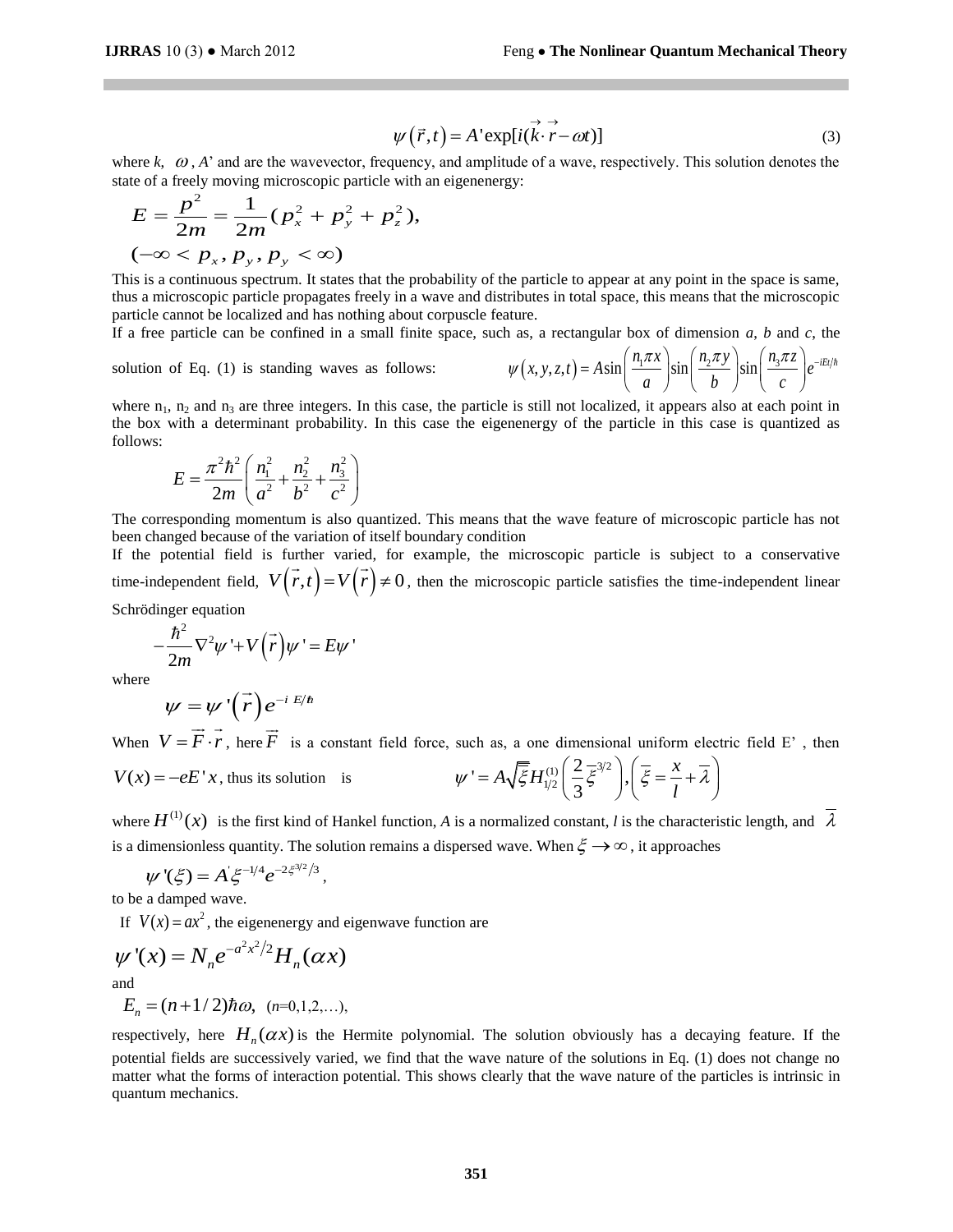$$\psi\left(\vec{r},t\right)=A'\exp[i(\vec{k}\cdot\vec{r}-\omega t)] \tag{3}$$

where $k$, $\omega$, $A$' and are the wavevector, frequency, and amplitude of a wave, respectively. This solution denotes the state of a freely moving microscopic particle with an eigenenergy:

$$E=\frac{p^2}{2m}=\frac{1}{2m}(p_x^2+p_y^2+p_z^2),$$
$$(-\infty<p_x,p_y,p_y<\infty)$$

This is a continuous spectrum. It states that the probability of the particle to appear at any point in the space is same, thus a microscopic particle propagates freely in a wave and distributes in total space, this means that the microscopic particle cannot be localized and has nothing about corpuscle feature.

If a free particle can be confined in a small finite space, such as, a rectangular box of dimension $a$, $b$ and $c$, the solution of Eq. (1) is standing waves as follows: $\psi\left(x,y,z,t\right)=A\sin\left(\frac{n_1\pi x}{a}\right)\sin\left(\frac{n_2\pi y}{b}\right)\sin\left(\frac{n_3\pi z}{c}\right)e^{-iEt/\hbar}$

where $n_1$, $n_2$ and $n_3$ are three integers. In this case, the particle is still not localized, it appears also at each point in the box with a determinant probability. In this case the eigenenergy of the particle in this case is quantized as follows:

$$E=\frac{\pi^2\hbar^2}{2m}\left(\frac{n_1^2}{a^2}+\frac{n_2^2}{b^2}+\frac{n_3^2}{c^2}\right)$$

The corresponding momentum is also quantized. This means that the wave feature of microscopic particle has not been changed because of the variation of itself boundary condition

If the potential field is further varied, for example, the microscopic particle is subject to a conservative time-independent field, $V\left(\vec{r},t\right)=V\left(\vec{r}\right)\neq 0$, then the microscopic particle satisfies the time-independent linear Schrödinger equation

$$-\frac{\hbar^2}{2m}\nabla^2\psi'+V\left(\vec{r}\right)\psi'=E\psi'$$

where

$$\psi=\psi'\left(\vec{r}\right)e^{-i\,E/\hbar}$$

When $V=\vec{F}\cdot\vec{r}$, here $\vec{F}$ is a constant field force, such as, a one dimensional uniform electric field E' , then $V(x)=-eE'x$, thus its solution is $\psi'=A\sqrt{\overline{\xi}}H_{1/2}^{(1)}\left(\frac{2}{3}\overline{\xi}^{3/2}\right),\left(\overline{\xi}=\frac{x}{l}+\overline{\lambda}\right)$

where $H^{(1)}(x)$ is the first kind of Hankel function, $A$ is a normalized constant, $l$ is the characteristic length, and $\overline{\lambda}$ is a dimensionless quantity. The solution remains a dispersed wave. When $\xi\to\infty$, it approaches

$$\psi'(\xi)=A'\xi^{-1/4}e^{-2\xi^{3/2}/3},$$

to be a damped wave.

If $V(x)=ax^2$, the eigenenergy and eigenwave function are

$$\psi'(x)=N_n e^{-a^2x^2/2}H_n(\alpha x)$$

and

$$E_n=(n+1/2)\hbar\omega,\quad (n=0,1,2,\ldots),$$

respectively, here $H_n(\alpha x)$ is the Hermite polynomial. The solution obviously has a decaying feature. If the potential fields are successively varied, we find that the wave nature of the solutions in Eq. (1) does not change no matter what the forms of interaction potential. This shows clearly that the wave nature of the particles is intrinsic in quantum mechanics.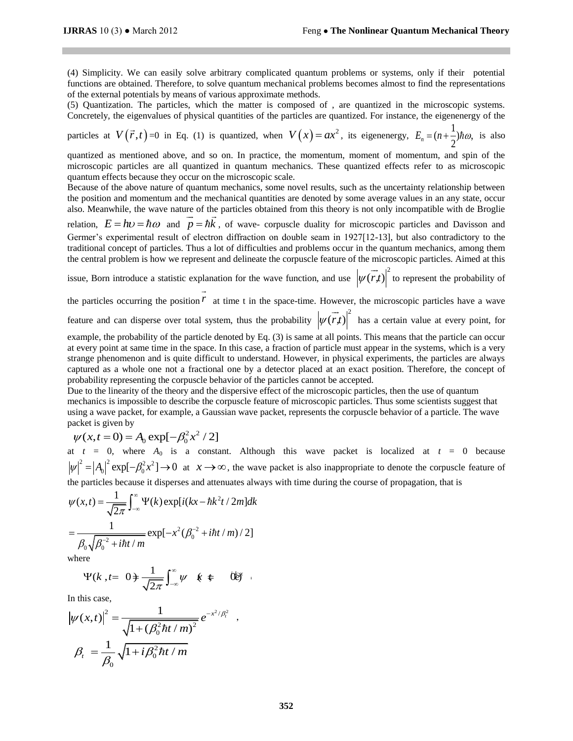(4) Simplicity. We can easily solve arbitrary complicated quantum problems or systems, only if their potential functions are obtained. Therefore, to solve quantum mechanical problems becomes almost to find the representations of the external potentials by means of various approximate methods.

(5) Quantization. The particles, which the matter is composed of , are quantized in the microscopic systems. Concretely, the eigenvalues of physical quantities of the particles are quantized. For instance, the eigenenergy of the particles at $V(\vec{r},t)=0$ in Eq. (1) is quantized, when $V(x)=ax^2$, its eigenenergy, $E_n=(n+\frac{1}{2})\hbar\omega$, is also quantized as mentioned above, and so on. In practice, the momentum, moment of momentum, and spin of the microscopic particles are all quantized in quantum mechanics. These quantized effects refer to as microscopic quantum effects because they occur on the microscopic scale.

Because of the above nature of quantum mechanics, some novel results, such as the uncertainty relationship between the position and momentum and the mechanical quantities are denoted by some average values in an any state, occur also. Meanwhile, the wave nature of the particles obtained from this theory is not only incompatible with de Broglie relation, $E=h\upsilon=\hbar\omega$ and $\vec{p}=\hbar\vec{k}$, of wave- corpuscle duality for microscopic particles and Davisson and Germer's experimental result of electron diffraction on double seam in 1927[12-13], but also contradictory to the traditional concept of particles. Thus a lot of difficulties and problems occur in the quantum mechanics, among them the central problem is how we represent and delineate the corpuscle feature of the microscopic particles. Aimed at this issue, Born introduce a statistic explanation for the wave function, and use $|\psi(\vec{r},t)|^2$ to represent the probability of the particles occurring the position $\vec{r}$ at time t in the space-time. However, the microscopic particles have a wave feature and can disperse over total system, thus the probability $|\psi(\vec{r},t)|^2$ has a certain value at every point, for example, the probability of the particle denoted by Eq. (3) is same at all points. This means that the particle can occur at every point at same time in the space. In this case, a fraction of particle must appear in the systems, which is a very strange phenomenon and is quite difficult to understand. However, in physical experiments, the particles are always captured as a whole one not a fractional one by a detector placed at an exact position. Therefore, the concept of probability representing the corpuscle behavior of the particles cannot be accepted.

Due to the linearity of the theory and the dispersive effect of the microscopic particles, then the use of quantum mechanics is impossible to describe the corpuscle feature of microscopic particles. Thus some scientists suggest that using a wave packet, for example, a Gaussian wave packet, represents the corpuscle behavior of a particle. The wave packet is given by

$$\psi(x,t=0)=A_0\exp[-\beta_0^2x^2/2]$$

at $t$ = 0, where $A_0$ is a constant. Although this wave packet is localized at $t$ = 0 because $|\psi|^2=|A_0|^2\exp[-\beta_0^2x^2]\to 0$ at $x\to\infty$, the wave packet is also inappropriate to denote the corpuscle feature of the particles because it disperses and attenuates always with time during the course of propagation, that is

$$\psi(x,t)=\frac{1}{\sqrt{2\pi}}\int_{-\infty}^{\infty}\Psi(k)\exp[i(kx-\hbar k^2t/2m]dk$$

$$=\frac{1}{\beta_0\sqrt{\beta_0^{-2}+i\hbar t/m}}\exp[-x^2(\beta_0^{-2}+i\hbar t/m)/2]$$

where

$$\Psi(k,t=0)=\frac{1}{\sqrt{2\pi}}\int_{-\infty}^{\infty}\psi(x,t=0)e^{ikx},$$

In this case,

$$|\psi(x,t)|^2=\frac{1}{\sqrt{1+(\beta_0^2\hbar t/m)^2}}e^{-x^2/\beta_t^2},$$

$$\beta_t=\frac{1}{\beta_0}\sqrt{1+i\beta_0^2\hbar t/m}$$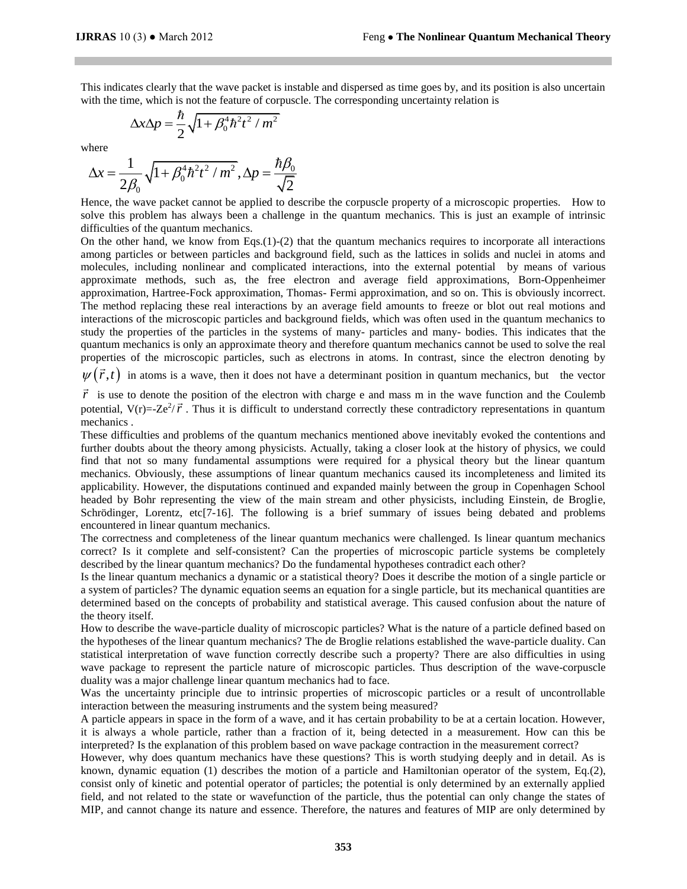This indicates clearly that the wave packet is instable and dispersed as time goes by, and its position is also uncertain with the time, which is not the feature of corpuscle. The corresponding uncertainty relation is

$$\Delta x \Delta p = \frac{\hbar}{2}\sqrt{1+\beta_0^4\hbar^2 t^2 / m^2}$$

where

$$\Delta x = \frac{1}{2\beta_0}\sqrt{1+\beta_0^4\hbar^2 t^2 / m^2}, \Delta p = \frac{\hbar\beta_0}{\sqrt{2}}$$

Hence, the wave packet cannot be applied to describe the corpuscle property of a microscopic properties. How to solve this problem has always been a challenge in the quantum mechanics. This is just an example of intrinsic difficulties of the quantum mechanics.

On the other hand, we know from Eqs.(1)-(2) that the quantum mechanics requires to incorporate all interactions among particles or between particles and background field, such as the lattices in solids and nuclei in atoms and molecules, including nonlinear and complicated interactions, into the external potential by means of various approximate methods, such as, the free electron and average field approximations, Born-Oppenheimer approximation, Hartree-Fock approximation, Thomas- Fermi approximation, and so on. This is obviously incorrect. The method replacing these real interactions by an average field amounts to freeze or blot out real motions and interactions of the microscopic particles and background fields, which was often used in the quantum mechanics to study the properties of the particles in the systems of many- particles and many- bodies. This indicates that the quantum mechanics is only an approximate theory and therefore quantum mechanics cannot be used to solve the real properties of the microscopic particles, such as electrons in atoms. In contrast, since the electron denoting by $\psi(\vec{r},t)$ in atoms is a wave, then it does not have a determinant position in quantum mechanics, but the vector $\vec{r}$ is use to denote the position of the electron with charge e and mass m in the wave function and the Coulemb potential, $V(r)=-Ze^2/\vec{r}$ . Thus it is difficult to understand correctly these contradictory representations in quantum mechanics .

These difficulties and problems of the quantum mechanics mentioned above inevitably evoked the contentions and further doubts about the theory among physicists. Actually, taking a closer look at the history of physics, we could find that not so many fundamental assumptions were required for a physical theory but the linear quantum mechanics. Obviously, these assumptions of linear quantum mechanics caused its incompleteness and limited its applicability. However, the disputations continued and expanded mainly between the group in Copenhagen School headed by Bohr representing the view of the main stream and other physicists, including Einstein, de Broglie, Schrödinger, Lorentz, etc[7-16]. The following is a brief summary of issues being debated and problems encountered in linear quantum mechanics.

The correctness and completeness of the linear quantum mechanics were challenged. Is linear quantum mechanics correct? Is it complete and self-consistent? Can the properties of microscopic particle systems be completely described by the linear quantum mechanics? Do the fundamental hypotheses contradict each other?

Is the linear quantum mechanics a dynamic or a statistical theory? Does it describe the motion of a single particle or a system of particles? The dynamic equation seems an equation for a single particle, but its mechanical quantities are determined based on the concepts of probability and statistical average. This caused confusion about the nature of the theory itself.

How to describe the wave-particle duality of microscopic particles? What is the nature of a particle defined based on the hypotheses of the linear quantum mechanics? The de Broglie relations established the wave-particle duality. Can statistical interpretation of wave function correctly describe such a property? There are also difficulties in using wave package to represent the particle nature of microscopic particles. Thus description of the wave-corpuscle duality was a major challenge linear quantum mechanics had to face.

Was the uncertainty principle due to intrinsic properties of microscopic particles or a result of uncontrollable interaction between the measuring instruments and the system being measured?

A particle appears in space in the form of a wave, and it has certain probability to be at a certain location. However, it is always a whole particle, rather than a fraction of it, being detected in a measurement. How can this be interpreted? Is the explanation of this problem based on wave package contraction in the measurement correct?

However, why does quantum mechanics have these questions? This is worth studying deeply and in detail. As is known, dynamic equation (1) describes the motion of a particle and Hamiltonian operator of the system, Eq.(2), consist only of kinetic and potential operator of particles; the potential is only determined by an externally applied field, and not related to the state or wavefunction of the particle, thus the potential can only change the states of MIP, and cannot change its nature and essence. Therefore, the natures and features of MIP are only determined by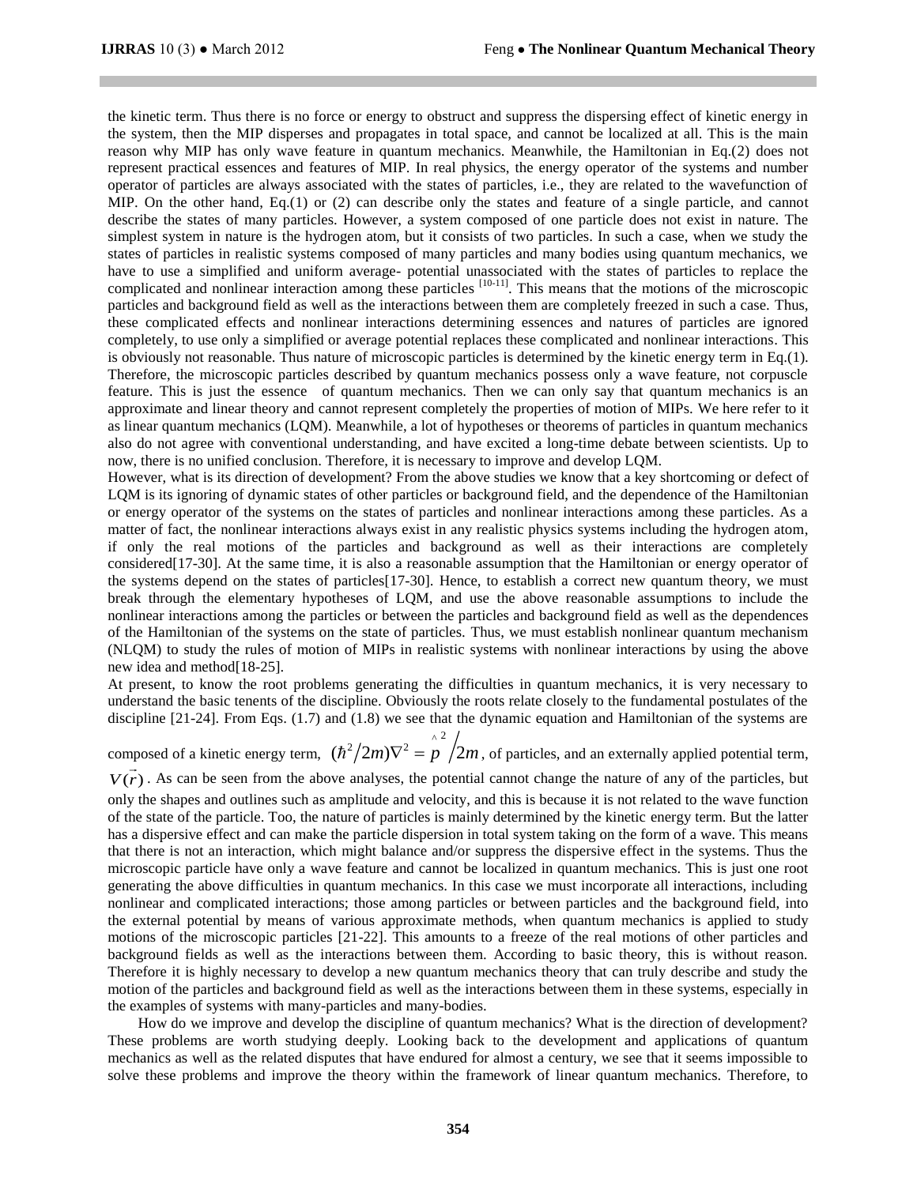the kinetic term. Thus there is no force or energy to obstruct and suppress the dispersing effect of kinetic energy in the system, then the MIP disperses and propagates in total space, and cannot be localized at all. This is the main reason why MIP has only wave feature in quantum mechanics. Meanwhile, the Hamiltonian in Eq.(2) does not represent practical essences and features of MIP. In real physics, the energy operator of the systems and number operator of particles are always associated with the states of particles, i.e., they are related to the wavefunction of MIP. On the other hand, Eq.(1) or (2) can describe only the states and feature of a single particle, and cannot describe the states of many particles. However, a system composed of one particle does not exist in nature. The simplest system in nature is the hydrogen atom, but it consists of two particles. In such a case, when we study the states of particles in realistic systems composed of many particles and many bodies using quantum mechanics, we have to use a simplified and uniform average- potential unassociated with the states of particles to replace the complicated and nonlinear interaction among these particles [10-11]. This means that the motions of the microscopic particles and background field as well as the interactions between them are completely freezed in such a case. Thus, these complicated effects and nonlinear interactions determining essences and natures of particles are ignored completely, to use only a simplified or average potential replaces these complicated and nonlinear interactions. This is obviously not reasonable. Thus nature of microscopic particles is determined by the kinetic energy term in Eq.(1). Therefore, the microscopic particles described by quantum mechanics possess only a wave feature, not corpuscle feature. This is just the essence of quantum mechanics. Then we can only say that quantum mechanics is an approximate and linear theory and cannot represent completely the properties of motion of MIPs. We here refer to it as linear quantum mechanics (LQM). Meanwhile, a lot of hypotheses or theorems of particles in quantum mechanics also do not agree with conventional understanding, and have excited a long-time debate between scientists. Up to now, there is no unified conclusion. Therefore, it is necessary to improve and develop LQM.

However, what is its direction of development? From the above studies we know that a key shortcoming or defect of LQM is its ignoring of dynamic states of other particles or background field, and the dependence of the Hamiltonian or energy operator of the systems on the states of particles and nonlinear interactions among these particles. As a matter of fact, the nonlinear interactions always exist in any realistic physics systems including the hydrogen atom, if only the real motions of the particles and background as well as their interactions are completely considered[17-30]. At the same time, it is also a reasonable assumption that the Hamiltonian or energy operator of the systems depend on the states of particles[17-30]. Hence, to establish a correct new quantum theory, we must break through the elementary hypotheses of LQM, and use the above reasonable assumptions to include the nonlinear interactions among the particles or between the particles and background field as well as the dependences of the Hamiltonian of the systems on the state of particles. Thus, we must establish nonlinear quantum mechanism (NLQM) to study the rules of motion of MIPs in realistic systems with nonlinear interactions by using the above new idea and method[18-25].

At present, to know the root problems generating the difficulties in quantum mechanics, it is very necessary to understand the basic tenents of the discipline. Obviously the roots relate closely to the fundamental postulates of the discipline [21-24]. From Eqs. (1.7) and (1.8) we see that the dynamic equation and Hamiltonian of the systems are composed of a kinetic energy term, $(\hbar^2/2m)\nabla^2 = \hat{p}^2/2m$, of particles, and an externally applied potential term, $V(\vec{r})$. As can be seen from the above analyses, the potential cannot change the nature of any of the particles, but only the shapes and outlines such as amplitude and velocity, and this is because it is not related to the wave function of the state of the particle. Too, the nature of particles is mainly determined by the kinetic energy term. But the latter has a dispersive effect and can make the particle dispersion in total system taking on the form of a wave. This means that there is not an interaction, which might balance and/or suppress the dispersive effect in the systems. Thus the microscopic particle have only a wave feature and cannot be localized in quantum mechanics. This is just one root generating the above difficulties in quantum mechanics. In this case we must incorporate all interactions, including nonlinear and complicated interactions; those among particles or between particles and the background field, into the external potential by means of various approximate methods, when quantum mechanics is applied to study motions of the microscopic particles [21-22]. This amounts to a freeze of the real motions of other particles and background fields as well as the interactions between them. According to basic theory, this is without reason. Therefore it is highly necessary to develop a new quantum mechanics theory that can truly describe and study the motion of the particles and background field as well as the interactions between them in these systems, especially in the examples of systems with many-particles and many-bodies.

How do we improve and develop the discipline of quantum mechanics? What is the direction of development? These problems are worth studying deeply. Looking back to the development and applications of quantum mechanics as well as the related disputes that have endured for almost a century, we see that it seems impossible to solve these problems and improve the theory within the framework of linear quantum mechanics. Therefore, to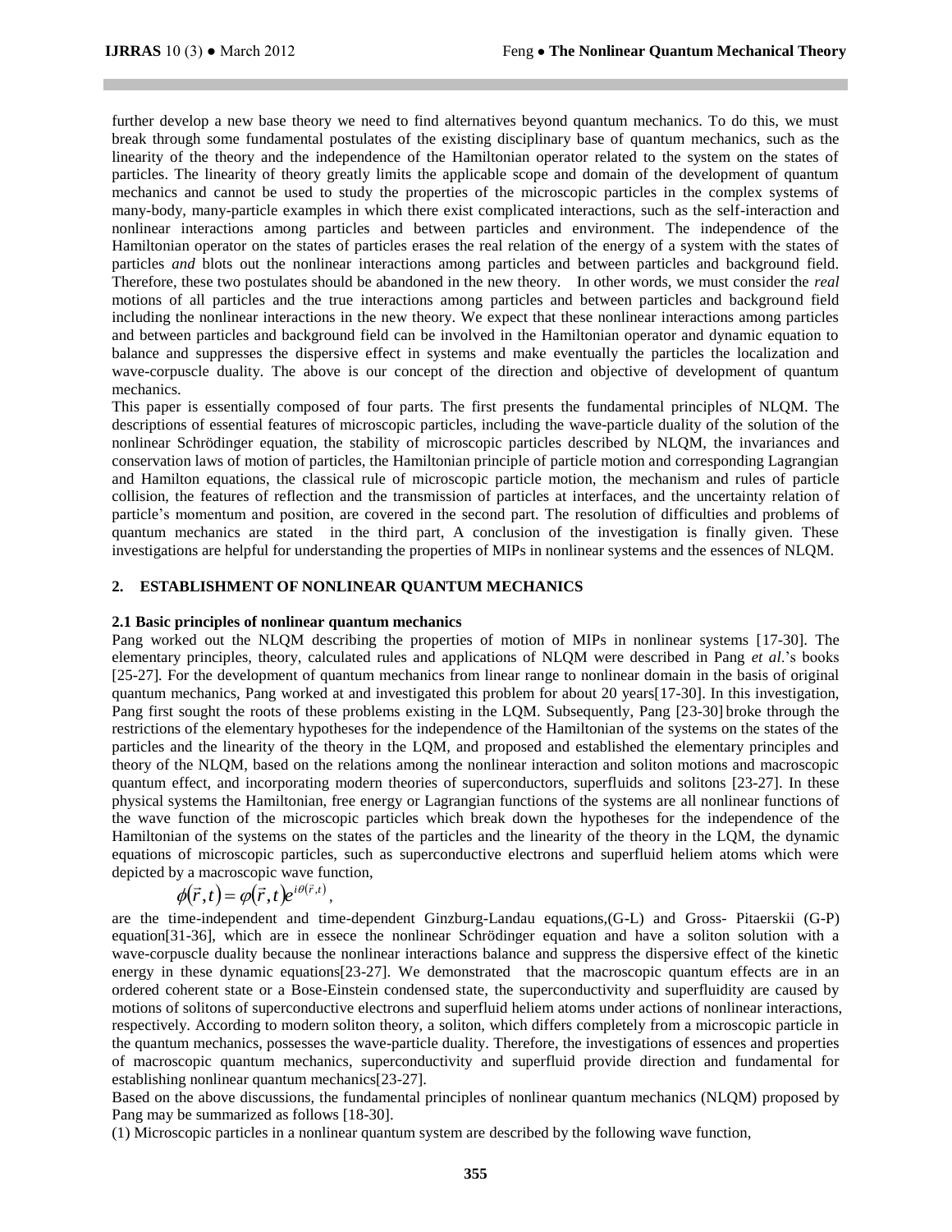further develop a new base theory we need to find alternatives beyond quantum mechanics. To do this, we must break through some fundamental postulates of the existing disciplinary base of quantum mechanics, such as the linearity of the theory and the independence of the Hamiltonian operator related to the system on the states of particles. The linearity of theory greatly limits the applicable scope and domain of the development of quantum mechanics and cannot be used to study the properties of the microscopic particles in the complex systems of many-body, many-particle examples in which there exist complicated interactions, such as the self-interaction and nonlinear interactions among particles and between particles and environment. The independence of the Hamiltonian operator on the states of particles erases the real relation of the energy of a system with the states of particles *and* blots out the nonlinear interactions among particles and between particles and background field. Therefore, these two postulates should be abandoned in the new theory. In other words, we must consider the *real* motions of all particles and the true interactions among particles and between particles and background field including the nonlinear interactions in the new theory. We expect that these nonlinear interactions among particles and between particles and background field can be involved in the Hamiltonian operator and dynamic equation to balance and suppresses the dispersive effect in systems and make eventually the particles the localization and wave-corpuscle duality. The above is our concept of the direction and objective of development of quantum mechanics.

This paper is essentially composed of four parts. The first presents the fundamental principles of NLQM. The descriptions of essential features of microscopic particles, including the wave-particle duality of the solution of the nonlinear Schrödinger equation, the stability of microscopic particles described by NLQM, the invariances and conservation laws of motion of particles, the Hamiltonian principle of particle motion and corresponding Lagrangian and Hamilton equations, the classical rule of microscopic particle motion, the mechanism and rules of particle collision, the features of reflection and the transmission of particles at interfaces, and the uncertainty relation of particle's momentum and position, are covered in the second part. The resolution of difficulties and problems of quantum mechanics are stated in the third part, A conclusion of the investigation is finally given. These investigations are helpful for understanding the properties of MIPs in nonlinear systems and the essences of NLQM.

## 2. ESTABLISHMENT OF NONLINEAR QUANTUM MECHANICS

### 2.1 Basic principles of nonlinear quantum mechanics

Pang worked out the NLQM describing the properties of motion of MIPs in nonlinear systems [17-30]. The elementary principles, theory, calculated rules and applications of NLQM were described in Pang *et al*.'s books [25-27]. For the development of quantum mechanics from linear range to nonlinear domain in the basis of original quantum mechanics, Pang worked at and investigated this problem for about 20 years[17-30]. In this investigation, Pang first sought the roots of these problems existing in the LQM. Subsequently, Pang [23-30] broke through the restrictions of the elementary hypotheses for the independence of the Hamiltonian of the systems on the states of the particles and the linearity of the theory in the LQM, and proposed and established the elementary principles and theory of the NLQM, based on the relations among the nonlinear interaction and soliton motions and macroscopic quantum effect, and incorporating modern theories of superconductors, superfluids and solitons [23-27]. In these physical systems the Hamiltonian, free energy or Lagrangian functions of the systems are all nonlinear functions of the wave function of the microscopic particles which break down the hypotheses for the independence of the Hamiltonian of the systems on the states of the particles and the linearity of the theory in the LQM, the dynamic equations of microscopic particles, such as superconductive electrons and superfluid heliem atoms which were depicted by a macroscopic wave function,

$$\phi(\vec{r},t) = \varphi(\vec{r},t)e^{i\theta(\vec{r},t)},$$

are the time-independent and time-dependent Ginzburg-Landau equations,(G-L) and Gross- Pitaerskii (G-P) equation[31-36], which are in essece the nonlinear Schrödinger equation and have a soliton solution with a wave-corpuscle duality because the nonlinear interactions balance and suppress the dispersive effect of the kinetic energy in these dynamic equations[23-27]. We demonstrated that the macroscopic quantum effects are in an ordered coherent state or a Bose-Einstein condensed state, the superconductivity and superfluidity are caused by motions of solitons of superconductive electrons and superfluid heliem atoms under actions of nonlinear interactions, respectively. According to modern soliton theory, a soliton, which differs completely from a microscopic particle in the quantum mechanics, possesses the wave-particle duality. Therefore, the investigations of essences and properties of macroscopic quantum mechanics, superconductivity and superfluid provide direction and fundamental for establishing nonlinear quantum mechanics[23-27].

Based on the above discussions, the fundamental principles of nonlinear quantum mechanics (NLQM) proposed by Pang may be summarized as follows [18-30].

(1) Microscopic particles in a nonlinear quantum system are described by the following wave function,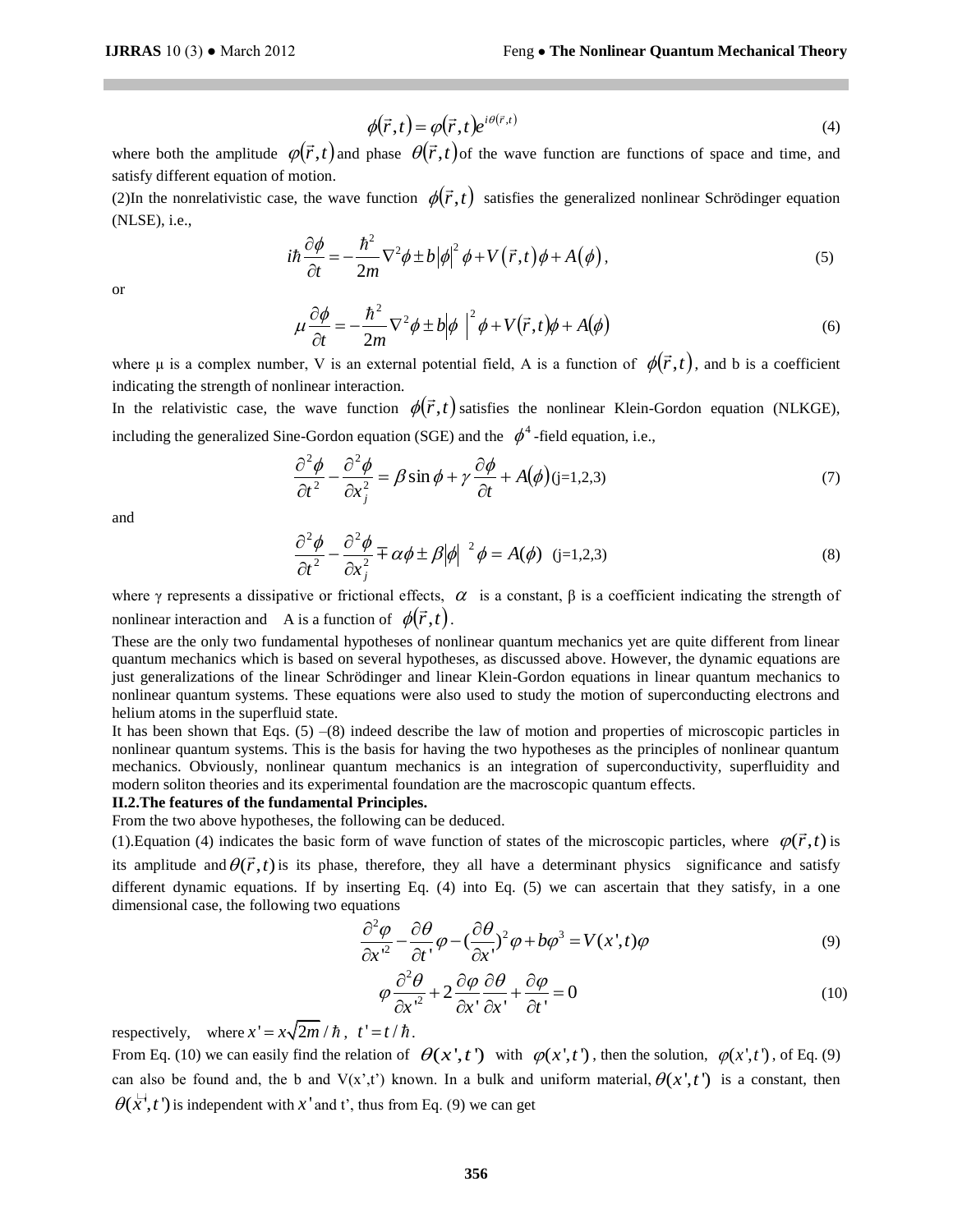$$\phi(\vec{r},t) = \varphi(\vec{r},t)e^{i\theta(\vec{r},t)} \tag{4}$$

where both the amplitude $\varphi(\vec{r},t)$ and phase $\theta(\vec{r},t)$ of the wave function are functions of space and time, and satisfy different equation of motion.

(2)In the nonrelativistic case, the wave function $\phi(\vec{r},t)$ satisfies the generalized nonlinear Schrödinger equation (NLSE), i.e.,

$$i\hbar\frac{\partial\phi}{\partial t} = -\frac{\hbar^2}{2m}\nabla^2\phi \pm b|\phi|^2\phi + V(\vec{r},t)\phi + A(\phi), \tag{5}$$

or

$$\mu\frac{\partial\phi}{\partial t} = -\frac{\hbar^2}{2m}\nabla^2\phi \pm b|\phi|^2\phi + V(\vec{r},t)\phi + A(\phi) \tag{6}$$

where μ is a complex number, V is an external potential field, A is a function of $\phi(\vec{r},t)$, and b is a coefficient indicating the strength of nonlinear interaction.

In the relativistic case, the wave function $\phi(\vec{r},t)$ satisfies the nonlinear Klein-Gordon equation (NLKGE), including the generalized Sine-Gordon equation (SGE) and the $\phi^4$-field equation, i.e.,

$$\frac{\partial^2\phi}{\partial t^2} - \frac{\partial^2\phi}{\partial x_j^2} = \beta\sin\phi + \gamma\frac{\partial\phi}{\partial t} + A(\phi) \quad (j=1,2,3) \tag{7}$$

and

$$\frac{\partial^2\phi}{\partial t^2} - \frac{\partial^2\phi}{\partial x_j^2} \mp \alpha\phi \pm \beta|\phi|^2\phi = A(\phi) \quad (j=1,2,3) \tag{8}$$

where γ represents a dissipative or frictional effects, $\alpha$ is a constant, β is a coefficient indicating the strength of nonlinear interaction and A is a function of $\phi(\vec{r},t)$.

These are the only two fundamental hypotheses of nonlinear quantum mechanics yet are quite different from linear quantum mechanics which is based on several hypotheses, as discussed above. However, the dynamic equations are just generalizations of the linear Schrödinger and linear Klein-Gordon equations in linear quantum mechanics to nonlinear quantum systems. These equations were also used to study the motion of superconducting electrons and helium atoms in the superfluid state.

It has been shown that Eqs. (5) –(8) indeed describe the law of motion and properties of microscopic particles in nonlinear quantum systems. This is the basis for having the two hypotheses as the principles of nonlinear quantum mechanics. Obviously, nonlinear quantum mechanics is an integration of superconductivity, superfluidity and modern soliton theories and its experimental foundation are the macroscopic quantum effects.

**II.2.The features of the fundamental Principles.**

From the two above hypotheses, the following can be deduced.

(1).Equation (4) indicates the basic form of wave function of states of the microscopic particles, where $\varphi(\vec{r},t)$ is its amplitude and $\theta(\vec{r},t)$ is its phase, therefore, they all have a determinant physics significance and satisfy different dynamic equations. If by inserting Eq. (4) into Eq. (5) we can ascertain that they satisfy, in a one dimensional case, the following two equations

$$\frac{\partial^2\varphi}{\partial x'^2} - \frac{\partial\theta}{\partial t'}\varphi - \left(\frac{\partial\theta}{\partial x'}\right)^2\varphi + b\varphi^3 = V(x',t)\varphi \tag{9}$$

$$\varphi\frac{\partial^2\theta}{\partial x'^2} + 2\frac{\partial\varphi}{\partial x'}\frac{\partial\theta}{\partial x'} + \frac{\partial\varphi}{\partial t'} = 0 \tag{10}$$

respectively, where $x' = x\sqrt{2m}/\hbar$, $t' = t/\hbar$.

From Eq. (10) we can easily find the relation of $\theta(x',t')$ with $\varphi(x',t')$, then the solution, $\varphi(x',t')$, of Eq. (9) can also be found and, the b and V(x',t') known. In a bulk and uniform material, $\theta(x',t')$ is a constant, then $\theta(x',t')$ is independent with $x'$ and t', thus from Eq. (9) we can get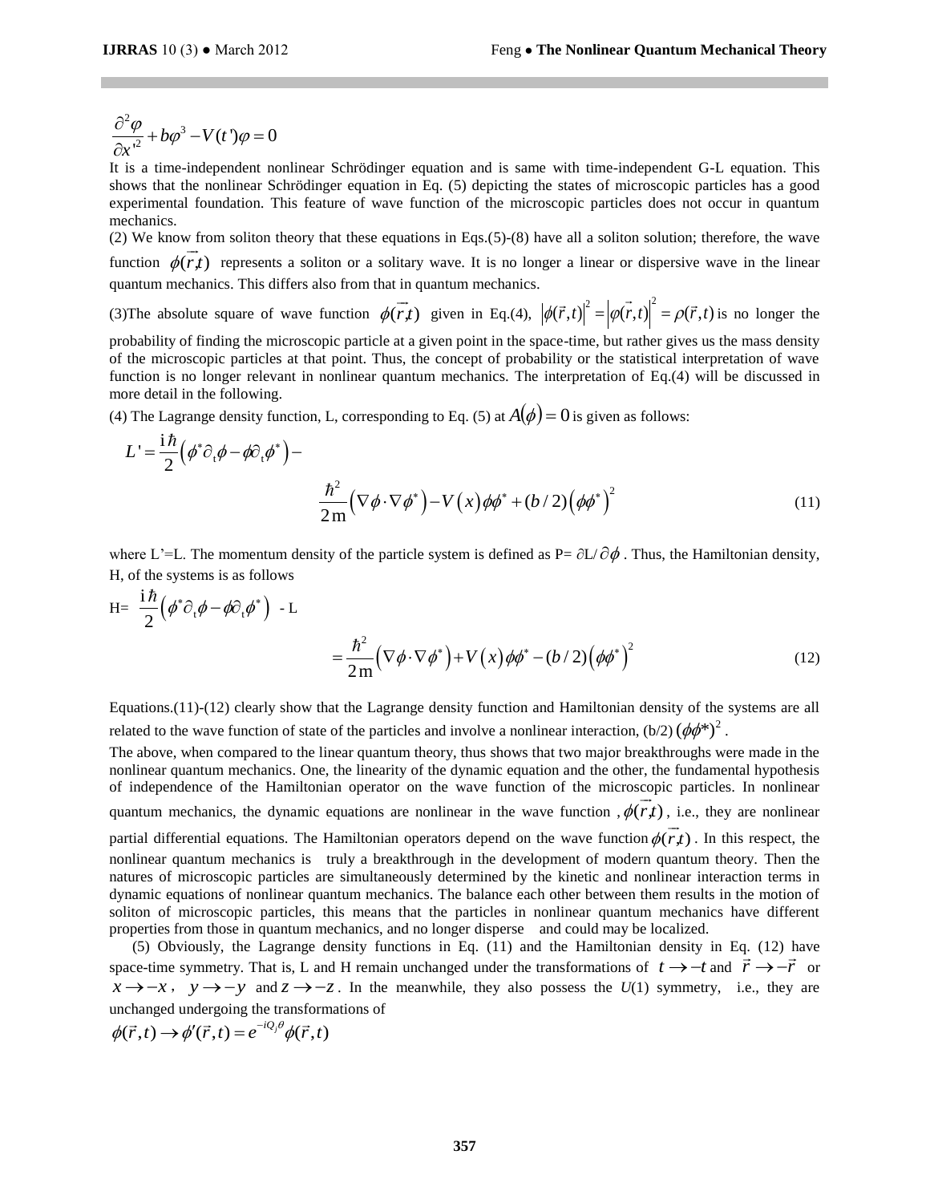$$\frac{\partial^2 \varphi}{\partial x'^2} + b\varphi^3 - V(t')\varphi = 0$$

It is a time-independent nonlinear Schrödinger equation and is same with time-independent G-L equation. This shows that the nonlinear Schrödinger equation in Eq. (5) depicting the states of microscopic particles has a good experimental foundation. This feature of wave function of the microscopic particles does not occur in quantum mechanics.

(2) We know from soliton theory that these equations in Eqs.(5)-(8) have all a soliton solution; therefore, the wave function $\phi(\vec{r},t)$ represents a soliton or a solitary wave. It is no longer a linear or dispersive wave in the linear quantum mechanics. This differs also from that in quantum mechanics.

(3)The absolute square of wave function $\phi(\vec{r},t)$ given in Eq.(4), $|\phi(\vec{r},t)|^2 = |\varphi(\vec{r},t)|^2 = \rho(\vec{r},t)$ is no longer the probability of finding the microscopic particle at a given point in the space-time, but rather gives us the mass density of the microscopic particles at that point. Thus, the concept of probability or the statistical interpretation of wave function is no longer relevant in nonlinear quantum mechanics. The interpretation of Eq.(4) will be discussed in more detail in the following.

(4) The Lagrange density function, L, corresponding to Eq. (5) at $A(\phi) = 0$ is given as follows:

$$L' = \frac{i\hbar}{2}\left(\phi^*\partial_t\phi - \phi\partial_t\phi^*\right) - \frac{\hbar^2}{2m}\left(\nabla\phi\cdot\nabla\phi^*\right) - V(x)\phi\phi^* + (b/2)\left(\phi\phi^*\right)^2 \tag{11}$$

where L'=L. The momentum density of the particle system is defined as P= $\partial L/\partial\phi$. Thus, the Hamiltonian density, H, of the systems is as follows

$$H = \frac{i\hbar}{2}\left(\phi^*\partial_t\phi - \phi\partial_t\phi^*\right) - L = \frac{\hbar^2}{2m}\left(\nabla\phi\cdot\nabla\phi^*\right) + V(x)\phi\phi^* - (b/2)\left(\phi\phi^*\right)^2 \tag{12}$$

Equations.(11)-(12) clearly show that the Lagrange density function and Hamiltonian density of the systems are all related to the wave function of state of the particles and involve a nonlinear interaction, (b/2) $(\phi\phi^*)^2$.

The above, when compared to the linear quantum theory, thus shows that two major breakthroughs were made in the nonlinear quantum mechanics. One, the linearity of the dynamic equation and the other, the fundamental hypothesis of independence of the Hamiltonian operator on the wave function of the microscopic particles. In nonlinear quantum mechanics, the dynamic equations are nonlinear in the wave function , $\phi(\vec{r},t)$, i.e., they are nonlinear partial differential equations. The Hamiltonian operators depend on the wave function $\phi(\vec{r},t)$. In this respect, the nonlinear quantum mechanics is truly a breakthrough in the development of modern quantum theory. Then the natures of microscopic particles are simultaneously determined by the kinetic and nonlinear interaction terms in dynamic equations of nonlinear quantum mechanics. The balance each other between them results in the motion of soliton of microscopic particles, this means that the particles in nonlinear quantum mechanics have different properties from those in quantum mechanics, and no longer disperse and could may be localized.

(5) Obviously, the Lagrange density functions in Eq. (11) and the Hamiltonian density in Eq. (12) have space-time symmetry. That is, L and H remain unchanged under the transformations of $t \to -t$ and $\vec{r} \to -\vec{r}$ or $x \to -x$, $y \to -y$ and $z \to -z$. In the meanwhile, they also possess the $U(1)$ symmetry, i.e., they are unchanged undergoing the transformations of

$$\phi(\vec{r},t) \to \phi'(\vec{r},t) = e^{-iQ_j\theta}\phi(\vec{r},t)$$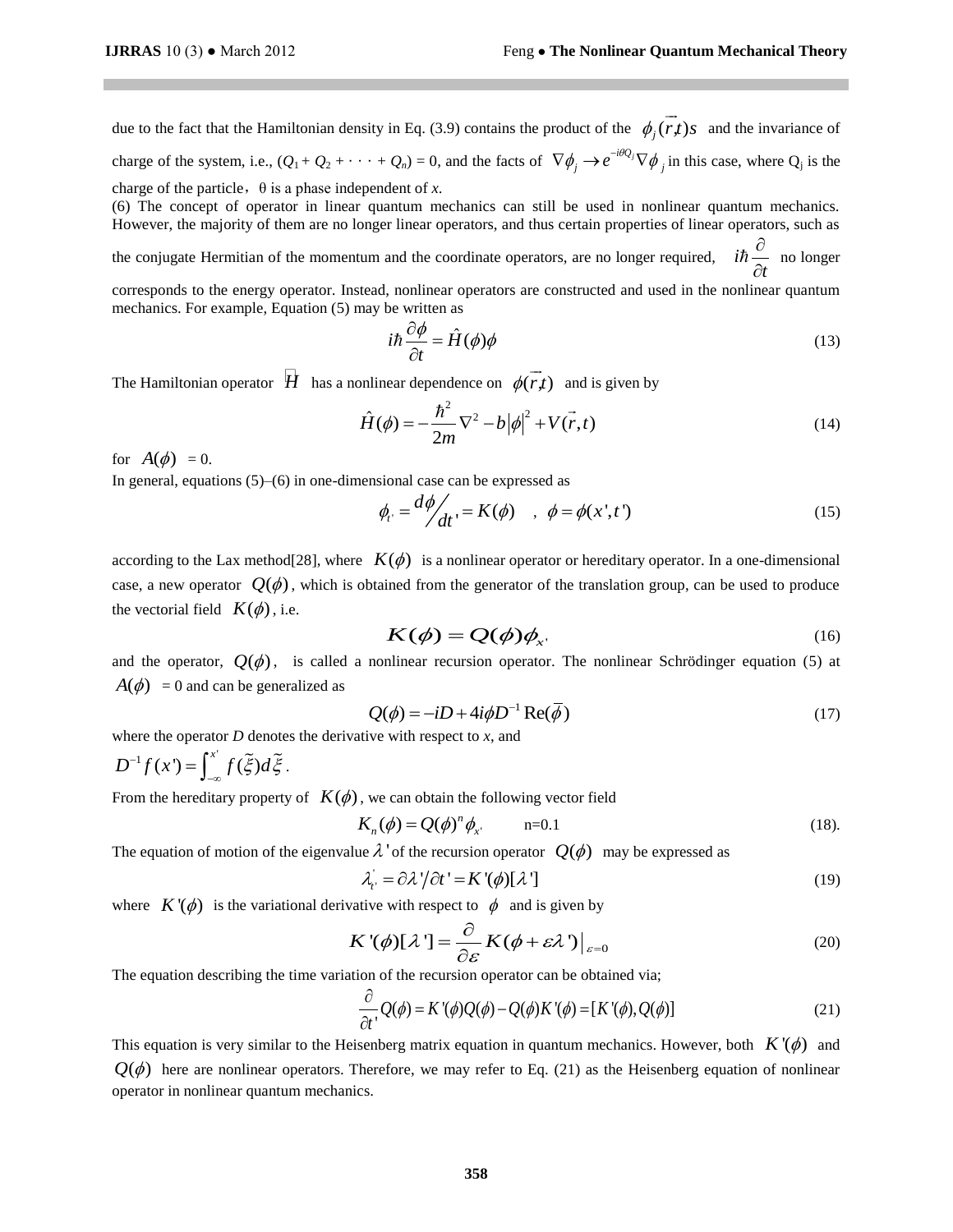due to the fact that the Hamiltonian density in Eq. (3.9) contains the product of the $\phi_j(\vec{r},t)s$ and the invariance of charge of the system, i.e., $(Q_1 + Q_2 + \cdots + Q_n) = 0$, and the facts of $\nabla\phi_j \to e^{-i\theta Q_j}\nabla\phi_j$ in this case, where $Q_j$ is the charge of the particle, θ is a phase independent of *x*.

(6) The concept of operator in linear quantum mechanics can still be used in nonlinear quantum mechanics. However, the majority of them are no longer linear operators, and thus certain properties of linear operators, such as the conjugate Hermitian of the momentum and the coordinate operators, are no longer required, $i\hbar\frac{\partial}{\partial t}$ no longer corresponds to the energy operator. Instead, nonlinear operators are constructed and used in the nonlinear quantum mechanics. For example, Equation (5) may be written as

$$i\hbar\frac{\partial\phi}{\partial t} = \hat{H}(\phi)\phi \tag{13}$$

The Hamiltonian operator $\hat{H}$ has a nonlinear dependence on $\phi(\vec{r},t)$ and is given by

$$\hat{H}(\phi) = -\frac{\hbar^2}{2m}\nabla^2 - b|\phi|^2 + V(\vec{r},t) \tag{14}$$

for $A(\phi) = 0$.

In general, equations (5)–(6) in one-dimensional case can be expressed as

$$\phi_{t'} = d\phi/dt' = K(\phi) \quad , \quad \phi = \phi(x',t') \tag{15}$$

according to the Lax method[28], where $K(\phi)$ is a nonlinear operator or hereditary operator. In a one-dimensional case, a new operator $Q(\phi)$, which is obtained from the generator of the translation group, can be used to produce the vectorial field $K(\phi)$, i.e.

$$K(\phi) = Q(\phi)\phi_{x'} \tag{16}$$

and the operator, $Q(\phi)$, is called a nonlinear recursion operator. The nonlinear Schrödinger equation (5) at $A(\phi) = 0$ and can be generalized as

$$Q(\phi) = -iD + 4i\phi D^{-1}\operatorname{Re}(\bar{\phi}) \tag{17}$$

where the operator *D* denotes the derivative with respect to *x*, and

$D^{-1}f(x') = \int_{-\infty}^{x'} f(\tilde{\xi})d\tilde{\xi}$.

From the hereditary property of $K(\phi)$, we can obtain the following vector field

$$K_n(\phi) = Q(\phi)^n\phi_{x'} \qquad \text{n=0.1} \tag{18}$$

The equation of motion of the eigenvalue $\lambda'$ of the recursion operator $Q(\phi)$ may be expressed as

$$\lambda'_{t'} = \partial\lambda'/\partial t' = K'(\phi)[\lambda'] \tag{19}$$

where $K'(\phi)$ is the variational derivative with respect to $\phi$ and is given by

$$K'(\phi)[\lambda'] = \frac{\partial}{\partial\varepsilon}K(\phi + \varepsilon\lambda')\big|_{\varepsilon=0} \tag{20}$$

The equation describing the time variation of the recursion operator can be obtained via;

$$\frac{\partial}{\partial t'}Q(\phi) = K'(\phi)Q(\phi) - Q(\phi)K'(\phi) = [K'(\phi), Q(\phi)] \tag{21}$$

This equation is very similar to the Heisenberg matrix equation in quantum mechanics. However, both $K'(\phi)$ and $Q(\phi)$ here are nonlinear operators. Therefore, we may refer to Eq. (21) as the Heisenberg equation of nonlinear operator in nonlinear quantum mechanics.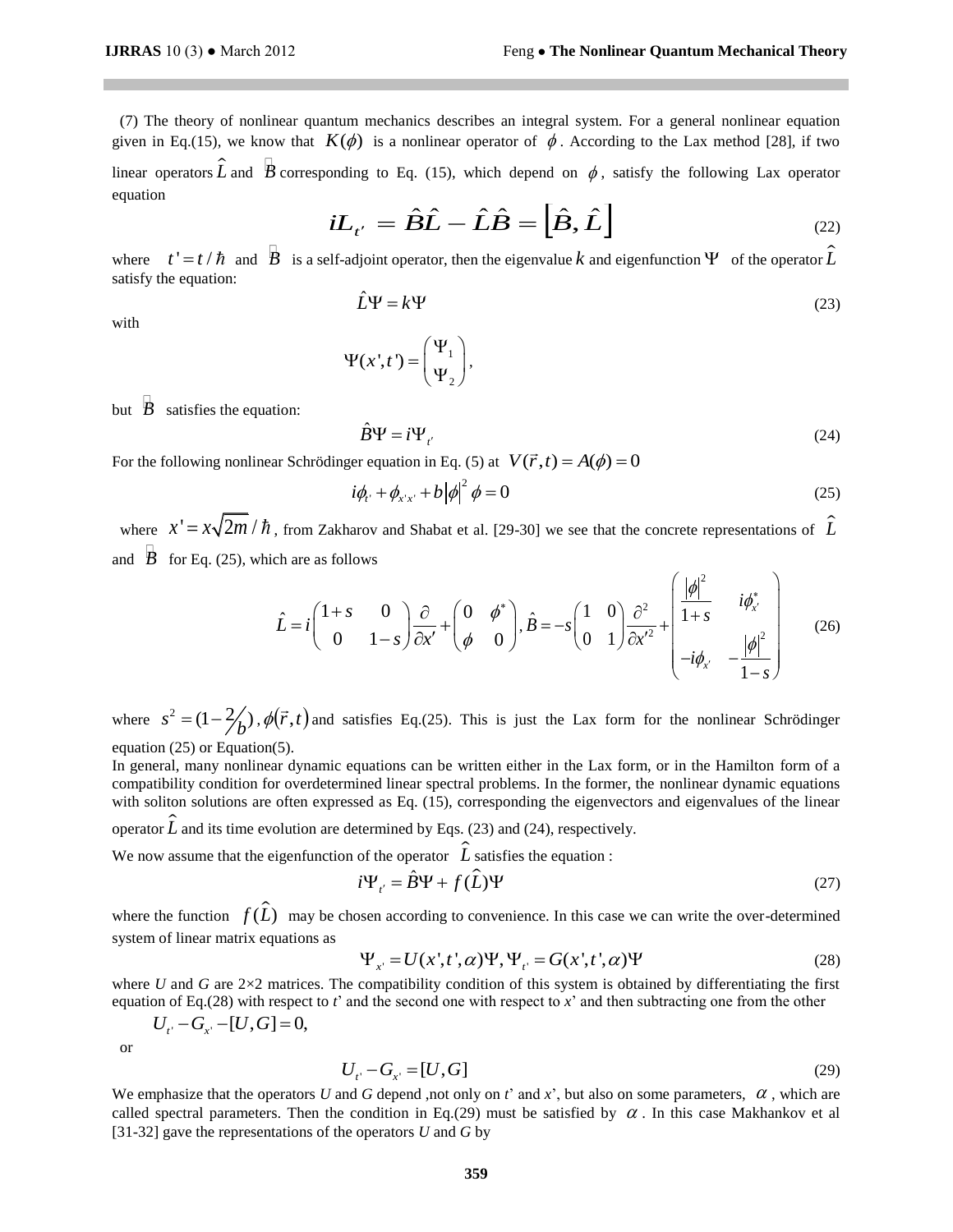(7) The theory of nonlinear quantum mechanics describes an integral system. For a general nonlinear equation given in Eq.(15), we know that $K(\phi)$ is a nonlinear operator of $\phi$. According to the Lax method [28], if two linear operators $\hat{L}$ and $\hat{B}$ corresponding to Eq. (15), which depend on $\phi$, satisfy the following Lax operator equation

$$iL_{t'} = \hat{B}\hat{L} - \hat{L}\hat{B} = \left[\hat{B}, \hat{L}\right] \tag{22}$$

where $t' = t/\hbar$ and $\hat{B}$ is a self-adjoint operator, then the eigenvalue $k$ and eigenfunction $\Psi$ of the operator $\hat{L}$ satisfy the equation:

$$\hat{L}\Psi = k\Psi \tag{23}$$

with

$$\Psi(x', t') = \begin{pmatrix} \Psi_1 \\ \Psi_2 \end{pmatrix},$$

but $\hat{B}$ satisfies the equation:

$$\hat{B}\Psi = i\Psi_{t'} \tag{24}$$

For the following nonlinear Schrödinger equation in Eq. (5) at $V(\vec{r}, t) = A(\phi) = 0$

$$i\phi_{t'} + \phi_{x'x'} + b|\phi|^2\phi = 0 \tag{25}$$

where $x' = x\sqrt{2m}/\hbar$, from Zakharov and Shabat et al. [29-30] we see that the concrete representations of $\hat{L}$ and $\hat{B}$ for Eq. (25), which are as follows

$$\hat{L} = i\begin{pmatrix} 1+s & 0 \\ 0 & 1-s \end{pmatrix}\frac{\partial}{\partial x'} + \begin{pmatrix} 0 & \phi^* \\ \phi & 0 \end{pmatrix}, \hat{B} = -s\begin{pmatrix} 1 & 0 \\ 0 & 1 \end{pmatrix}\frac{\partial^2}{\partial x'^2} + \begin{pmatrix} \dfrac{|\phi|^2}{1+s} & i\phi^*_{x'} \\ -i\phi_{x'} & -\dfrac{|\phi|^2}{1-s} \end{pmatrix} \tag{26}$$

where $s^2 = (1 - 2/b)$, $\phi(\vec{r}, t)$ and satisfies Eq.(25). This is just the Lax form for the nonlinear Schrödinger equation (25) or Equation(5).

In general, many nonlinear dynamic equations can be written either in the Lax form, or in the Hamilton form of a compatibility condition for overdetermined linear spectral problems. In the former, the nonlinear dynamic equations with soliton solutions are often expressed as Eq. (15), corresponding the eigenvectors and eigenvalues of the linear operator $\hat{L}$ and its time evolution are determined by Eqs. (23) and (24), respectively.

We now assume that the eigenfunction of the operator $\hat{L}$ satisfies the equation :

$$i\Psi_{t'} = \hat{B}\Psi + f(\hat{L})\Psi \tag{27}$$

where the function $f(\hat{L})$ may be chosen according to convenience. In this case we can write the over-determined system of linear matrix equations as

$$\Psi_{x'} = U(x', t', \alpha)\Psi, \Psi_{t'} = G(x', t', \alpha)\Psi \tag{28}$$

where *U* and *G* are 2×2 matrices. The compatibility condition of this system is obtained by differentiating the first equation of Eq.(28) with respect to *t*' and the second one with respect to *x*' and then subtracting one from the other

$$U_{t'} - G_{x'} - [U, G] = 0,$$

or

$$U_{t'} - G_{x'} = [U, G] \tag{29}$$

We emphasize that the operators *U* and *G* depend ,not only on *t*' and *x*', but also on some parameters, $\alpha$, which are called spectral parameters. Then the condition in Eq.(29) must be satisfied by $\alpha$. In this case Makhankov et al [31-32] gave the representations of the operators *U* and *G* by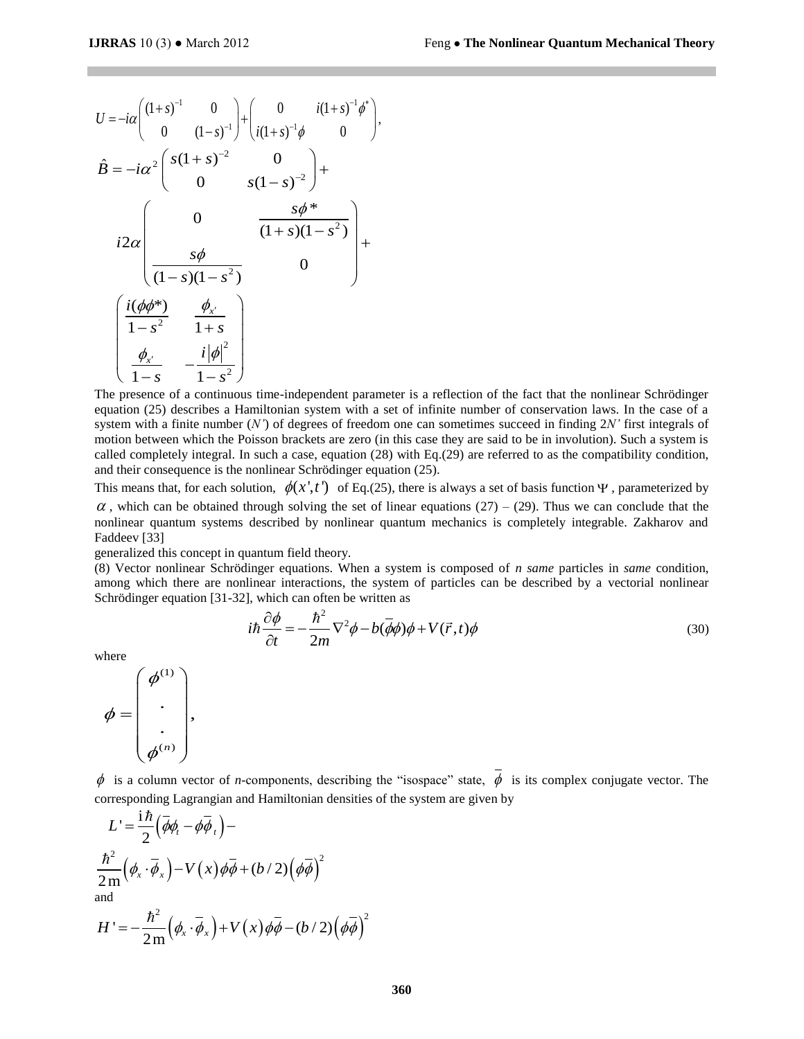$$U = -i\alpha \begin{pmatrix} (1+s)^{-1} & 0 \\ 0 & (1-s)^{-1} \end{pmatrix} + \begin{pmatrix} 0 & i(1+s)^{-1}\phi^* \\ i(1+s)^{-1}\phi & 0 \end{pmatrix},$$

$$\hat{B} = -i\alpha^2 \begin{pmatrix} s(1+s)^{-2} & 0 \\ 0 & s(1-s)^{-2} \end{pmatrix} +$$

$$i2\alpha \begin{pmatrix} 0 & \dfrac{s\phi^*}{(1+s)(1-s^2)} \\ \dfrac{s\phi}{(1-s)(1-s^2)} & 0 \end{pmatrix} +$$

$$\begin{pmatrix} \dfrac{i(\phi\phi^*)}{1-s^2} & \dfrac{\phi_{x'}}{1+s} \\ \dfrac{\phi_{x'}}{1-s} & -\dfrac{i|\phi|^2}{1-s^2} \end{pmatrix}$$

The presence of a continuous time-independent parameter is a reflection of the fact that the nonlinear Schrödinger equation (25) describes a Hamiltonian system with a set of infinite number of conservation laws. In the case of a system with a finite number ($N'$) of degrees of freedom one can sometimes succeed in finding $2N'$ first integrals of motion between which the Poisson brackets are zero (in this case they are said to be in involution). Such a system is called completely integral. In such a case, equation (28) with Eq.(29) are referred to as the compatibility condition, and their consequence is the nonlinear Schrödinger equation (25).

This means that, for each solution, $\phi(x',t')$ of Eq.(25), there is always a set of basis function $\Psi$, parameterized by $\alpha$, which can be obtained through solving the set of linear equations (27) – (29). Thus we can conclude that the nonlinear quantum systems described by nonlinear quantum mechanics is completely integrable. Zakharov and Faddeev [33] generalized this concept in quantum field theory.

(8) Vector nonlinear Schrödinger equations. When a system is composed of *n same* particles in *same* condition, among which there are nonlinear interactions, the system of particles can be described by a vectorial nonlinear Schrödinger equation [31-32], which can often be written as

$$i\hbar\frac{\partial\phi}{\partial t} = -\frac{\hbar^2}{2m}\nabla^2\phi - b(\bar{\phi}\phi)\phi + V(\vec{r},t)\phi \tag{30}$$

where

$$\phi = \begin{pmatrix} \phi^{(1)} \\ \cdot \\ \cdot \\ \phi^{(n)} \end{pmatrix},$$

$\phi$ is a column vector of *n*-components, describing the "isospace" state, $\bar{\phi}$ is its complex conjugate vector. The corresponding Lagrangian and Hamiltonian densities of the system are given by

$$L' = \frac{i\hbar}{2}\left(\bar{\phi}\phi_t - \phi\bar{\phi}_t\right) -$$

$$\frac{\hbar^2}{2m}\left(\phi_x \cdot \bar{\phi}_x\right) - V(x)\phi\bar{\phi} + (b/2)\left(\phi\bar{\phi}\right)^2$$

and

$$H' = -\frac{\hbar^2}{2m}\left(\phi_x \cdot \bar{\phi}_x\right) + V(x)\phi\bar{\phi} - (b/2)\left(\phi\bar{\phi}\right)^2$$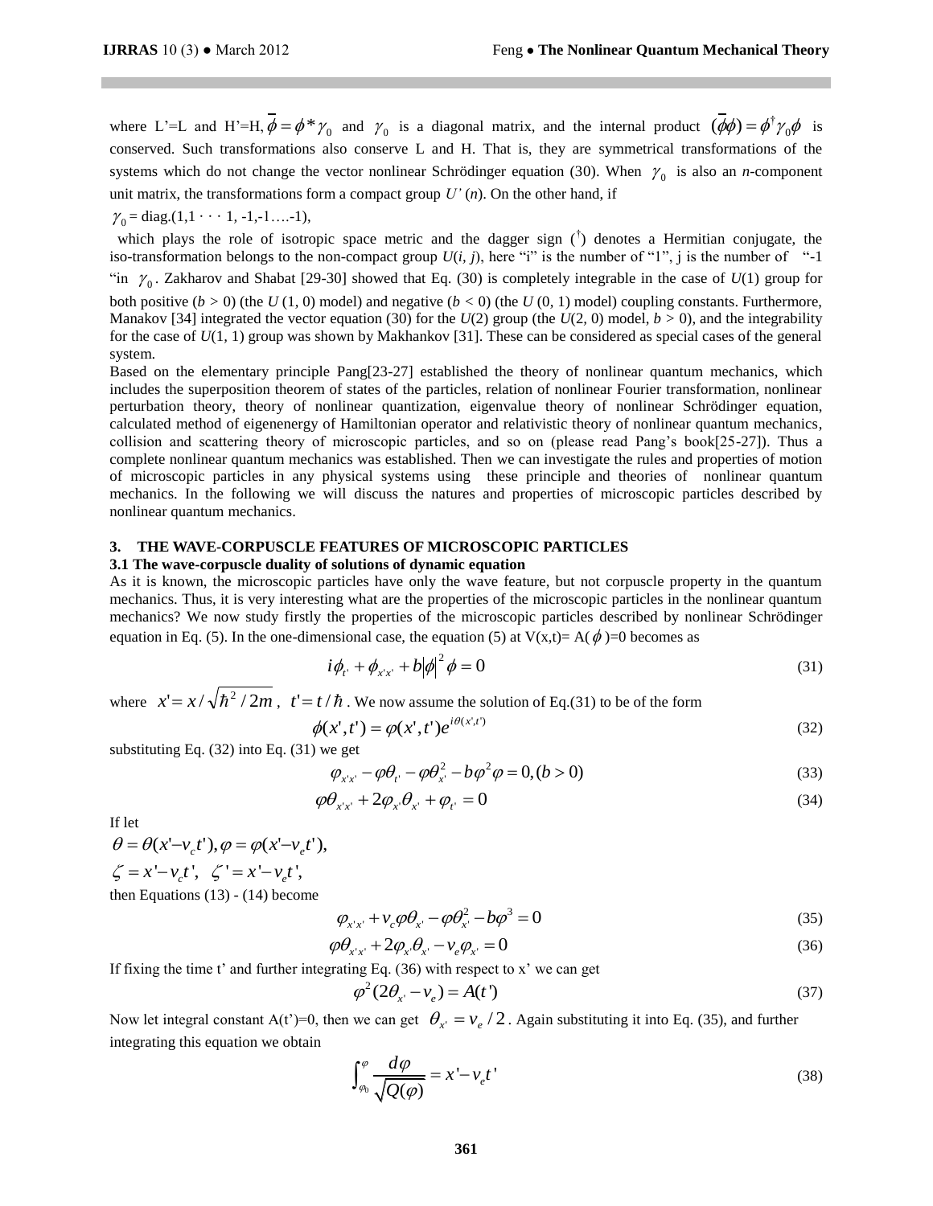where L'=L and H'=H, $\overline{\phi} = \phi^* \gamma_0$ and $\gamma_0$ is a diagonal matrix, and the internal product $(\overline{\phi}\phi) = \phi^\dagger \gamma_0 \phi$ is conserved. Such transformations also conserve L and H. That is, they are symmetrical transformations of the systems which do not change the vector nonlinear Schrödinger equation (30). When $\gamma_0$ is also an *n*-component unit matrix, the transformations form a compact group *U'* (*n*). On the other hand, if

$\gamma_0$ = diag.(1,1 · · · 1, -1,-1….-1),

which plays the role of isotropic space metric and the dagger sign ($^\dagger$) denotes a Hermitian conjugate, the iso-transformation belongs to the non-compact group *U*(*i, j*), here "i" is the number of "1", j is the number of "-1 "in $\gamma_0$. Zakharov and Shabat [29-30] showed that Eq. (30) is completely integrable in the case of *U*(1) group for both positive (*b* > 0) (the *U* (1, 0) model) and negative (*b* < 0) (the *U* (0, 1) model) coupling constants. Furthermore, Manakov [34] integrated the vector equation (30) for the *U*(2) group (the *U*(2, 0) model, *b* > 0), and the integrability for the case of *U*(1, 1) group was shown by Makhankov [31]. These can be considered as special cases of the general system.

Based on the elementary principle Pang[23-27] established the theory of nonlinear quantum mechanics, which includes the superposition theorem of states of the particles, relation of nonlinear Fourier transformation, nonlinear perturbation theory, theory of nonlinear quantization, eigenvalue theory of nonlinear Schrödinger equation, calculated method of eigenenergy of Hamiltonian operator and relativistic theory of nonlinear quantum mechanics, collision and scattering theory of microscopic particles, and so on (please read Pang's book[25-27]). Thus a complete nonlinear quantum mechanics was established. Then we can investigate the rules and properties of motion of microscopic particles in any physical systems using these principle and theories of nonlinear quantum mechanics. In the following we will discuss the natures and properties of microscopic particles described by nonlinear quantum mechanics.

## 3. THE WAVE-CORPUSCLE FEATURES OF MICROSCOPIC PARTICLES

### 3.1 The wave-corpuscle duality of solutions of dynamic equation

As it is known, the microscopic particles have only the wave feature, but not corpuscle property in the quantum mechanics. Thus, it is very interesting what are the properties of the microscopic particles in the nonlinear quantum mechanics? We now study firstly the properties of the microscopic particles described by nonlinear Schrödinger equation in Eq. (5). In the one-dimensional case, the equation (5) at V(x,t)= A($\phi$)=0 becomes as

$$i\phi_{t'} + \phi_{x'x'} + b|\phi|^2\phi = 0 \tag{31}$$

where $x' = x/\sqrt{\hbar^2/2m}$, $t' = t/\hbar$. We now assume the solution of Eq.(31) to be of the form

$$\phi(x',t') = \varphi(x',t')e^{i\theta(x',t')} \tag{32}$$

substituting Eq. (32) into Eq. (31) we get

$$\varphi_{x'x'} - \varphi\theta_{t'} - \varphi\theta_{x'}^2 - b\varphi^2\varphi = 0, (b > 0) \tag{33}$$

$$\varphi\theta_{x'x'} + 2\varphi_{x'}\theta_{x'} + \varphi_{t'} = 0 \tag{34}$$

If let

$\theta = \theta(x' - v_c t'), \varphi = \varphi(x' - v_e t'),$

$\zeta = x' - v_c t', \ \ \zeta' = x' - v_e t',$

then Equations (13) - (14) become

$$\varphi_{x'x'} + v_c\varphi\theta_{x'} - \varphi\theta_{x'}^2 - b\varphi^3 = 0 \tag{35}$$

$$\varphi\theta_{x'x'} + 2\varphi_{x'}\theta_{x'} - v_e\varphi_{x'} = 0 \tag{36}$$

If fixing the time t' and further integrating Eq. (36) with respect to x' we can get

$$\varphi^2(2\theta_{x'} - v_e) = A(t') \tag{37}$$

Now let integral constant A(t')=0, then we can get $\theta_{x'} = v_e/2$. Again substituting it into Eq. (35), and further integrating this equation we obtain

$$\int_{\varphi_0}^{\varphi} \frac{d\varphi}{\sqrt{Q(\varphi)}} = x' - v_e t' \tag{38}$$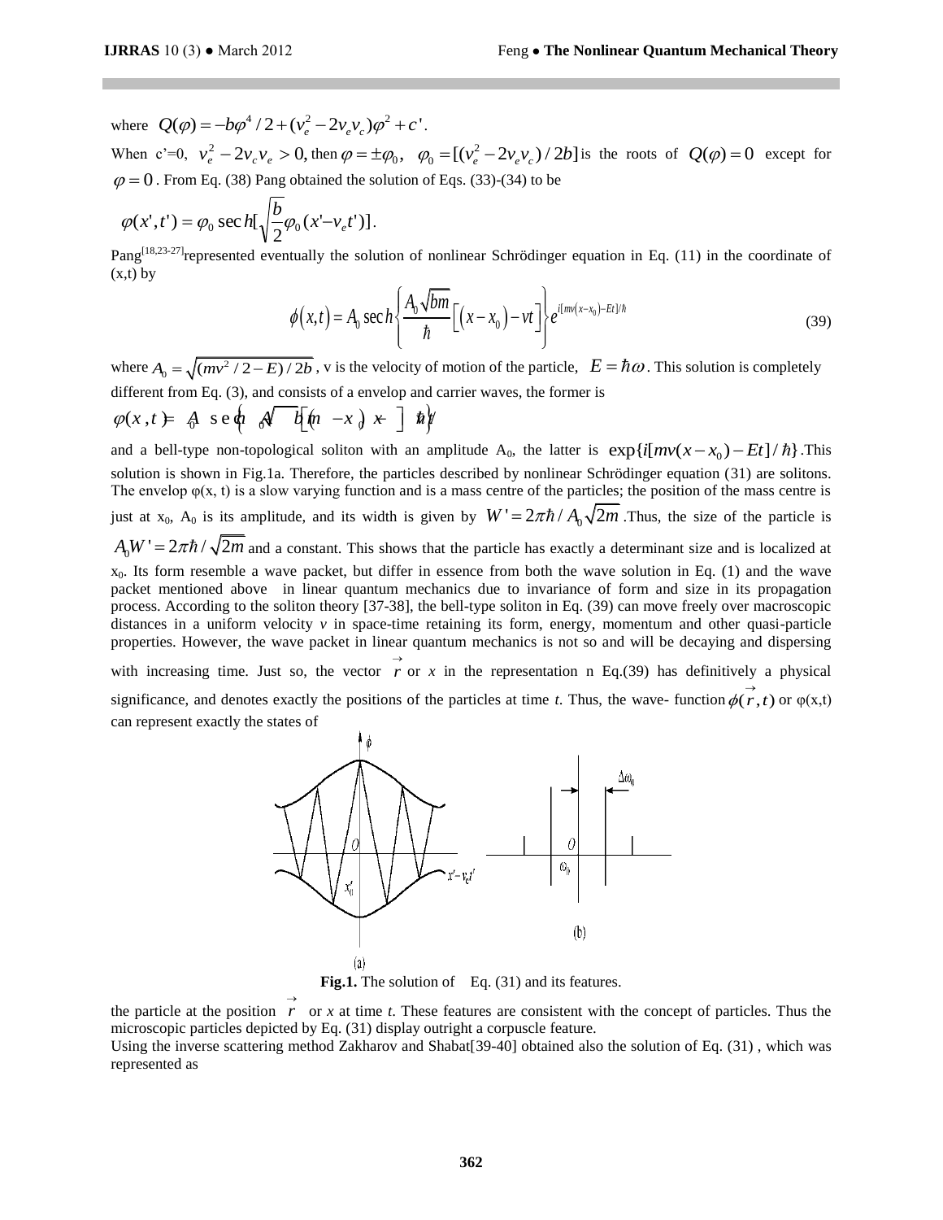where $Q(\varphi) = -b\varphi^4/2 + (v_e^2 - 2v_e v_c)\varphi^2 + c'$.

When c'=0, $v_e^2 - 2v_c v_e > 0$, then $\varphi = \pm\varphi_0$, $\varphi_0 = [(v_e^2 - 2v_e v_c)/2b]$ is the roots of $Q(\varphi) = 0$ except for $\varphi = 0$. From Eq. (38) Pang obtained the solution of Eqs. (33)-(34) to be

$$\varphi(x', t') = \varphi_0 \sec h[\sqrt{\frac{b}{2}}\varphi_0(x' - v_e t')].$$

Pang[18,23-27] represented eventually the solution of nonlinear Schrödinger equation in Eq. (11) in the coordinate of (x,t) by

$$\phi(x,t) = A_0 \sec h\left\{\frac{A_0\sqrt{bm}}{\hbar}\left[(x - x_0) - vt\right]\right\} e^{i[mv(x-x_0)-Et]/\hbar} \tag{39}$$

where $A_0 = \sqrt{(mv^2/2 - E)/2b}$, v is the velocity of motion of the particle, $E = \hbar\omega$. This solution is completely different from Eq. (3), and consists of a envelop and carrier waves, the former is

$\varphi(x,t) = A_0 \sec h\left\{A_0\sqrt{bm}\left[(x - x_0) - vt\right]/\hbar\right\}$

and a bell-type non-topological soliton with an amplitude $A_0$, the latter is $\exp\{i[mv(x - x_0) - Et]/\hbar\}$. This solution is shown in Fig.1a. Therefore, the particles described by nonlinear Schrödinger equation (31) are solitons. The envelop φ(x, t) is a slow varying function and is a mass centre of the particles; the position of the mass centre is just at $x_0$, $A_0$ is its amplitude, and its width is given by $W' = 2\pi\hbar / A_0\sqrt{2m}$. Thus, the size of the particle is $A_0 W' = 2\pi\hbar/\sqrt{2m}$ and a constant. This shows that the particle has exactly a determinant size and is localized at $x_0$. Its form resemble a wave packet, but differ in essence from both the wave solution in Eq. (1) and the wave packet mentioned above in linear quantum mechanics due to invariance of form and size in its propagation process. According to the soliton theory [37-38], the bell-type soliton in Eq. (39) can move freely over macroscopic distances in a uniform velocity *v* in space-time retaining its form, energy, momentum and other quasi-particle properties. However, the wave packet in linear quantum mechanics is not so and will be decaying and dispersing with increasing time. Just so, the vector $\vec{r}$ or *x* in the representation n Eq.(39) has definitively a physical significance, and denotes exactly the positions of the particles at time *t*. Thus, the wave- function $\phi(\vec{r}, t)$ or φ(x,t) can represent exactly the states of the particle at the position $\vec{r}$ or *x* at time *t*. These features are consistent with the concept of particles. Thus the microscopic particles depicted by Eq. (31) display outright a corpuscle feature.

**Fig.1.** The solution of Eq. (31) and its features.

Using the inverse scattering method Zakharov and Shabat[39-40] obtained also the solution of Eq. (31) , which was represented as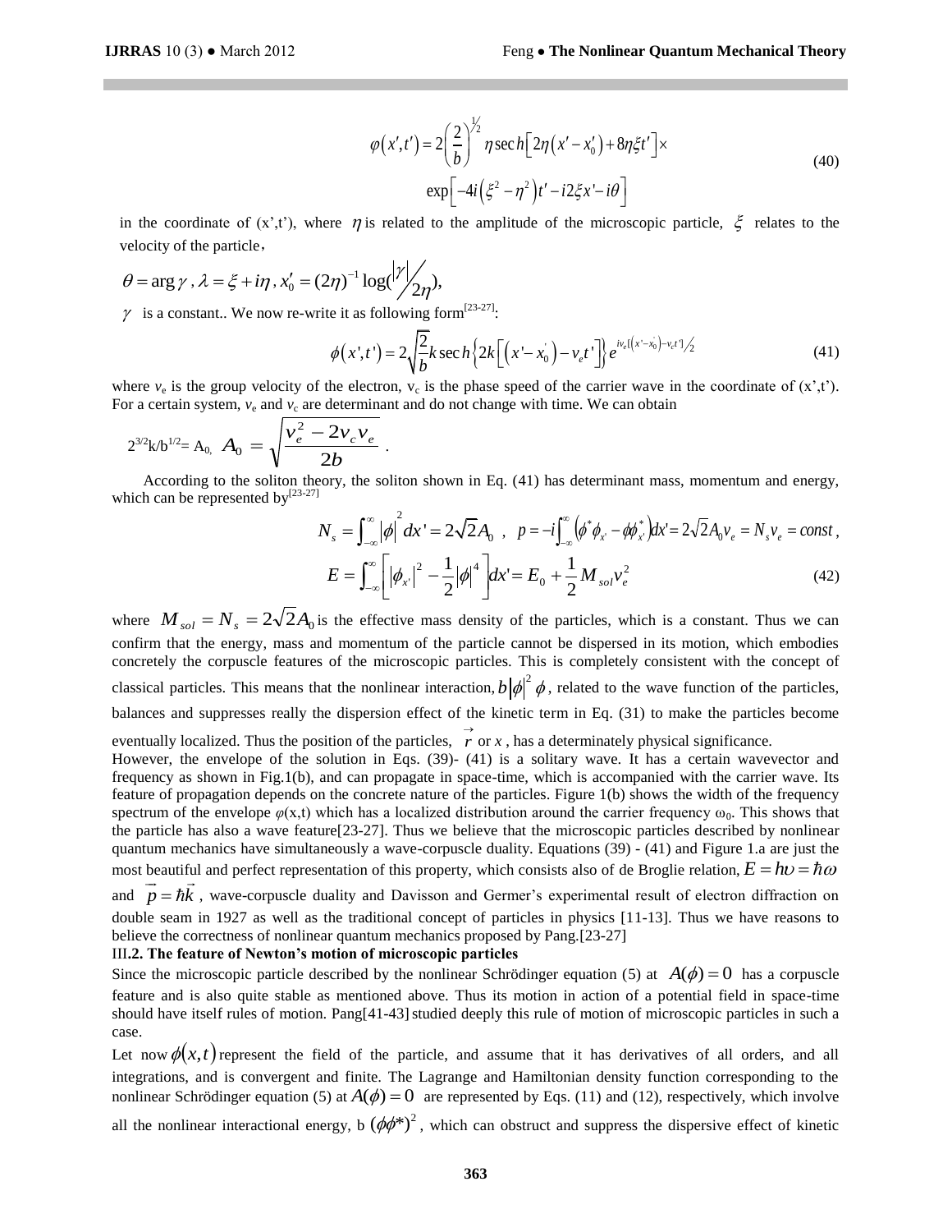$$\varphi(x',t') = 2\left(\frac{2}{b}\right)^{\frac{1}{2}} \eta \sec h\left[2\eta\left(x'-x_0'\right)+8\eta\xi t'\right]\times$$
$$\exp\left[-4i\left(\xi^2-\eta^2\right)t'-i2\xi x'-i\theta\right] \tag{40}$$

in the coordinate of (x',t'), where $\eta$ is related to the amplitude of the microscopic particle, $\xi$ relates to the velocity of the particle,

$\theta = \arg\gamma$ , $\lambda = \xi + i\eta$ , $x_0' = (2\eta)^{-1}\log(|\gamma|/2\eta)$,

$\gamma$ is a constant.. We now re-write it as following form[23-27]:

$$\phi(x',t') = 2\sqrt{\frac{2}{b}}k \sec h\left\{2k\left[\left(x'-x_0'\right)-v_e t'\right]\right\}e^{iv_e\left[\left(x'-x_0'\right)-v_c t'\right]/2} \tag{41}$$

where $v_e$ is the group velocity of the electron, $v_c$ is the phase speed of the carrier wave in the coordinate of (x',t'). For a certain system, $v_e$ and $v_c$ are determinant and do not change with time. We can obtain

$2^{3/2}k/b^{1/2}= A_0$, $A_0 = \sqrt{\dfrac{v_e^2 - 2v_c v_e}{2b}}$ .

According to the soliton theory, the soliton shown in Eq. (41) has determinant mass, momentum and energy, which can be represented by[23-27]

$$N_s = \int_{-\infty}^{\infty}|\phi|^2 dx' = 2\sqrt{2}A_0 \ , \ \ p = -i\int_{-\infty}^{\infty}\left(\phi^*\phi_{x'} - \phi\phi_{x'}^*\right)dx' = 2\sqrt{2}A_0 v_e = N_s v_e = const\,,$$
$$E = \int_{-\infty}^{\infty}\left[|\phi_{x'}|^2 - \frac{1}{2}|\phi|^4\right]dx' = E_0 + \frac{1}{2}M_{sol}v_e^2 \tag{42}$$

where $M_{sol} = N_s = 2\sqrt{2}A_0$ is the effective mass density of the particles, which is a constant. Thus we can confirm that the energy, mass and momentum of the particle cannot be dispersed in its motion, which embodies concretely the corpuscle features of the microscopic particles. This is completely consistent with the concept of classical particles. This means that the nonlinear interaction, $b|\phi|^2\phi$, related to the wave function of the particles, balances and suppresses really the dispersion effect of the kinetic term in Eq. (31) to make the particles become eventually localized. Thus the position of the particles, $\vec{r}$ or $x$ , has a determinately physical significance.

However, the envelope of the solution in Eqs. (39)- (41) is a solitary wave. It has a certain wavevector and frequency as shown in Fig.1(b), and can propagate in space-time, which is accompanied with the carrier wave. Its feature of propagation depends on the concrete nature of the particles. Figure 1(b) shows the width of the frequency spectrum of the envelope $\varphi(x,t)$ which has a localized distribution around the carrier frequency $\omega_0$. This shows that the particle has also a wave feature[23-27]. Thus we believe that the microscopic particles described by nonlinear quantum mechanics have simultaneously a wave-corpuscle duality. Equations (39) - (41) and Figure 1.a are just the most beautiful and perfect representation of this property, which consists also of de Broglie relation, $E = h\upsilon = \hbar\omega$ and $\vec{p} = \hbar\vec{k}$ , wave-corpuscle duality and Davisson and Germer's experimental result of electron diffraction on double seam in 1927 as well as the traditional concept of particles in physics [11-13]. Thus we have reasons to believe the correctness of nonlinear quantum mechanics proposed by Pang.[23-27]

### III.2. The feature of Newton's motion of microscopic particles

Since the microscopic particle described by the nonlinear Schrödinger equation (5) at $A(\phi) = 0$ has a corpuscle feature and is also quite stable as mentioned above. Thus its motion in action of a potential field in space-time should have itself rules of motion. Pang[41-43] studied deeply this rule of motion of microscopic particles in such a case.

Let now $\phi(x,t)$ represent the field of the particle, and assume that it has derivatives of all orders, and all integrations, and is convergent and finite. The Lagrange and Hamiltonian density function corresponding to the nonlinear Schrödinger equation (5) at $A(\phi) = 0$ are represented by Eqs. (11) and (12), respectively, which involve all the nonlinear interactional energy, b $(\phi\phi^*)^2$ , which can obstruct and suppress the dispersive effect of kinetic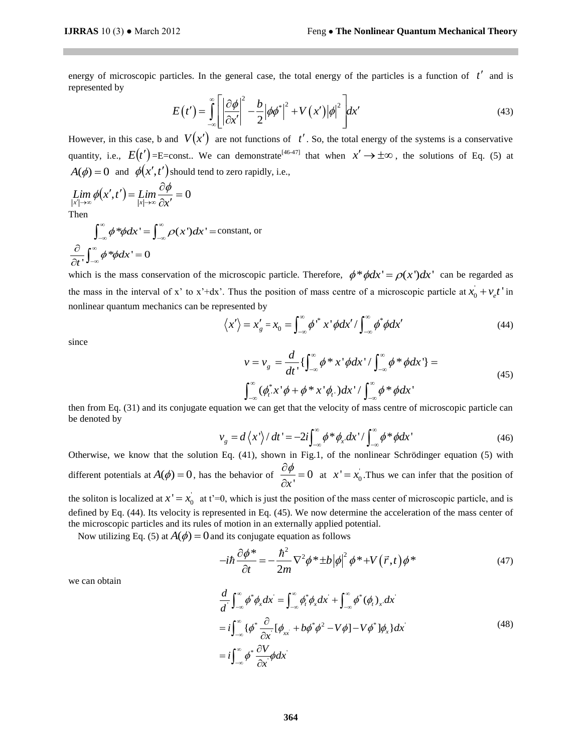energy of microscopic particles. In the general case, the total energy of the particles is a function of $t'$ and is represented by

$$E\left(t'\right)=\int_{-\infty}^{\infty}\left[\left|\frac{\partial \phi}{\partial x'}\right|^{2}-\frac{b}{2}\left|\phi \phi^{*}\right|^{2}+V\left(x'\right)|\phi|^{2}\right] d x' \tag{43}$$

However, in this case, b and $V(x')$ are not functions of $t'$. So, the total energy of the systems is a conservative quantity, i.e., $E(t')$=E=const.. We can demonstrate[46-47] that when $x' \rightarrow \pm\infty$, the solutions of Eq. (5) at $A(\phi)=0$ and $\phi(x',t')$ should tend to zero rapidly, i.e.,

$$\underset{|x'|\rightarrow\infty}{Lim}\,\phi(x',t')=\underset{|x|\rightarrow\infty}{Lim}\frac{\partial \phi}{\partial x'}=0$$

Then

$$\int_{-\infty}^{\infty}\phi^{*}\phi dx'=\int_{-\infty}^{\infty}\rho(x')dx'=\text{constant, or}$$

$$\frac{\partial}{\partial t'}\int_{-\infty}^{\infty}\phi^{*}\phi dx'=0$$

which is the mass conservation of the microscopic particle. Therefore, $\phi^{*}\phi dx'=\rho(x')dx'$ can be regarded as the mass in the interval of x' to x'+dx'. Thus the position of mass centre of a microscopic particle at $x_0'+v_e t'$ in nonlinear quantum mechanics can be represented by

$$\langle x'\rangle=x_g'=x_0=\int_{-\infty}^{\infty}\phi'^{*}x'\phi dx'/\int_{-\infty}^{\infty}\phi^{*}\phi dx' \tag{44}$$

since

$$v=v_g=\frac{d}{dt'}\{\int_{-\infty}^{\infty}\phi^{*}x'\phi dx'/\int_{-\infty}^{\infty}\phi^{*}\phi dx'\}= \int_{-\infty}^{\infty}(\phi_{t'}^{*}x'\phi+\phi^{*}x'\phi_{t'})dx'/\int_{-\infty}^{\infty}\phi^{*}\phi dx' \tag{45}$$

then from Eq. (31) and its conjugate equation we can get that the velocity of mass centre of microscopic particle can be denoted by

$$v_g=d\langle x'\rangle/dt'=-2i\int_{-\infty}^{\infty}\phi^{*}\phi_{x'}dx'/\int_{-\infty}^{\infty}\phi^{*}\phi dx' \tag{46}$$

Otherwise, we know that the solution Eq. (41), shown in Fig.1, of the nonlinear Schrödinger equation (5) with different potentials at $A(\phi)=0$, has the behavior of $\frac{\partial \phi}{\partial x'}=0$ at $x'=x_0'$. Thus we can infer that the position of the soliton is localized at $x'=x_0'$ at t'=0, which is just the position of the mass center of microscopic particle, and is defined by Eq. (44). Its velocity is represented in Eq. (45). We now determine the acceleration of the mass center of the microscopic particles and its rules of motion in an externally applied potential.

Now utilizing Eq. (5) at $A(\phi)=0$ and its conjugate equation as follows

$$-i\hbar\frac{\partial \phi^{*}}{\partial t}=-\frac{\hbar^{2}}{2m}\nabla^{2}\phi^{*}\pm b|\phi|^{2}\phi^{*}+V(\vec{r},t)\phi^{*} \tag{47}$$

we can obtain

$$\begin{aligned}\frac{d}{d'}\int_{-\infty}^{\infty}\phi^{*}\phi_{x}dx' &= \int_{-\infty}^{\infty}\phi_{t}^{*}\phi_{x}dx'+\int_{-\infty}^{\infty}\phi^{*}(\phi_{t})_{x'}dx' \\ &= i\int_{-\infty}^{\infty}\{\phi^{*}\frac{\partial}{\partial x'}[\phi_{xx'}+b\phi^{*}\phi^{2}-V\phi]-V\phi^{*}]\phi_{x}\}dx' \\ &= i\int_{-\infty}^{\infty}\phi^{*}\frac{\partial V}{\partial x'}\phi dx'\end{aligned} \tag{48}$$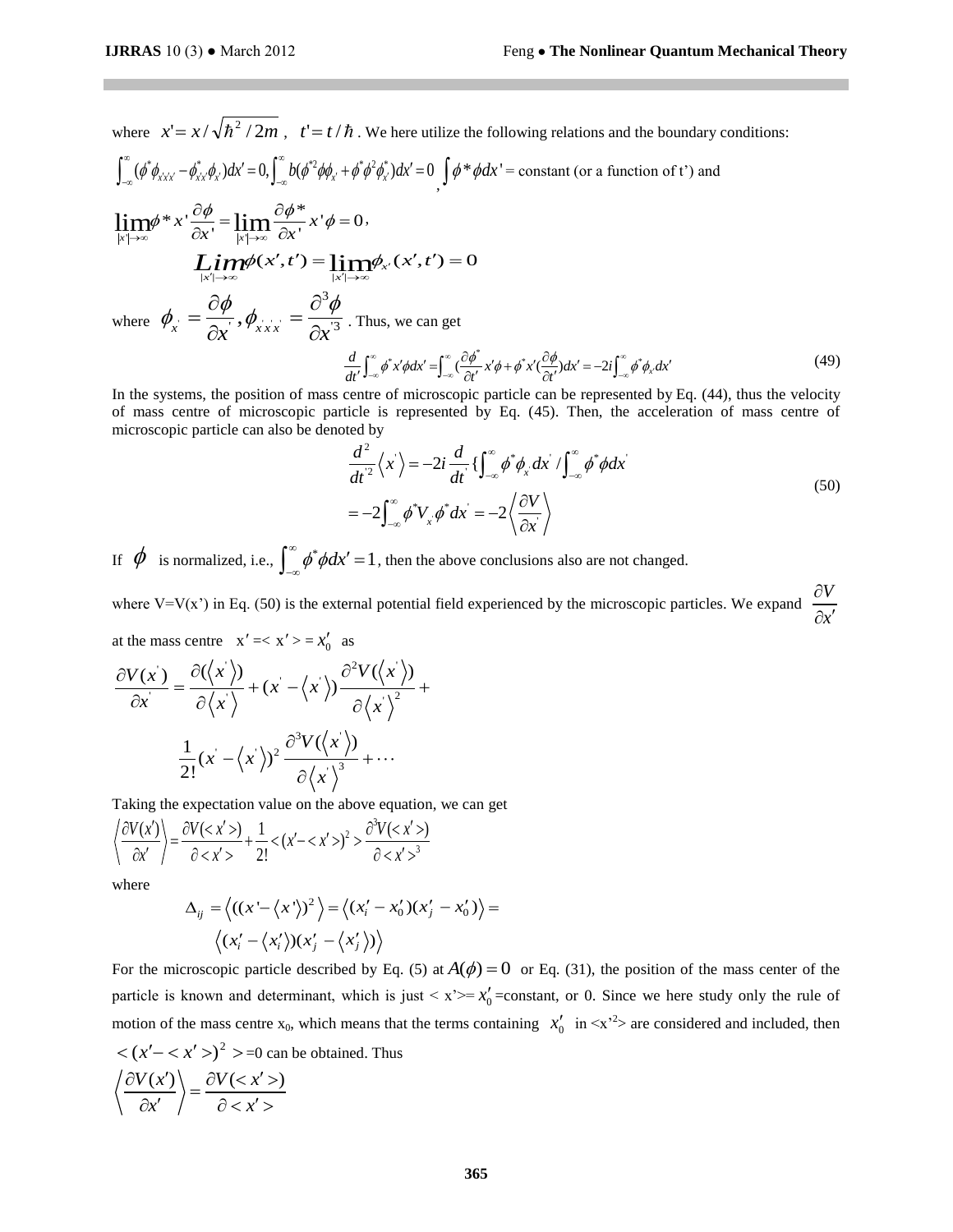where $x' = x/\sqrt{\hbar^2/2m}$ , $t' = t/\hbar$ . We here utilize the following relations and the boundary conditions:

$\int_{-\infty}^{\infty}(\phi^*\phi_{x'x'x'} - \phi^*_{x'x'}\phi_{x'})dx' = 0, \int_{-\infty}^{\infty} b(\phi^{*2}\phi\phi_{x'} + \phi^*\phi^2\phi^*_{x'})dx' = 0$ , $\int \phi^*\phi dx'$ = constant (or a function of t') and

$$\lim_{|x'|\to\infty}\phi^* x'\frac{\partial\phi}{\partial x'} = \lim_{|x'|\to\infty}\frac{\partial\phi^*}{\partial x'}x'\phi = 0,$$

$$\lim_{|x'|\to\infty}\phi(x',t') = \lim_{|x'|\to\infty}\phi_{x'}(x',t') = 0$$

where $\phi_{x'} = \dfrac{\partial\phi}{\partial x'}, \phi_{x'x'x'} = \dfrac{\partial^3\phi}{\partial x'^3}$ . Thus, we can get

$$\frac{d}{dt'}\int_{-\infty}^{\infty}\phi^* x'\phi dx' = \int_{-\infty}^{\infty}\left(\frac{\partial\phi^*}{\partial t'}x'\phi + \phi^* x'\left(\frac{\partial\phi}{\partial t'}\right)\right)dx' = -2i\int_{-\infty}^{\infty}\phi^*\phi_{x'}dx' \tag{49}$$

In the systems, the position of mass centre of microscopic particle can be represented by Eq. (44), thus the velocity of mass centre of microscopic particle is represented by Eq. (45). Then, the acceleration of mass centre of microscopic particle can also be denoted by

$$\begin{aligned}\frac{d^2}{dt'^2}\langle x'\rangle &= -2i\frac{d}{dt'}\{\int_{-\infty}^{\infty}\phi^*\phi_{x'}dx' / \int_{-\infty}^{\infty}\phi^*\phi dx' \\ &= -2\int_{-\infty}^{\infty}\phi^* V_{x'}\phi^* dx' = -2\left\langle\frac{\partial V}{\partial x'}\right\rangle\end{aligned} \tag{50}$$

If $\phi$ is normalized, i.e., $\int_{-\infty}^{\infty}\phi^*\phi dx' = 1$, then the above conclusions also are not changed.

where V=V(x') in Eq. (50) is the external potential field experienced by the microscopic particles. We expand $\dfrac{\partial V}{\partial x'}$ at the mass centre $x' = \langle x'\rangle = x'_0$ as

$$\frac{\partial V(x')}{\partial x'} = \frac{\partial(\langle x'\rangle)}{\partial\langle x'\rangle} + (x' - \langle x'\rangle)\frac{\partial^2 V(\langle x'\rangle)}{\partial\langle x'\rangle^2} + \frac{1}{2!}(x' - \langle x'\rangle)^2\frac{\partial^3 V(\langle x'\rangle)}{\partial\langle x'\rangle^3} + \cdots$$

Taking the expectation value on the above equation, we can get

$$\left\langle\frac{\partial V(x')}{\partial x'}\right\rangle = \frac{\partial V(\langle x'\rangle)}{\partial\langle x'\rangle} + \frac{1}{2!}\langle(x' - \langle x'\rangle)^2\rangle\frac{\partial^3 V(\langle x'\rangle)}{\partial\langle x'\rangle^3}$$

where

$$\begin{aligned}\Delta_{ij} &= \langle((x' - \langle x'\rangle))^2\rangle = \langle(x'_i - x'_0)(x'_j - x'_0)\rangle = \\ &\langle(x'_i - \langle x'_i\rangle)(x'_j - \langle x'_j\rangle)\rangle\end{aligned}$$

For the microscopic particle described by Eq. (5) at $A(\phi) = 0$ or Eq. (31), the position of the mass center of the particle is known and determinant, which is just $\langle x'\rangle = x'_0$ =constant, or 0. Since we here study only the rule of motion of the mass centre $x_0$, which means that the terms containing $x'_0$ in $\langle x'^2\rangle$ are considered and included, then $\langle(x' - \langle x'\rangle)^2\rangle = 0$ can be obtained. Thus

$$\left\langle\frac{\partial V(x')}{\partial x'}\right\rangle = \frac{\partial V(\langle x'\rangle)}{\partial\langle x'\rangle}$$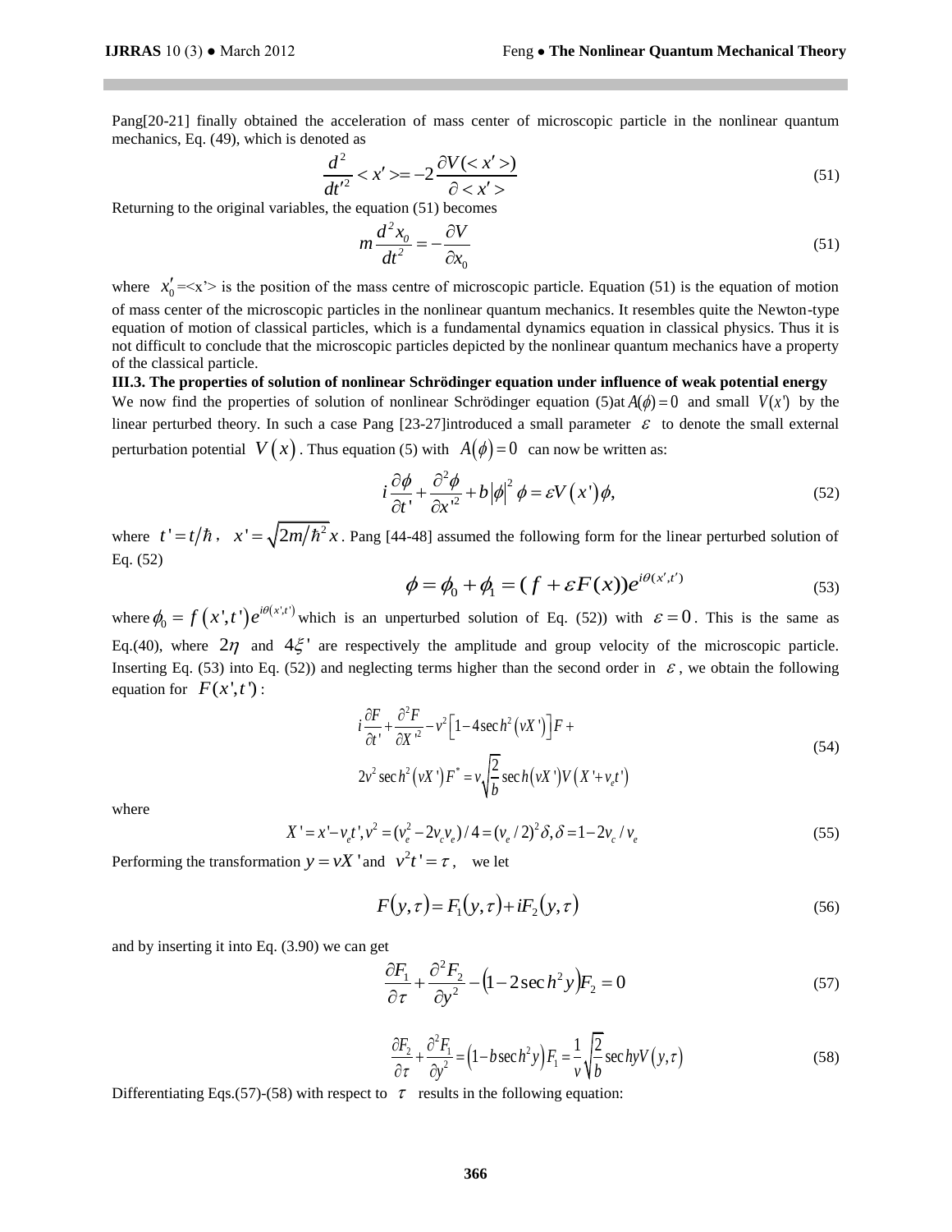Pang[20-21] finally obtained the acceleration of mass center of microscopic particle in the nonlinear quantum mechanics, Eq. (49), which is denoted as

$$\frac{d^2}{dt'^2} < x' > = -2\frac{\partial V(< x' >)}{\partial < x' >} \tag{51}$$

Returning to the original variables, the equation (51) becomes

$$m\frac{d^2 x_0}{dt^2} = -\frac{\partial V}{\partial x_0} \tag{51}$$

where $x_0' = <x'>$ is the position of the mass centre of microscopic particle. Equation (51) is the equation of motion of mass center of the microscopic particles in the nonlinear quantum mechanics. It resembles quite the Newton-type equation of motion of classical particles, which is a fundamental dynamics equation in classical physics. Thus it is not difficult to conclude that the microscopic particles depicted by the nonlinear quantum mechanics have a property of the classical particle.

**III.3. The properties of solution of nonlinear Schrödinger equation under influence of weak potential energy**

We now find the properties of solution of nonlinear Schrödinger equation (5)at $A(\phi)=0$ and small $V(x')$ by the linear perturbed theory. In such a case Pang [23-27]introduced a small parameter $\varepsilon$ to denote the small external perturbation potential $V(x)$. Thus equation (5) with $A(\phi)=0$ can now be written as:

$$i\frac{\partial \phi}{\partial t'} + \frac{\partial^2 \phi}{\partial x'^2} + b|\phi|^2 \phi = \varepsilon V(x')\phi, \tag{52}$$

where $t' = t/\hbar$, $x' = \sqrt{2m/\hbar^2}\,x$. Pang [44-48] assumed the following form for the linear perturbed solution of Eq. (52)

$$\phi = \phi_0 + \phi_1 = (f + \varepsilon F(x))e^{i\theta(x',t')} \tag{53}$$

where $\phi_0 = f(x',t')e^{i\theta(x',t')}$ which is an unperturbed solution of Eq. (52)) with $\varepsilon = 0$. This is the same as Eq.(40), where $2\eta$ and $4\xi'$ are respectively the amplitude and group velocity of the microscopic particle. Inserting Eq. (53) into Eq. (52)) and neglecting terms higher than the second order in $\varepsilon$, we obtain the following equation for $F(x',t')$:

$$\begin{aligned} &i\frac{\partial F}{\partial t'} + \frac{\partial^2 F}{\partial X'^2} - v^2\left[1 - 4\sec h^2(vX')\right]F + \\ &2v^2 \sec h^2(vX')F^* = v\sqrt{\frac{2}{b}}\sec h(vX')V(X' + v_e t') \end{aligned} \tag{54}$$

where

$$X' = x' - v_e t', v^2 = (v_e^2 - 2v_c v_e)/4 = (v_e/2)^2 \delta, \delta = 1 - 2v_c/v_e \tag{55}$$

Performing the transformation $y = vX'$ and $v^2 t' = \tau$, we let

$$F(y,\tau) = F_1(y,\tau) + iF_2(y,\tau) \tag{56}$$

and by inserting it into Eq. (3.90) we can get

$$\frac{\partial F_1}{\partial \tau} + \frac{\partial^2 F_2}{\partial y^2} - \left(1 - 2\sec h^2 y\right)F_2 = 0 \tag{57}$$

$$\frac{\partial F_2}{\partial \tau} + \frac{\partial^2 F_1}{\partial y^2} = \left(1 - b\sec h^2 y\right)F_1 = \frac{1}{v}\sqrt{\frac{2}{b}}\sec hy V(y,\tau) \tag{58}$$

Differentiating Eqs.(57)-(58) with respect to $\tau$ results in the following equation: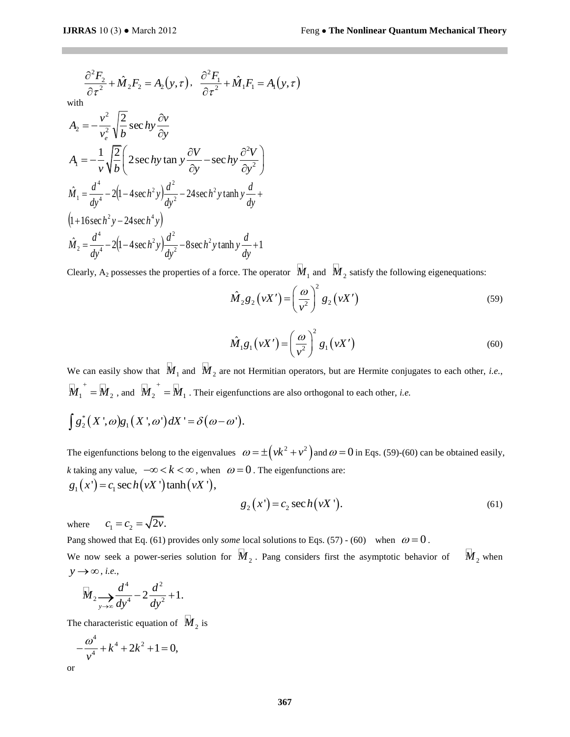$$\frac{\partial^2 F_2}{\partial \tau^2} + \hat{M}_2 F_2 = A_2(y,\tau), \quad \frac{\partial^2 F_1}{\partial \tau^2} + \hat{M}_1 F_1 = A_1(y,\tau)$$

with

$$A_2 = -\frac{v^2}{v_e^2}\sqrt{\frac{2}{b}}\sec hy \frac{\partial v}{\partial y}$$

$$A_1 = -\frac{1}{v}\sqrt{\frac{2}{b}}\left(2\sec hy \tan y \frac{\partial V}{\partial y} - \sec hy \frac{\partial^2 V}{\partial y^2}\right)$$

$$\hat{M}_1 = \frac{d^4}{dy^4} - 2\left(1 - 4\sec h^2 y\right)\frac{d^2}{dy^2} - 24\sec h^2 y \tanh y \frac{d}{dy} +$$
$$\left(1 + 16\sec h^2 y - 24\sec h^4 y\right)$$

$$\hat{M}_2 = \frac{d^4}{dy^4} - 2\left(1 - 4\sec h^2 y\right)\frac{d^2}{dy^2} - 8\sec h^2 y \tanh y \frac{d}{dy} + 1$$

Clearly, $A_2$ possesses the properties of a force. The operator $\hat{M}_1$ and $\hat{M}_2$ satisfy the following eigenequations:

$$\hat{M}_2 g_2(vX') = \left(\frac{\omega}{v^2}\right)^2 g_2(vX') \tag{59}$$

$$\hat{M}_1 g_1(vX') = \left(\frac{\omega}{v^2}\right)^2 g_1(vX') \tag{60}$$

We can easily show that $\hat{M}_1$ and $\hat{M}_2$ are not Hermitian operators, but are Hermite conjugates to each other, *i.e.*, $\hat{M}_1^{\,+} = \hat{M}_2$, and $\hat{M}_2^{\,+} = \hat{M}_1$. Their eigenfunctions are also orthogonal to each other, *i.e.*

$$\int g_2^*(X',\omega) g_1(X',\omega') dX' = \delta(\omega - \omega').$$

The eigenfunctions belong to the eigenvalues $\omega = \pm\left(vk^2 + v^2\right)$ and $\omega = 0$ in Eqs. (59)-(60) can be obtained easily, $k$ taking any value, $-\infty < k < \infty$, when $\omega = 0$. The eigenfunctions are:

$$g_1(x') = c_1 \sec h(vX')\tanh(vX'),$$

$$g_2(x') = c_2 \sec h(vX'). \tag{61}$$

where $c_1 = c_2 = \sqrt{2v}.$

Pang showed that Eq. (61) provides only *some* local solutions to Eqs. (57) - (60) when $\omega = 0$.

We now seek a power-series solution for $\hat{M}_2$. Pang considers first the asymptotic behavior of $\hat{M}_2$ when $y \to \infty$, *i.e.*,

$$\hat{M}_2 \underset{y\to\infty}{\longrightarrow} \frac{d^4}{dy^4} - 2\frac{d^2}{dy^2} + 1.$$

The characteristic equation of $\hat{M}_2$ is

$$-\frac{\omega^4}{v^4} + k^4 + 2k^2 + 1 = 0,$$

or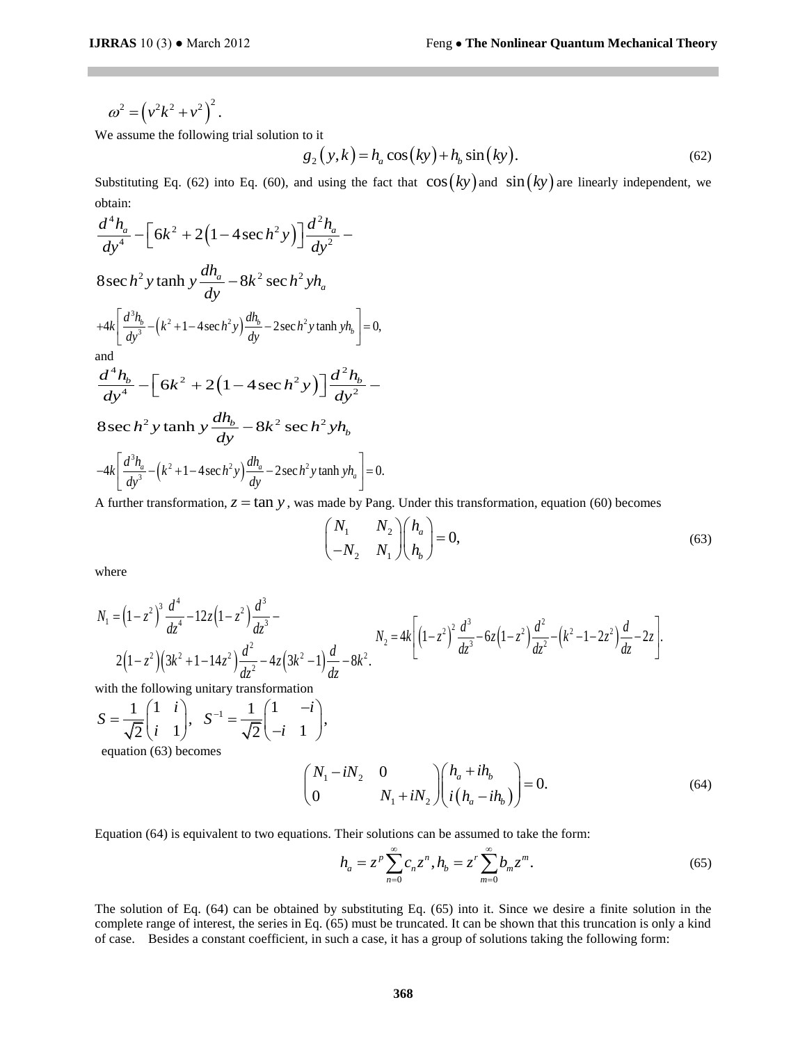$$\omega^2 = \left(v^2k^2 + v^2\right)^2.$$

We assume the following trial solution to it

$$g_2\left(y,k\right) = h_a \cos\left(ky\right) + h_b \sin\left(ky\right). \tag{62}$$

Substituting Eq. (62) into Eq. (60), and using the fact that $\cos\left(ky\right)$ and $\sin\left(ky\right)$ are linearly independent, we obtain:

$$\frac{d^4 h_a}{dy^4} - \left[6k^2 + 2\left(1 - 4\sec h^2 y\right)\right]\frac{d^2 h_a}{dy^2} -$$

$$8\sec h^2 y \tanh y \frac{dh_a}{dy} - 8k^2 \sec h^2 y h_a$$

$$+4k\left[\frac{d^3 h_b}{dy^3} - \left(k^2 + 1 - 4\sec h^2 y\right)\frac{dh_b}{dy} - 2\sec h^2 y \tanh y h_b\right] = 0,$$

and

$$\frac{d^4 h_b}{dy^4} - \left[6k^2 + 2\left(1 - 4\sec h^2 y\right)\right]\frac{d^2 h_b}{dy^2} -$$

$$8\sec h^2 y \tanh y \frac{dh_b}{dy} - 8k^2 \sec h^2 y h_b$$

$$-4k\left[\frac{d^3 h_a}{dy^3} - \left(k^2 + 1 - 4\sec h^2 y\right)\frac{dh_a}{dy} - 2\sec h^2 y \tanh y h_a\right] = 0.$$

A further transformation, $z = \tan y$, was made by Pang. Under this transformation, equation (60) becomes

$$\begin{pmatrix} N_1 & N_2 \\ -N_2 & N_1 \end{pmatrix}\begin{pmatrix} h_a \\ h_b \end{pmatrix} = 0, \tag{63}$$

where

$$N_1 = \left(1-z^2\right)^3 \frac{d^4}{dz^4} - 12z\left(1-z^2\right)\frac{d^3}{dz^3} - 2\left(1-z^2\right)\left(3k^2 + 1 - 14z^2\right)\frac{d^2}{dz^2} - 4z\left(3k^2 - 1\right)\frac{d}{dz} - 8k^2.$$

$$N_2 = 4k\left[\left(1-z^2\right)^2 \frac{d^3}{dz^3} - 6z\left(1-z^2\right)\frac{d^2}{dz^2} - \left(k^2 - 1 - 2z^2\right)\frac{d}{dz} - 2z\right].$$

with the following unitary transformation

$$S = \frac{1}{\sqrt{2}}\begin{pmatrix} 1 & i \\ i & 1 \end{pmatrix}, \quad S^{-1} = \frac{1}{\sqrt{2}}\begin{pmatrix} 1 & -i \\ -i & 1 \end{pmatrix},$$

equation (63) becomes

$$\begin{pmatrix} N_1 - iN_2 & 0 \\ 0 & N_1 + iN_2 \end{pmatrix}\begin{pmatrix} h_a + ih_b \\ i\left(h_a - ih_b\right) \end{pmatrix} = 0. \tag{64}$$

Equation (64) is equivalent to two equations. Their solutions can be assumed to take the form:

$$h_a = z^p \sum_{n=0}^{\infty} c_n z^n, h_b = z^r \sum_{m=0}^{\infty} b_m z^m. \tag{65}$$

The solution of Eq. (64) can be obtained by substituting Eq. (65) into it. Since we desire a finite solution in the complete range of interest, the series in Eq. (65) must be truncated. It can be shown that this truncation is only a kind of case. Besides a constant coefficient, in such a case, it has a group of solutions taking the following form: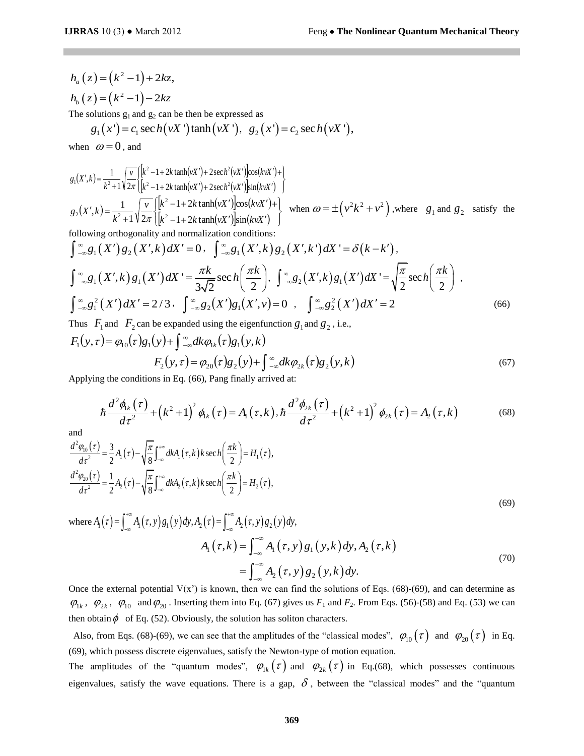$$h_a(z) = (k^2 - 1) + 2kz,$$

$$h_b(z) = (k^2 - 1) - 2kz$$

The solutions $g_1$ and $g_2$ can be then be expressed as

$$g_1(x') = c_1 \sec h(vX')\tanh(vX'),\ \ g_2(x') = c_2 \sec h(vX'),$$

when $\omega = 0$, and

$$g_1(X',k) = \frac{1}{k^2+1}\sqrt{\frac{v}{2\pi}}\begin{Bmatrix}\left[k^2 - 1 + 2k\tanh(vX') + 2\sec h^2(vX')\right]\cos(kvX') + \\ \left[k^2 - 1 + 2k\tanh(vX') + 2\sec h^2(vX')\right]\sin(kvX')\end{Bmatrix}$$

$$g_2(X',k) = \frac{1}{k^2+1}\sqrt{\frac{v}{2\pi}}\begin{Bmatrix}\left[k^2 - 1 + 2k\tanh(vX')\right]\cos(kvX') + \\ \left[k^2 - 1 + 2k\tanh(vX')\right]\sin(kvX')\end{Bmatrix}$$

when $\omega = \pm(v^2k^2 + v^2)$, where $g_1$ and $g_2$ satisfy the following orthogonality and normalization conditions:

$$\int_{-\infty}^{\infty} g_1(X')g_2(X',k)dX' = 0,\ \ \int_{-\infty}^{\infty} g_1(X',k)g_2(X',k')dX' = \delta(k-k'),$$

$$\int_{-\infty}^{\infty} g_1(X',k)g_1(X')dX' = \frac{\pi k}{3\sqrt{2}}\sec h\left(\frac{\pi k}{2}\right),\ \ \int_{-\infty}^{\infty} g_2(X',k)g_1(X')dX' = \sqrt{\frac{\pi}{2}}\sec h\left(\frac{\pi k}{2}\right),$$

$$\int_{-\infty}^{\infty} g_1^2(X')dX' = 2/3,\ \ \int_{-\infty}^{\infty} g_2(X')g_1(X',v) = 0,\ \ \int_{-\infty}^{\infty} g_2^2(X')dX' = 2 \tag{66}$$

Thus $F_1$ and $F_2$ can be expanded using the eigenfunction $g_1$ and $g_2$, i.e.,

$$F_1(y,\tau) = \varphi_{10}(\tau)g_1(y) + \int_{-\infty}^{\infty} dk\varphi_{1k}(\tau)g_1(y,k)$$

$$F_2(y,\tau) = \varphi_{20}(\tau)g_2(y) + \int_{-\infty}^{\infty} dk\varphi_{2k}(\tau)g_2(y,k) \tag{67}$$

Applying the conditions in Eq. (66), Pang finally arrived at:

$$\hbar\frac{d^2\phi_{1k}(\tau)}{d\tau^2} + (k^2+1)^2\phi_{1k}(\tau) = A_1(\tau,k),\ \hbar\frac{d^2\phi_{2k}(\tau)}{d\tau^2} + (k^2+1)^2\phi_{2k}(\tau) = A_2(\tau,k) \tag{68}$$

and

$$\frac{d^2\varphi_{10}(\tau)}{d\tau^2} = \frac{3}{2}A_1(\tau) - \sqrt{\frac{\pi}{8}}\int_{-\infty}^{+\infty} dkA_1(\tau,k)k\sec h\left(\frac{\pi k}{2}\right) = H_1(\tau),$$

$$\frac{d^2\varphi_{20}(\tau)}{d\tau^2} = \frac{1}{2}A_2(\tau) - \sqrt{\frac{\pi}{8}}\int_{-\infty}^{+\infty} dkA_2(\tau,k)k\sec h\left(\frac{\pi k}{2}\right) = H_2(\tau), \tag{69}$$

where $A_1(\tau) = \int_{-\infty}^{+\infty} A_1(\tau,y)g_1(y)dy,\ A_2(\tau) = \int_{-\infty}^{+\infty} A_2(\tau,y)g_2(y)dy,$

$$A_1(\tau,k) = \int_{-\infty}^{+\infty} A_1(\tau,y)g_1(y,k)dy,\ A_2(\tau,k) = \int_{-\infty}^{+\infty} A_2(\tau,y)g_2(y,k)dy. \tag{70}$$

Once the external potential V(x') is known, then we can find the solutions of Eqs. (68)-(69), and can determine as $\varphi_{1k}$, $\varphi_{2k}$, $\varphi_{10}$ and $\varphi_{20}$. Inserting them into Eq. (67) gives us $F_1$ and $F_2$. From Eqs. (56)-(58) and Eq. (53) we can then obtain $\phi$ of Eq. (52). Obviously, the solution has soliton characters.

Also, from Eqs. (68)-(69), we can see that the amplitudes of the "classical modes", $\varphi_{10}(\tau)$ and $\varphi_{20}(\tau)$ in Eq. (69), which possess discrete eigenvalues, satisfy the Newton-type of motion equation.

The amplitudes of the "quantum modes", $\varphi_{1k}(\tau)$ and $\varphi_{2k}(\tau)$ in Eq.(68), which possesses continuous eigenvalues, satisfy the wave equations. There is a gap, $\delta$, between the "classical modes" and the "quantum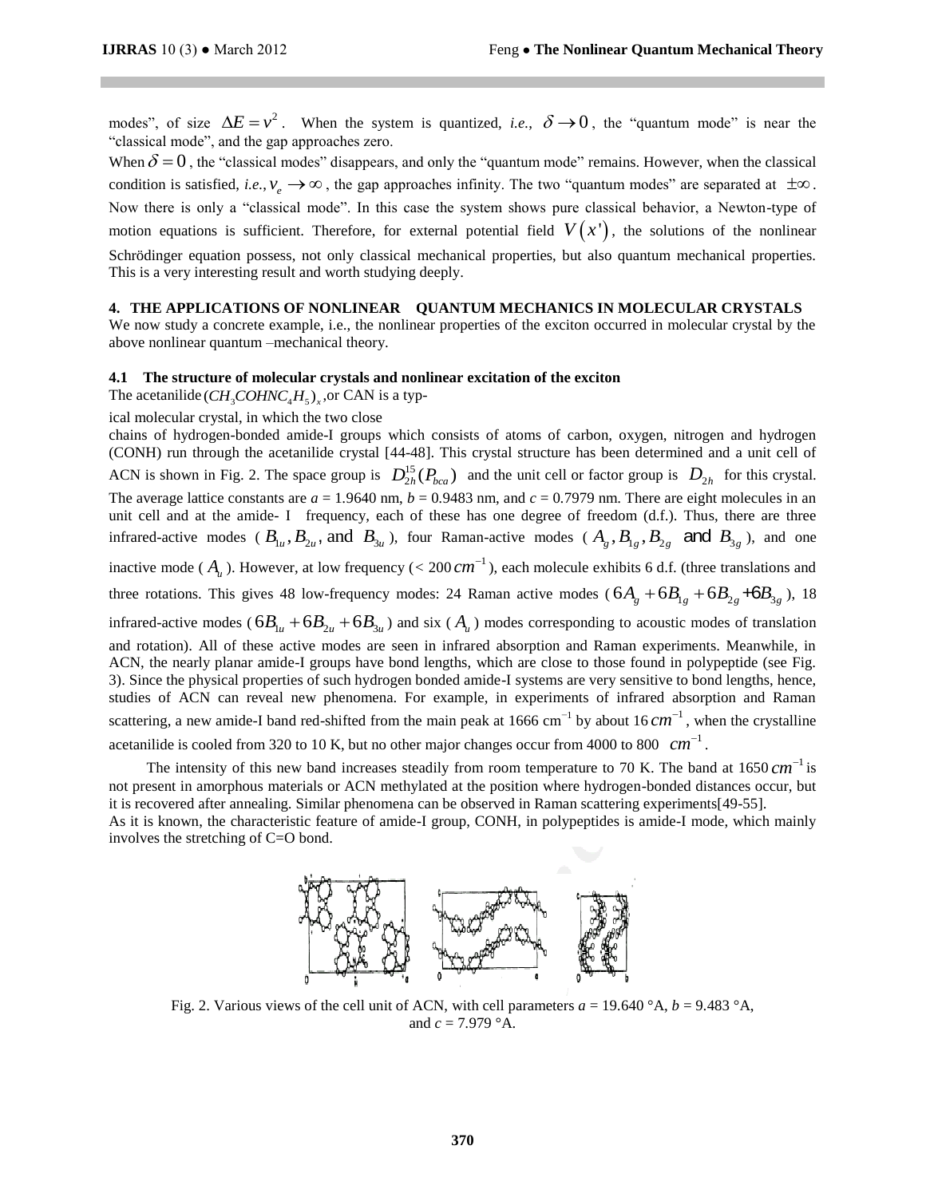modes", of size $\Delta E = v^2$. When the system is quantized, *i.e.,* $\delta \to 0$, the "quantum mode" is near the "classical mode", and the gap approaches zero.

When $\delta = 0$, the "classical modes" disappears, and only the "quantum mode" remains. However, when the classical condition is satisfied, *i.e.*, $v_e \to \infty$, the gap approaches infinity. The two "quantum modes" are separated at $\pm\infty$. Now there is only a "classical mode". In this case the system shows pure classical behavior, a Newton-type of motion equations is sufficient. Therefore, for external potential field $V(x')$, the solutions of the nonlinear Schrödinger equation possess, not only classical mechanical properties, but also quantum mechanical properties. This is a very interesting result and worth studying deeply.

## 4. THE APPLICATIONS OF NONLINEAR QUANTUM MECHANICS IN MOLECULAR CRYSTALS

We now study a concrete example, i.e., the nonlinear properties of the exciton occurred in molecular crystal by the above nonlinear quantum –mechanical theory.

### 4.1 The structure of molecular crystals and nonlinear excitation of the exciton

The acetanilide $(CH_3COHNC_4H_5)_x$, or CAN is a typical molecular crystal, in which the two close chains of hydrogen-bonded amide-I groups which consists of atoms of carbon, oxygen, nitrogen and hydrogen (CONH) run through the acetanilide crystal [44-48]. This crystal structure has been determined and a unit cell of ACN is shown in Fig. 2. The space group is $D_{2h}^{15}(P_{bca})$ and the unit cell or factor group is $D_{2h}$ for this crystal. The average lattice constants are *a* = 1.9640 nm, *b* = 0.9483 nm, and *c* = 0.7979 nm. There are eight molecules in an unit cell and at the amide- I frequency, each of these has one degree of freedom (d.f.). Thus, there are three infrared-active modes ($B_{1u}, B_{2u}$, and $B_{3u}$), four Raman-active modes ($A_g, B_{1g}, B_{2g}$ and $B_{3g}$), and one inactive mode ($A_u$). However, at low frequency (< 200 $cm^{-1}$), each molecule exhibits 6 d.f. (three translations and three rotations. This gives 48 low-frequency modes: 24 Raman active modes ($6A_g + 6B_{1g} + 6B_{2g} + 6B_{3g}$), 18 infrared-active modes ($6B_{1u} + 6B_{2u} + 6B_{3u}$) and six ($A_u$) modes corresponding to acoustic modes of translation and rotation). All of these active modes are seen in infrared absorption and Raman experiments. Meanwhile, in ACN, the nearly planar amide-I groups have bond lengths, which are close to those found in polypeptide (see Fig. 3). Since the physical properties of such hydrogen bonded amide-I systems are very sensitive to bond lengths, hence, studies of ACN can reveal new phenomena. For example, in experiments of infrared absorption and Raman scattering, a new amide-I band red-shifted from the main peak at 1666 $cm^{-1}$ by about 16 $cm^{-1}$, when the crystalline acetanilide is cooled from 320 to 10 K, but no other major changes occur from 4000 to 800 $cm^{-1}$.

The intensity of this new band increases steadily from room temperature to 70 K. The band at 1650 $cm^{-1}$ is not present in amorphous materials or ACN methylated at the position where hydrogen-bonded distances occur, but it is recovered after annealing. Similar phenomena can be observed in Raman scattering experiments[49-55].

As it is known, the characteristic feature of amide-I group, CONH, in polypeptides is amide-I mode, which mainly involves the stretching of C=O bond.

Fig. 2. Various views of the cell unit of ACN, with cell parameters *a* = 19.640 °A, *b* = 9.483 °A, and *c* = 7.979 °A.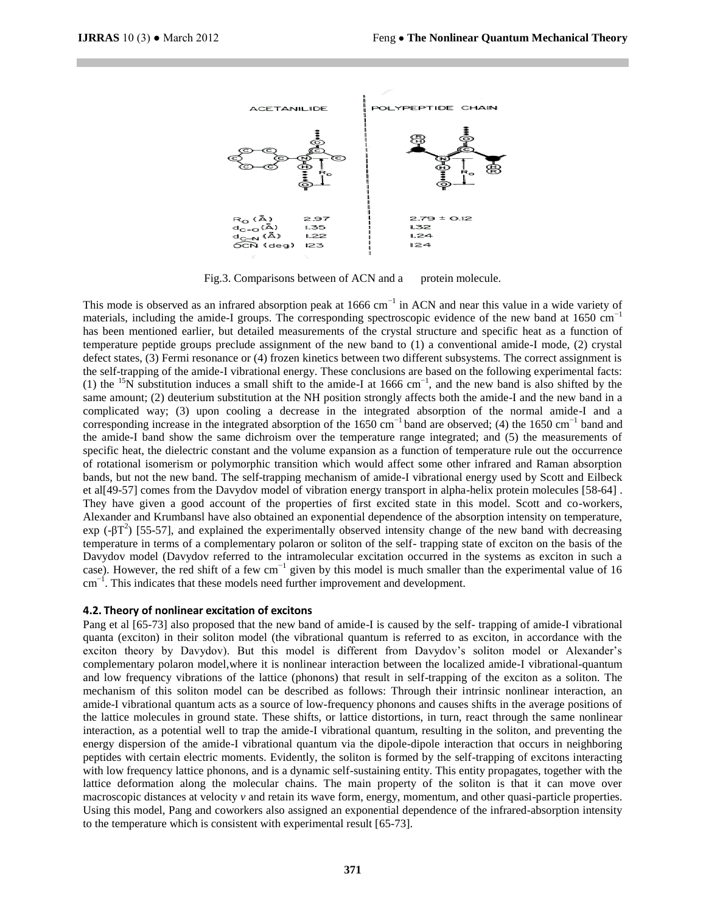Fig.3. Comparisons between of ACN and a protein molecule.

This mode is observed as an infrared absorption peak at 1666 $cm^{-1}$ in ACN and near this value in a wide variety of materials, including the amide-I groups. The corresponding spectroscopic evidence of the new band at 1650 $cm^{-1}$ has been mentioned earlier, but detailed measurements of the crystal structure and specific heat as a function of temperature peptide groups preclude assignment of the new band to (1) a conventional amide-I mode, (2) crystal defect states, (3) Fermi resonance or (4) frozen kinetics between two different subsystems. The correct assignment is the self-trapping of the amide-I vibrational energy. These conclusions are based on the following experimental facts: (1) the $^{15}N$ substitution induces a small shift to the amide-I at 1666 $cm^{-1}$, and the new band is also shifted by the same amount; (2) deuterium substitution at the NH position strongly affects both the amide-I and the new band in a complicated way; (3) upon cooling a decrease in the integrated absorption of the normal amide-I and a corresponding increase in the integrated absorption of the 1650 $cm^{-1}$ band are observed; (4) the 1650 $cm^{-1}$ band and the amide-I band show the same dichroism over the temperature range integrated; and (5) the measurements of specific heat, the dielectric constant and the volume expansion as a function of temperature rule out the occurrence of rotational isomerism or polymorphic transition which would affect some other infrared and Raman absorption bands, but not the new band. The self-trapping mechanism of amide-I vibrational energy used by Scott and Eilbeck et al[49-57] comes from the Davydov model of vibration energy transport in alpha-helix protein molecules [58-64] . They have given a good account of the properties of first excited state in this model. Scott and co-workers, Alexander and Krumbansl have also obtained an exponential dependence of the absorption intensity on temperature, $\exp(-\beta T^2)$ [55-57], and explained the experimentally observed intensity change of the new band with decreasing temperature in terms of a complementary polaron or soliton of the self- trapping state of exciton on the basis of the Davydov model (Davydov referred to the intramolecular excitation occurred in the systems as exciton in such a case). However, the red shift of a few $cm^{-1}$ given by this model is much smaller than the experimental value of 16 $cm^{-1}$. This indicates that these models need further improvement and development.

### 4.2. Theory of nonlinear excitation of excitons

Pang et al [65-73] also proposed that the new band of amide-I is caused by the self- trapping of amide-I vibrational quanta (exciton) in their soliton model (the vibrational quantum is referred to as exciton, in accordance with the exciton theory by Davydov). But this model is different from Davydov's soliton model or Alexander's complementary polaron model,where it is nonlinear interaction between the localized amide-I vibrational-quantum and low frequency vibrations of the lattice (phonons) that result in self-trapping of the exciton as a soliton. The mechanism of this soliton model can be described as follows: Through their intrinsic nonlinear interaction, an amide-I vibrational quantum acts as a source of low-frequency phonons and causes shifts in the average positions of the lattice molecules in ground state. These shifts, or lattice distortions, in turn, react through the same nonlinear interaction, as a potential well to trap the amide-I vibrational quantum, resulting in the soliton, and preventing the energy dispersion of the amide-I vibrational quantum via the dipole-dipole interaction that occurs in neighboring peptides with certain electric moments. Evidently, the soliton is formed by the self-trapping of excitons interacting with low frequency lattice phonons, and is a dynamic self-sustaining entity. This entity propagates, together with the lattice deformation along the molecular chains. The main property of the soliton is that it can move over macroscopic distances at velocity *v* and retain its wave form, energy, momentum, and other quasi-particle properties. Using this model, Pang and coworkers also assigned an exponential dependence of the infrared-absorption intensity to the temperature which is consistent with experimental result [65-73].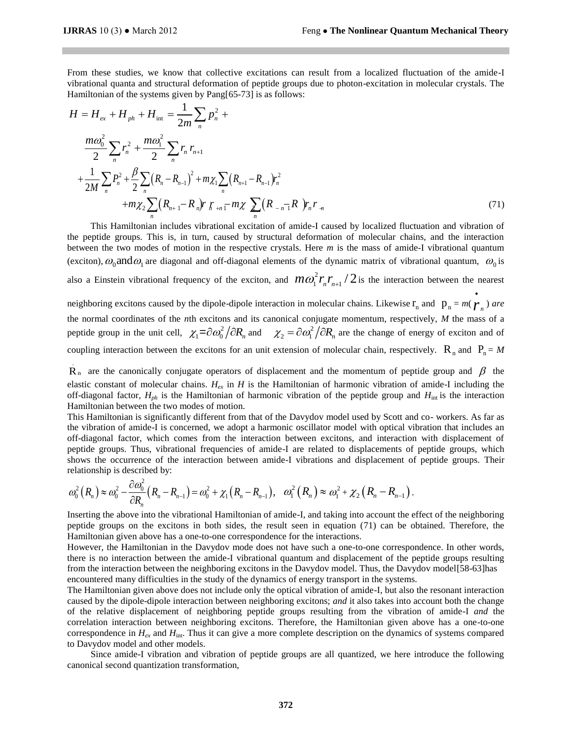From these studies, we know that collective excitations can result from a localized fluctuation of the amide-I vibrational quanta and structural deformation of peptide groups due to photon-excitation in molecular crystals. The Hamiltonian of the systems given by Pang[65-73] is as follows:

$$
\begin{aligned}
H = H_{ex} + H_{ph} + H_{\text{int}} = \frac{1}{2m}\sum_n p_n^2 + \\
\frac{m\omega_0^2}{2}\sum_n r_n^2 + \frac{m\omega_1^2}{2}\sum_n r_n r_{n+1} \\
+\frac{1}{2M}\sum_n P_n^2 + \frac{\beta}{2}\sum_n \left(R_n - R_{n-1}\right)^2 + m\chi_1 \sum_n \left(R_{n+1} - R_{n-1}\right) r_n^2 \\
+m\chi_2 \sum_n \left(R_{n+1} - R_n\right) r_n r_{n+1} - m\chi_2 \sum_n \left(R_n - R_{n-1}\right) r_n r_{n-1}
\end{aligned}
\tag{71}
$$

This Hamiltonian includes vibrational excitation of amide-I caused by localized fluctuation and vibration of the peptide groups. This is, in turn, caused by structural deformation of molecular chains, and the interaction between the two modes of motion in the respective crystals. Here *m* is the mass of amide-I vibrational quantum (exciton), $\omega_0$ and $\omega_1$ are diagonal and off-diagonal elements of the dynamic matrix of vibrational quantum, $\omega_0$ is also a Einstein vibrational frequency of the exciton, and $m\omega_1^2 r_n r_{n+1}/2$ is the interaction between the nearest neighboring excitons caused by the dipole-dipole interaction in molecular chains. Likewise $r_n$ and $p_n = m(\dot{r}_n)$ *are* the normal coordinates of the *n*th excitons and its canonical conjugate momentum, respectively, *M* the mass of a peptide group in the unit cell, $\chi_1 = \partial\omega_0^2/\partial R_n$ and $\chi_2 = \partial\omega_1^2/\partial R_n$ are the change of energy of exciton and of coupling interaction between the excitons for an unit extension of molecular chain, respectively. $R_n$ and $P_n = M\dot{R}_n$ are the canonically conjugate operators of displacement and the momentum of peptide group and $\beta$ the elastic constant of molecular chains. $H_{ex}$ in *H* is the Hamiltonian of harmonic vibration of amide-I including the off-diagonal factor, $H_{ph}$ is the Hamiltonian of harmonic vibration of the peptide group and $H_{\text{int}}$ is the interaction Hamiltonian between the two modes of motion.

This Hamiltonian is significantly different from that of the Davydov model used by Scott and co- workers. As far as the vibration of amide-I is concerned, we adopt a harmonic oscillator model with optical vibration that includes an off-diagonal factor, which comes from the interaction between excitons, and interaction with displacement of peptide groups. Thus, vibrational frequencies of amide-I are related to displacements of peptide groups, which shows the occurrence of the interaction between amide-I vibrations and displacement of peptide groups. Their relationship is described by:

$$
\omega_0^2\left(R_n\right) \approx \omega_0^2 - \frac{\partial\omega_0^2}{\partial R_n}\left(R_n - R_{n-1}\right) = \omega_0^2 + \chi_1\left(R_n - R_{n-1}\right), \quad \omega_1^2\left(R_n\right) \approx \omega_1^2 + \chi_2\left(R_n - R_{n-1}\right).
$$

Inserting the above into the vibrational Hamiltonian of amide-I, and taking into account the effect of the neighboring peptide groups on the excitons in both sides, the result seen in equation (71) can be obtained. Therefore, the Hamiltonian given above has a one-to-one correspondence for the interactions.

However, the Hamiltonian in the Davydov mode does not have such a one-to-one correspondence. In other words, there is no interaction between the amide-I vibrational quantum and displacement of the peptide groups resulting from the interaction between the neighboring excitons in the Davydov model. Thus, the Davydov model[58-63]has encountered many difficulties in the study of the dynamics of energy transport in the systems.

The Hamiltonian given above does not include only the optical vibration of amide-I, but also the resonant interaction caused by the dipole-dipole interaction between neighboring excitons; *and* it also takes into account both the change of the relative displacement of neighboring peptide groups resulting from the vibration of amide-I *and* the correlation interaction between neighboring excitons. Therefore, the Hamiltonian given above has a one-to-one correspondence in $H_{ex}$ and $H_{\text{int}}$. Thus it can give a more complete description on the dynamics of systems compared to Davydov model and other models.

Since amide-I vibration and vibration of peptide groups are all quantized, we here introduce the following canonical second quantization transformation,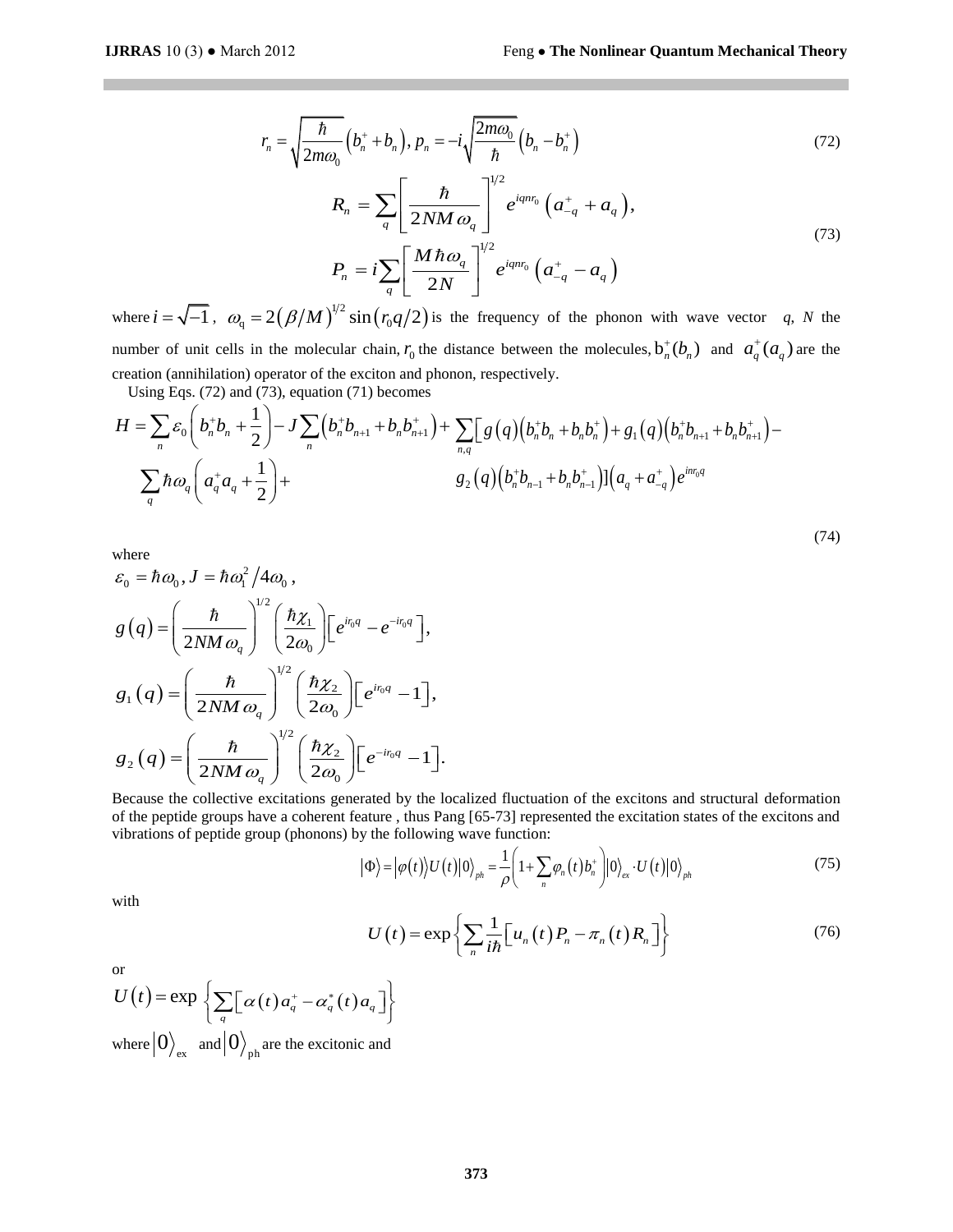$$r_n = \sqrt{\frac{\hbar}{2m\omega_0}}\left(b_n^+ + b_n\right),\; p_n = -i\sqrt{\frac{2m\omega_0}{\hbar}}\left(b_n - b_n^+\right) \tag{72}$$

$$R_n = \sum_q \left[\frac{\hbar}{2NM\omega_q}\right]^{1/2} e^{iqnr_0}\left(a_{-q}^+ + a_q\right),$$
$$P_n = i\sum_q \left[\frac{M\hbar\omega_q}{2N}\right]^{1/2} e^{iqnr_0}\left(a_{-q}^+ - a_q\right) \tag{73}$$

where $i = \sqrt{-1}$, $\omega_q = 2\left(\beta/M\right)^{1/2}\sin\left(r_0 q/2\right)$ is the frequency of the phonon with wave vector $q$, $N$ the number of unit cells in the molecular chain, $r_0$ the distance between the molecules, $b_n^+(b_n)$ and $a_q^+(a_q)$ are the creation (annihilation) operator of the exciton and phonon, respectively.

Using Eqs. (72) and (73), equation (71) becomes

$$H = \sum_n \varepsilon_0\left(b_n^+ b_n + \frac{1}{2}\right) - J\sum_n\left(b_n^+ b_{n+1} + b_n b_{n+1}^+\right) + \sum_{n,q}\left[g(q)\left(b_n^+ b_n + b_n b_n^+\right) + g_1(q)\left(b_n^+ b_{n+1} + b_n b_{n+1}^+\right) - g_2(q)\left(b_n^+ b_{n-1} + b_n b_{n-1}^+\right)\right]\left(a_q + a_{-q}^+\right)e^{inr_0 q} + \sum_q \hbar\omega_q\left(a_q^+ a_q + \frac{1}{2}\right) \tag{74}$$

where

$$\varepsilon_0 = \hbar\omega_0,\; J = \hbar\omega_1^2/4\omega_0,$$

$$g(q) = \left(\frac{\hbar}{2NM\omega_q}\right)^{1/2}\left(\frac{\hbar\chi_1}{2\omega_0}\right)\left[e^{ir_0 q} - e^{-ir_0 q}\right],$$

$$g_1(q) = \left(\frac{\hbar}{2NM\omega_q}\right)^{1/2}\left(\frac{\hbar\chi_2}{2\omega_0}\right)\left[e^{ir_0 q} - 1\right],$$

$$g_2(q) = \left(\frac{\hbar}{2NM\omega_q}\right)^{1/2}\left(\frac{\hbar\chi_2}{2\omega_0}\right)\left[e^{-ir_0 q} - 1\right].$$

Because the collective excitations generated by the localized fluctuation of the excitons and structural deformation of the peptide groups have a coherent feature , thus Pang [65-73] represented the excitation states of the excitons and vibrations of peptide group (phonons) by the following wave function:

$$|\Phi\rangle = |\varphi(t)\rangle U(t)|0\rangle_{ph} = \frac{1}{\rho}\left(1 + \sum_n \varphi_n(t) b_n^+\right)|0\rangle_{ex}\cdot U(t)|0\rangle_{ph} \tag{75}$$

with

$$U(t) = \exp\left\{\sum_n \frac{1}{i\hbar}\left[u_n(t)P_n - \pi_n(t)R_n\right]\right\} \tag{76}$$

or

$$U(t) = \exp\left\{\sum_q\left[\alpha(t)a_q^+ - \alpha_q^*(t)a_q\right]\right\}$$

where $|0\rangle_{ex}$ and $|0\rangle_{ph}$ are the excitonic and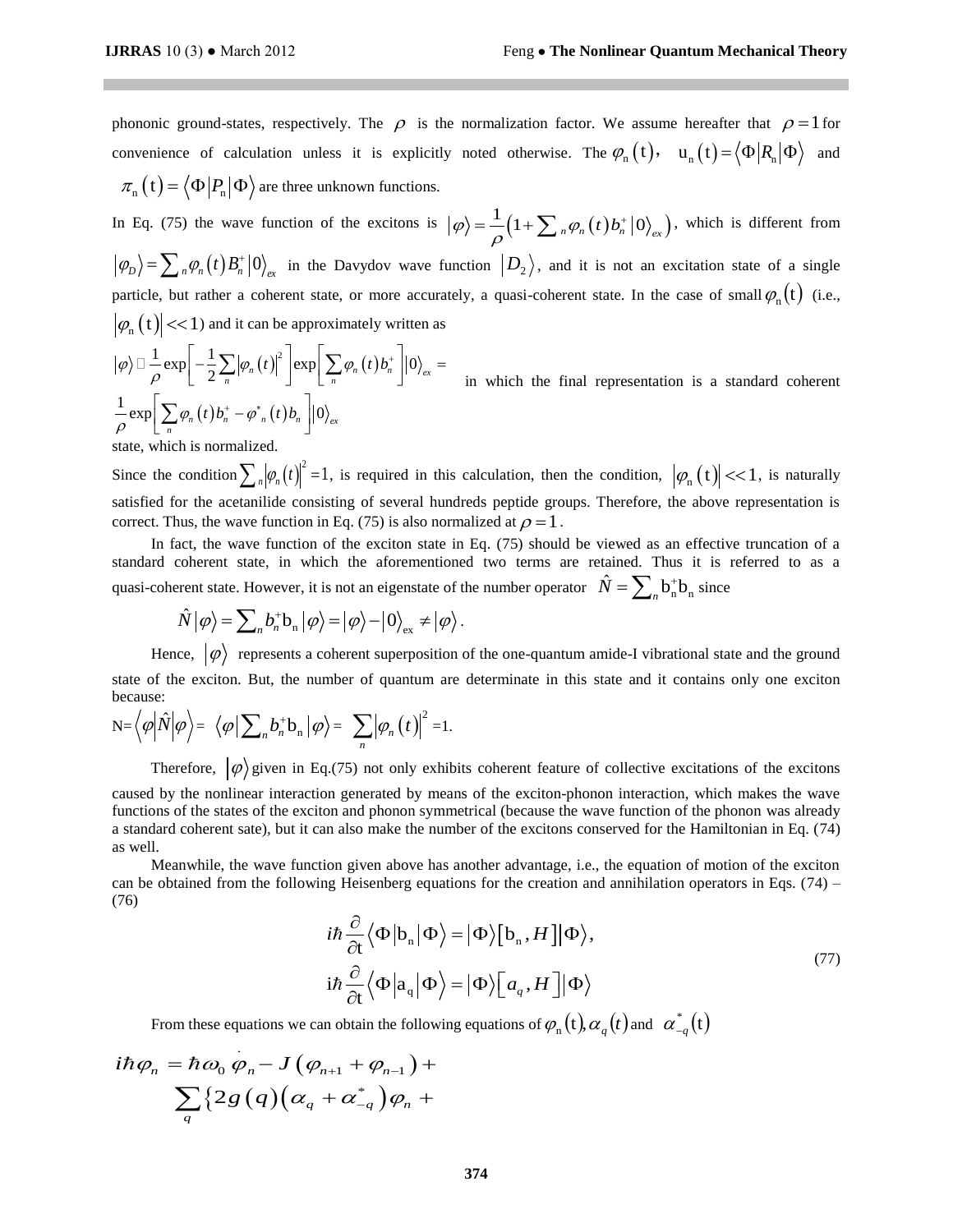phononic ground-states, respectively. The $\rho$ is the normalization factor. We assume hereafter that $\rho=1$ for convenience of calculation unless it is explicitly noted otherwise. The $\varphi_n(t)$, $u_n(t)=\langle\Phi|R_n|\Phi\rangle$ and $\pi_n(t)=\langle\Phi|P_n|\Phi\rangle$ are three unknown functions.

In Eq. (75) the wave function of the excitons is $|\varphi\rangle=\frac{1}{\rho}\left(1+\sum_n\varphi_n(t)b_n^+|0\rangle_{ex}\right)$, which is different from $|\varphi_D\rangle=\sum_n\varphi_n(t)B_n^+|0\rangle_{ex}$ in the Davydov wave function $|D_2\rangle$, and it is not an excitation state of a single particle, but rather a coherent state, or more accurately, a quasi-coherent state. In the case of small $\varphi_n(t)$ (i.e., $|\varphi_n(t)|<<1$) and it can be approximately written as

$$|\varphi\rangle \approx \frac{1}{\rho}\exp\left[-\frac{1}{2}\sum_n|\varphi_n(t)|^2\right]\exp\left[\sum_n\varphi_n(t)b_n^+\right]|0\rangle_{ex}=\frac{1}{\rho}\exp\left[\sum_n\varphi_n(t)b_n^+-\varphi_n^*(t)b_n\right]|0\rangle_{ex}$$

in which the final representation is a standard coherent state, which is normalized.

Since the condition $\sum_n|\varphi_n(t)|^2=1$, is required in this calculation, then the condition, $|\varphi_n(t)|<<1$, is naturally satisfied for the acetanilide consisting of several hundreds peptide groups. Therefore, the above representation is correct. Thus, the wave function in Eq. (75) is also normalized at $\rho=1$.

In fact, the wave function of the exciton state in Eq. (75) should be viewed as an effective truncation of a standard coherent state, in which the aforementioned two terms are retained. Thus it is referred to as a quasi-coherent state. However, it is not an eigenstate of the number operator $\hat{N}=\sum_n b_n^+b_n$ since

$$\hat{N}|\varphi\rangle=\sum_n b_n^+b_n|\varphi\rangle=|\varphi\rangle-|0\rangle_{ex}\neq|\varphi\rangle.$$

Hence, $|\varphi\rangle$ represents a coherent superposition of the one-quantum amide-I vibrational state and the ground state of the exciton. But, the number of quantum are determinate in this state and it contains only one exciton because:

$$N=\langle\varphi|\hat{N}|\varphi\rangle=\langle\varphi|\sum_n b_n^+b_n|\varphi\rangle=\sum_n|\varphi_n(t)|^2=1.$$

Therefore, $|\varphi\rangle$ given in Eq.(75) not only exhibits coherent feature of collective excitations of the excitons caused by the nonlinear interaction generated by means of the exciton-phonon interaction, which makes the wave functions of the states of the exciton and phonon symmetrical (because the wave function of the phonon was already a standard coherent sate), but it can also make the number of the excitons conserved for the Hamiltonian in Eq. (74) as well.

Meanwhile, the wave function given above has another advantage, i.e., the equation of motion of the exciton can be obtained from the following Heisenberg equations for the creation and annihilation operators in Eqs. (74) – (76)

$$\begin{aligned}
i\hbar\frac{\partial}{\partial t}\langle\Phi|b_n|\Phi\rangle&=|\Phi\rangle[b_n,H]|\Phi\rangle,\\
i\hbar\frac{\partial}{\partial t}\langle\Phi|a_q|\Phi\rangle&=|\Phi\rangle[a_q,H]|\Phi\rangle
\end{aligned}\tag{77}$$

From these equations we can obtain the following equations of $\varphi_n(t)$, $\alpha_q(t)$ and $\alpha_{-q}^*(t)$

$$i\hbar\dot{\varphi}_n=\hbar\omega_0\varphi_n-J(\varphi_{n+1}+\varphi_{n-1})+\sum_q\{2g(q)(\alpha_q+\alpha_{-q}^*)\varphi_n+$$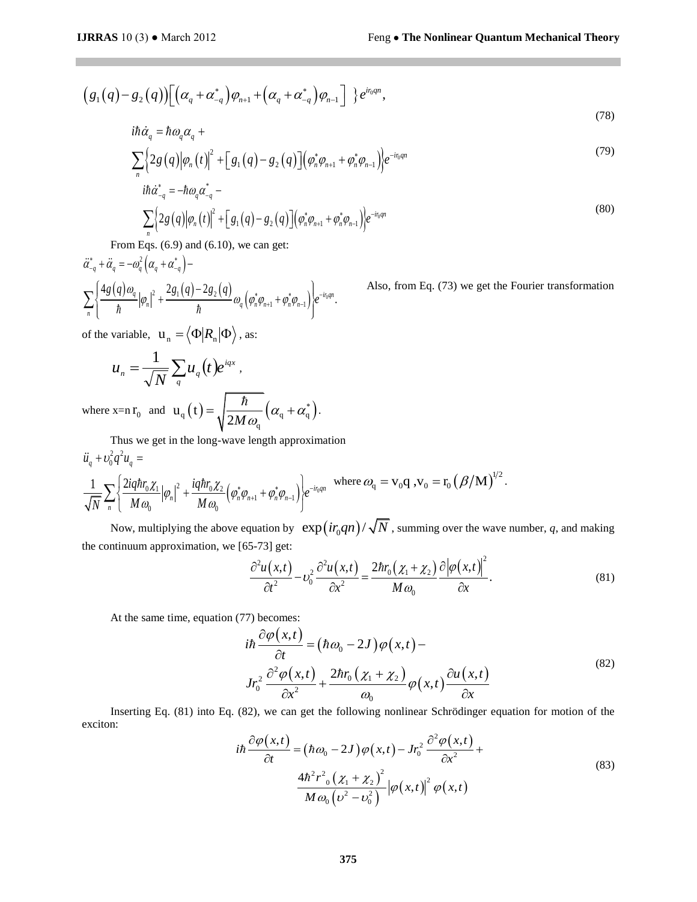$$\left(g_1(q)-g_2(q)\right)\left[\left(\alpha_q+\alpha_{-q}^*\right)\varphi_{n+1}+\left(\alpha_q+\alpha_{-q}^*\right)\varphi_{n-1}\right]\ \}e^{ir_0qn},$$
(78)

$$i\hbar\dot{\alpha}_q=\hbar\omega_q\alpha_q+ \sum_n\left\{2g(q)\left|\varphi_n(t)\right|^2+\left[g_1(q)-g_2(q)\right]\left(\varphi_n^*\varphi_{n+1}+\varphi_n^*\varphi_{n-1}\right)\right\}e^{-ir_0qn} \tag{79}$$

$$i\hbar\dot{\alpha}_{-q}^*=-\hbar\omega_q\alpha_{-q}^*- \sum_n\left\{2g(q)\left|\varphi_n(t)\right|^2+\left[g_1(q)-g_2(q)\right]\left(\varphi_n^*\varphi_{n+1}+\varphi_n^*\varphi_{n-1}\right)\right\}e^{-ir_0qn} \tag{80}$$

From Eqs. (6.9) and (6.10), we can get:

$$\ddot{\alpha}_{-q}^*+\ddot{\alpha}_q=-\omega_q^2\left(\alpha_q+\alpha_{-q}^*\right)- \sum_n\left\{\frac{4g(q)\omega_q}{\hbar}\left|\varphi_n\right|^2+\frac{2g_1(q)-2g_2(q)}{\hbar}\omega_q\left(\varphi_n^*\varphi_{n+1}+\varphi_n^*\varphi_{n-1}\right)\right\}e^{-ir_0qn}.$$

Also, from Eq. (73) we get the Fourier transformation of the variable, $u_n=\langle\Phi|R_n|\Phi\rangle$, as:

$$u_n=\frac{1}{\sqrt{N}}\sum_q u_q(t)e^{iqx},$$

where $x=n\,r_0$ and $u_q(t)=\sqrt{\frac{\hbar}{2M\omega_q}}\left(\alpha_q+\alpha_q^*\right)$.

Thus we get in the long-wave length approximation

$$\ddot{u}_q+\upsilon_0^2q^2u_q= \frac{1}{\sqrt{N}}\sum_n\left\{\frac{2iq\hbar r_0\chi_1}{M\omega_0}\left|\varphi_n\right|^2+\frac{iq\hbar r_0\chi_2}{M\omega_0}\left(\varphi_n^*\varphi_{n+1}+\varphi_n^*\varphi_{n-1}\right)\right\}e^{-ir_0qn}$$

where $\omega_q=v_0q$, $v_0=r_0\left(\beta/M\right)^{1/2}$.

Now, multiplying the above equation by $\exp(ir_0qn)/\sqrt{N}$, summing over the wave number, *q*, and making the continuum approximation, we [65-73] get:

$$\frac{\partial^2u(x,t)}{\partial t^2}-\upsilon_0^2\frac{\partial^2u(x,t)}{\partial x^2}=\frac{2\hbar r_0\left(\chi_1+\chi_2\right)}{M\omega_0}\frac{\partial\left|\varphi(x,t)\right|^2}{\partial x}. \tag{81}$$

At the same time, equation (77) becomes:

$$i\hbar\frac{\partial\varphi(x,t)}{\partial t}=\left(\hbar\omega_0-2J\right)\varphi(x,t)- Jr_0^2\frac{\partial^2\varphi(x,t)}{\partial x^2}+\frac{2\hbar r_0\left(\chi_1+\chi_2\right)}{\omega_0}\varphi(x,t)\frac{\partial u(x,t)}{\partial x} \tag{82}$$

Inserting Eq. (81) into Eq. (82), we can get the following nonlinear Schrödinger equation for motion of the exciton:

$$i\hbar\frac{\partial\varphi(x,t)}{\partial t}=\left(\hbar\omega_0-2J\right)\varphi(x,t)-Jr_0^2\frac{\partial^2\varphi(x,t)}{\partial x^2}+ \frac{4\hbar^2r_0^2\left(\chi_1+\chi_2\right)^2}{M\omega_0\left(\upsilon^2-\upsilon_0^2\right)}\left|\varphi(x,t)\right|^2\varphi(x,t) \tag{83}$$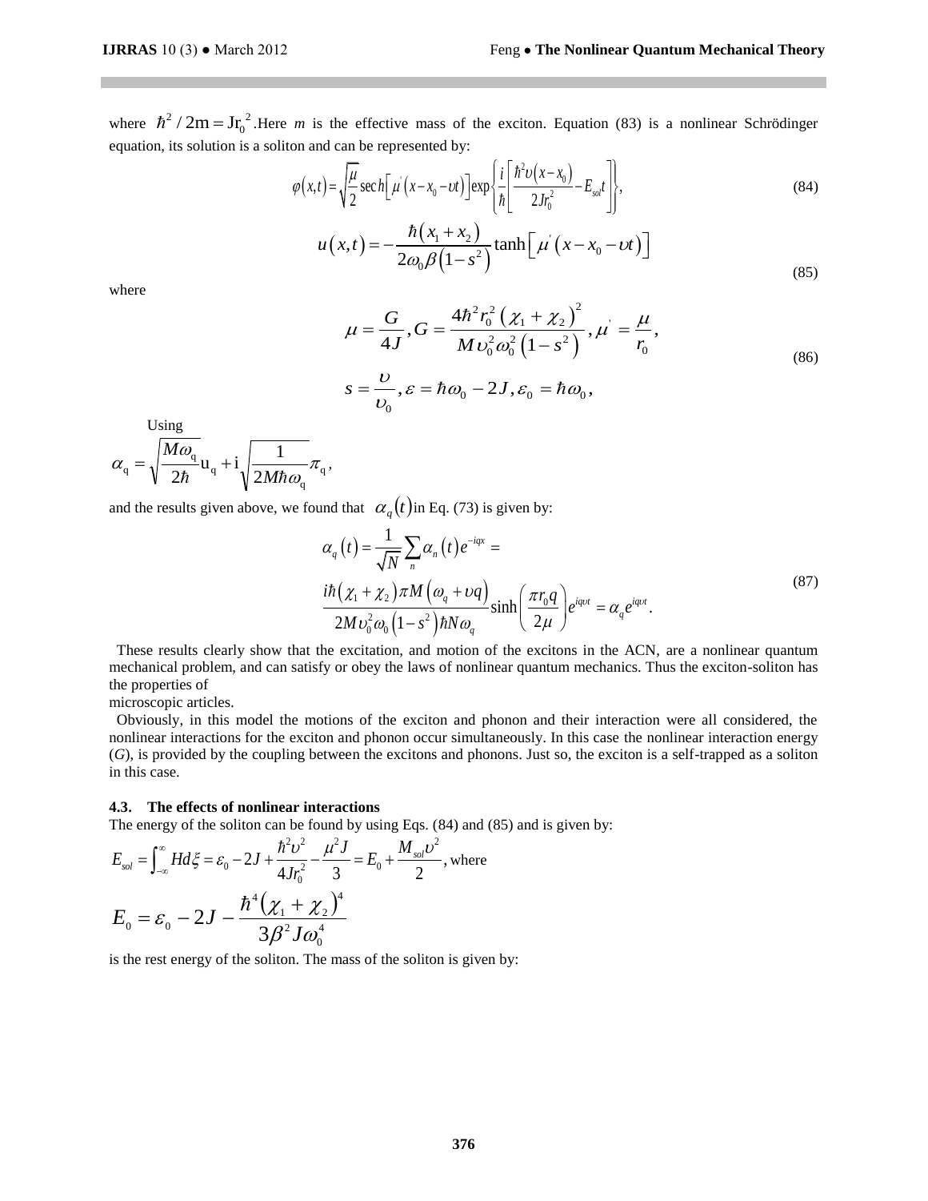where $\hbar^2 / 2m = Jr_0^2$. Here *m* is the effective mass of the exciton. Equation (83) is a nonlinear Schrödinger equation, its solution is a soliton and can be represented by:

$$\varphi(x,t) = \sqrt{\frac{\mu}{2}} \operatorname{sech}\left[\mu^{'}\left(x - x_0 - \upsilon t\right)\right] \exp\left\{\frac{i}{\hbar}\left[\frac{\hbar^2 \upsilon\left(x - x_0\right)}{2Jr_0^2} - E_{sol}t\right]\right\}, \tag{84}$$

$$u(x,t) = -\frac{\hbar\left(x_1 + x_2\right)}{2\omega_0 \beta\left(1 - s^2\right)} \tanh\left[\mu^{'}\left(x - x_0 - \upsilon t\right)\right] \tag{85}$$

where

$$\mu = \frac{G}{4J}, G = \frac{4\hbar^2 r_0^2 \left(\chi_1 + \chi_2\right)^2}{M\upsilon_0^2 \omega_0^2 \left(1 - s^2\right)}, \mu^{'} = \frac{\mu}{r_0},$$
$$s = \frac{\upsilon}{\upsilon_0}, \varepsilon = \hbar\omega_0 - 2J, \varepsilon_0 = \hbar\omega_0, \tag{86}$$

Using

$$\alpha_q = \sqrt{\frac{M\omega_q}{2\hbar}} u_q + i\sqrt{\frac{1}{2M\hbar\omega_q}} \pi_q,$$

and the results given above, we found that $\alpha_q(t)$ in Eq. (73) is given by:

$$\alpha_q(t) = \frac{1}{\sqrt{N}} \sum_n \alpha_n(t) e^{-iqx} =$$
$$\frac{i\hbar\left(\chi_1 + \chi_2\right)\pi M\left(\omega_q + \upsilon q\right)}{2M\upsilon_0^2 \omega_0 \left(1 - s^2\right)\hbar N\omega_q} \sinh\left(\frac{\pi r_0 q}{2\mu}\right) e^{iq\upsilon t} = \alpha_q e^{iq\upsilon t}. \tag{87}$$

These results clearly show that the excitation, and motion of the excitons in the ACN, are a nonlinear quantum mechanical problem, and can satisfy or obey the laws of nonlinear quantum mechanics. Thus the exciton-soliton has the properties of microscopic articles.

Obviously, in this model the motions of the exciton and phonon and their interaction were all considered, the nonlinear interactions for the exciton and phonon occur simultaneously. In this case the nonlinear interaction energy (*G*), is provided by the coupling between the excitons and phonons. Just so, the exciton is a self-trapped as a soliton in this case.

### 4.3. The effects of nonlinear interactions

The energy of the soliton can be found by using Eqs. (84) and (85) and is given by:

$$E_{sol} = \int_{-\infty}^{\infty} H d\xi = \varepsilon_0 - 2J + \frac{\hbar^2 \upsilon^2}{4Jr_0^2} - \frac{\mu^2 J}{3} = E_0 + \frac{M_{sol}\upsilon^2}{2}, \text{ where}$$

$$E_0 = \varepsilon_0 - 2J - \frac{\hbar^4 \left(\chi_1 + \chi_2\right)^4}{3\beta^2 J\omega_0^4}$$

is the rest energy of the soliton. The mass of the soliton is given by: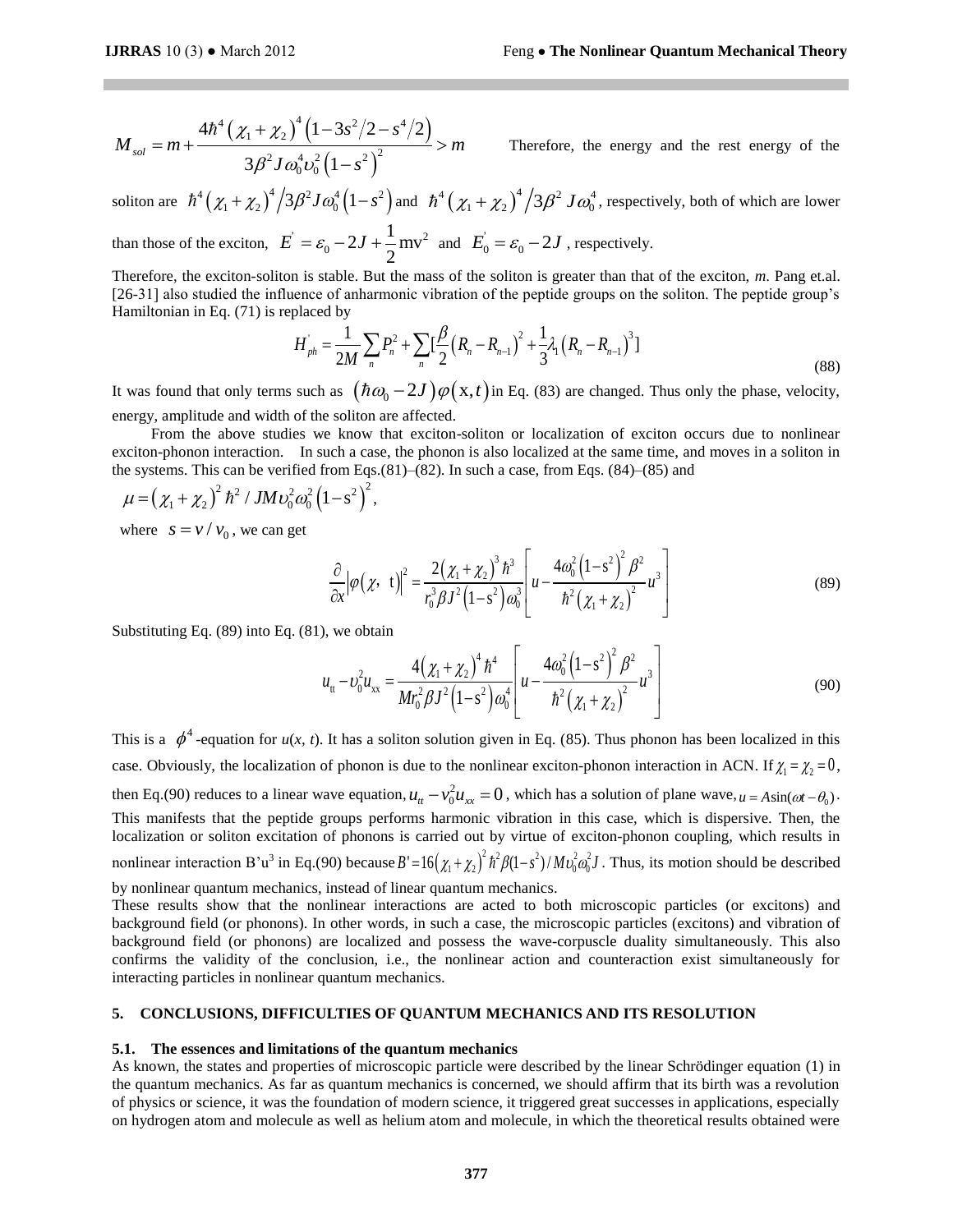$$M_{sol} = m + \frac{4\hbar^4 (\chi_1 + \chi_2)^4 (1 - 3s^2/2 - s^4/2)}{3\beta^2 J \omega_0^4 \upsilon_0^2 (1 - s^2)^2} > m$$

Therefore, the energy and the rest energy of the soliton are $\hbar^4 (\chi_1 + \chi_2)^4 / 3\beta^2 J \omega_0^4 (1 - s^2)$ and $\hbar^4 (\chi_1 + \chi_2)^4 / 3\beta^2 J \omega_0^4$, respectively, both of which are lower than those of the exciton, $E^{'} = \varepsilon_0 - 2J + \frac{1}{2}\mathrm{mv}^2$ and $E_0^{'} = \varepsilon_0 - 2J$, respectively.

Therefore, the exciton-soliton is stable. But the mass of the soliton is greater than that of the exciton, *m*. Pang et.al. [26-31] also studied the influence of anharmonic vibration of the peptide groups on the soliton. The peptide group's Hamiltonian in Eq. (71) is replaced by

$$H_{ph}^{'} = \frac{1}{2M}\sum_n P_n^2 + \sum_n [\frac{\beta}{2}(R_n - R_{n-1})^2 + \frac{1}{3}\lambda_1 (R_n - R_{n-1})^3] \tag{88}$$

It was found that only terms such as $(\hbar\omega_0 - 2J)\varphi(\mathrm{x}, t)$ in Eq. (83) are changed. Thus only the phase, velocity, energy, amplitude and width of the soliton are affected.

From the above studies we know that exciton-soliton or localization of exciton occurs due to nonlinear exciton-phonon interaction. In such a case, the phonon is also localized at the same time, and moves in a soliton in the systems. This can be verified from Eqs.(81)–(82). In such a case, from Eqs. (84)–(85) and

$\mu = (\chi_1 + \chi_2)^2 \hbar^2 / JM\upsilon_0^2 \omega_0^2 (1 - \mathrm{s}^2)^2$,

where $s = v / v_0$, we can get

$$\frac{\partial}{\partial x}|\varphi(\chi,\ \mathrm{t})|^2 = \frac{2(\chi_1 + \chi_2)^3 \hbar^3}{r_0^3 \beta J^2 (1 - \mathrm{s}^2)\omega_0^3}\left[u - \frac{4\omega_0^2 (1 - \mathrm{s}^2)^2 \beta^2}{\hbar^2 (\chi_1 + \chi_2)^2} u^3\right] \tag{89}$$

Substituting Eq. (89) into Eq. (81), we obtain

$$u_{\mathrm{tt}} - \upsilon_0^2 u_{\mathrm{xx}} = \frac{4(\chi_1 + \chi_2)^4 \hbar^4}{M r_0^2 \beta J^2 (1 - \mathrm{s}^2)\omega_0^4}\left[u - \frac{4\omega_0^2 (1 - \mathrm{s}^2)^2 \beta^2}{\hbar^2 (\chi_1 + \chi_2)^2} u^3\right] \tag{90}$$

This is a $\phi^4$-equation for *u*(*x*, *t*). It has a soliton solution given in Eq. (85). Thus phonon has been localized in this case. Obviously, the localization of phonon is due to the nonlinear exciton-phonon interaction in ACN. If $\chi_1 = \chi_2 = 0$, then Eq.(90) reduces to a linear wave equation, $u_{tt} - v_0^2 u_{xx} = 0$, which has a solution of plane wave, $u = A\sin(\omega t - \theta_0)$. This manifests that the peptide groups performs harmonic vibration in this case, which is dispersive. Then, the localization or soliton excitation of phonons is carried out by virtue of exciton-phonon coupling, which results in nonlinear interaction B'u$^3$ in Eq.(90) because $B' = 16(\chi_1 + \chi_2)^2 \hbar^2 \beta (1 - s^2) / M\upsilon_0^2 \omega_0^2 J$. Thus, its motion should be described by nonlinear quantum mechanics, instead of linear quantum mechanics.

These results show that the nonlinear interactions are acted to both microscopic particles (or excitons) and background field (or phonons). In other words, in such a case, the microscopic particles (excitons) and vibration of background field (or phonons) are localized and possess the wave-corpuscle duality simultaneously. This also confirms the validity of the conclusion, i.e., the nonlinear action and counteraction exist simultaneously for interacting particles in nonlinear quantum mechanics.

## 5. CONCLUSIONS, DIFFICULTIES OF QUANTUM MECHANICS AND ITS RESOLUTION

### 5.1. The essences and limitations of the quantum mechanics

As known, the states and properties of microscopic particle were described by the linear Schrödinger equation (1) in the quantum mechanics. As far as quantum mechanics is concerned, we should affirm that its birth was a revolution of physics or science, it was the foundation of modern science, it triggered great successes in applications, especially on hydrogen atom and molecule as well as helium atom and molecule, in which the theoretical results obtained were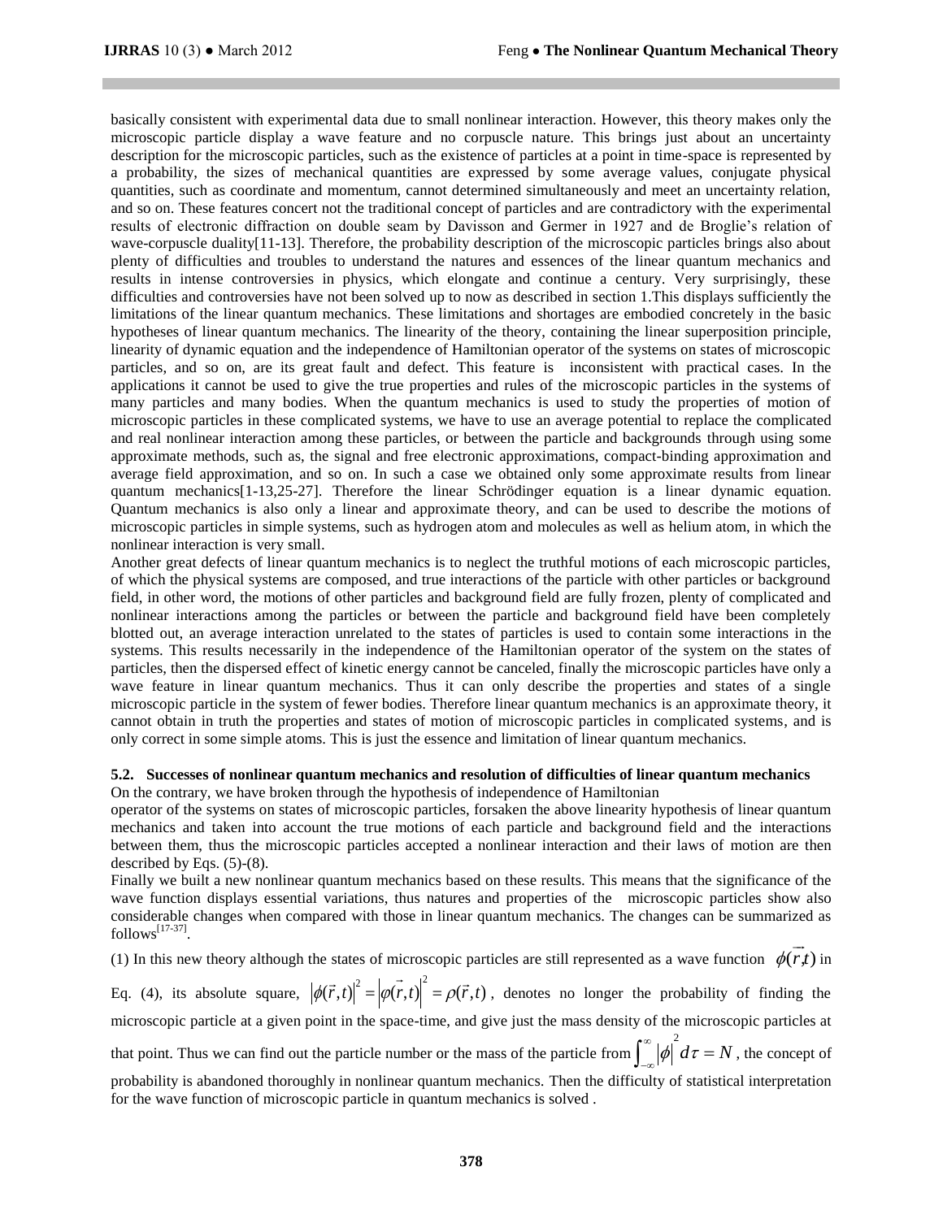basically consistent with experimental data due to small nonlinear interaction. However, this theory makes only the microscopic particle display a wave feature and no corpuscle nature. This brings just about an uncertainty description for the microscopic particles, such as the existence of particles at a point in time-space is represented by a probability, the sizes of mechanical quantities are expressed by some average values, conjugate physical quantities, such as coordinate and momentum, cannot determined simultaneously and meet an uncertainty relation, and so on. These features concert not the traditional concept of particles and are contradictory with the experimental results of electronic diffraction on double seam by Davisson and Germer in 1927 and de Broglie's relation of wave-corpuscle duality[11-13]. Therefore, the probability description of the microscopic particles brings also about plenty of difficulties and troubles to understand the natures and essences of the linear quantum mechanics and results in intense controversies in physics, which elongate and continue a century. Very surprisingly, these difficulties and controversies have not been solved up to now as described in section 1.This displays sufficiently the limitations of the linear quantum mechanics. These limitations and shortages are embodied concretely in the basic hypotheses of linear quantum mechanics. The linearity of the theory, containing the linear superposition principle, linearity of dynamic equation and the independence of Hamiltonian operator of the systems on states of microscopic particles, and so on, are its great fault and defect. This feature is inconsistent with practical cases. In the applications it cannot be used to give the true properties and rules of the microscopic particles in the systems of many particles and many bodies. When the quantum mechanics is used to study the properties of motion of microscopic particles in these complicated systems, we have to use an average potential to replace the complicated and real nonlinear interaction among these particles, or between the particle and backgrounds through using some approximate methods, such as, the signal and free electronic approximations, compact-binding approximation and average field approximation, and so on. In such a case we obtained only some approximate results from linear quantum mechanics[1-13,25-27]. Therefore the linear Schrödinger equation is a linear dynamic equation. Quantum mechanics is also only a linear and approximate theory, and can be used to describe the motions of microscopic particles in simple systems, such as hydrogen atom and molecules as well as helium atom, in which the nonlinear interaction is very small.

Another great defects of linear quantum mechanics is to neglect the truthful motions of each microscopic particles, of which the physical systems are composed, and true interactions of the particle with other particles or background field, in other word, the motions of other particles and background field are fully frozen, plenty of complicated and nonlinear interactions among the particles or between the particle and background field have been completely blotted out, an average interaction unrelated to the states of particles is used to contain some interactions in the systems. This results necessarily in the independence of the Hamiltonian operator of the system on the states of particles, then the dispersed effect of kinetic energy cannot be canceled, finally the microscopic particles have only a wave feature in linear quantum mechanics. Thus it can only describe the properties and states of a single microscopic particle in the system of fewer bodies. Therefore linear quantum mechanics is an approximate theory, it cannot obtain in truth the properties and states of motion of microscopic particles in complicated systems, and is only correct in some simple atoms. This is just the essence and limitation of linear quantum mechanics.

### 5.2. Successes of nonlinear quantum mechanics and resolution of difficulties of linear quantum mechanics

On the contrary, we have broken through the hypothesis of independence of Hamiltonian operator of the systems on states of microscopic particles, forsaken the above linearity hypothesis of linear quantum mechanics and taken into account the true motions of each particle and background field and the interactions between them, thus the microscopic particles accepted a nonlinear interaction and their laws of motion are then described by Eqs. (5)-(8).

Finally we built a new nonlinear quantum mechanics based on these results. This means that the significance of the wave function displays essential variations, thus natures and properties of the microscopic particles show also considerable changes when compared with those in linear quantum mechanics. The changes can be summarized as follows[17-37].

(1) In this new theory although the states of microscopic particles are still represented as a wave function $\phi(\vec{r},t)$ in Eq. (4), its absolute square, $|\phi(\vec{r},t)|^2 = |\varphi(\vec{r},t)|^2 = \rho(\vec{r},t)$, denotes no longer the probability of finding the microscopic particle at a given point in the space-time, and give just the mass density of the microscopic particles at that point. Thus we can find out the particle number or the mass of the particle from $\int_{-\infty}^{\infty}|\phi|^2 d\tau = N$, the concept of probability is abandoned thoroughly in nonlinear quantum mechanics. Then the difficulty of statistical interpretation for the wave function of microscopic particle in quantum mechanics is solved .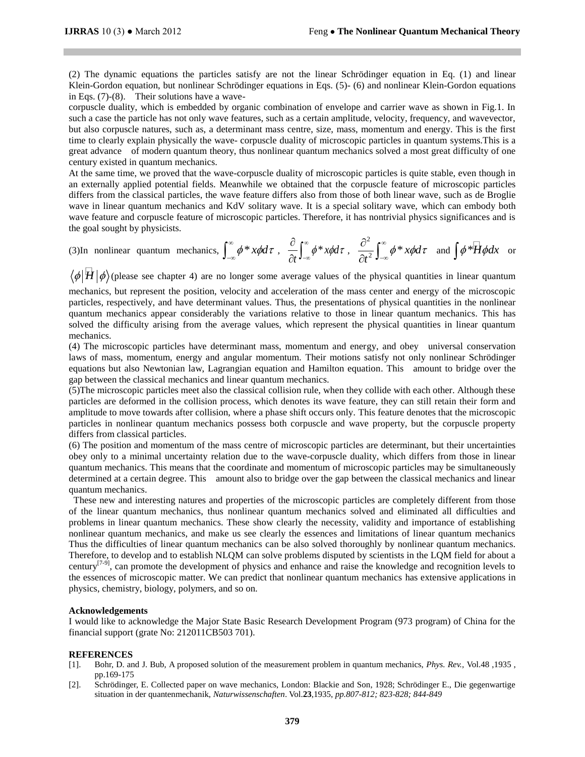(2) The dynamic equations the particles satisfy are not the linear Schrödinger equation in Eq. (1) and linear Klein-Gordon equation, but nonlinear Schrödinger equations in Eqs. (5)- (6) and nonlinear Klein-Gordon equations in Eqs. (7)-(8). Their solutions have a wave-corpuscle duality, which is embedded by organic combination of envelope and carrier wave as shown in Fig.1. In such a case the particle has not only wave features, such as a certain amplitude, velocity, frequency, and wavevector, but also corpuscle natures, such as, a determinant mass centre, size, mass, momentum and energy. This is the first time to clearly explain physically the wave- corpuscle duality of microscopic particles in quantum systems.This is a great advance of modern quantum theory, thus nonlinear quantum mechanics solved a most great difficulty of one century existed in quantum mechanics.

At the same time, we proved that the wave-corpuscle duality of microscopic particles is quite stable, even though in an externally applied potential fields. Meanwhile we obtained that the corpuscle feature of microscopic particles differs from the classical particles, the wave feature differs also from those of both linear wave, such as de Broglie wave in linear quantum mechanics and KdV solitary wave. It is a special solitary wave, which can embody both wave feature and corpuscle feature of microscopic particles. Therefore, it has nontrivial physics significances and is the goal sought by physicists.

(3)In nonlinear quantum mechanics, $\int_{-\infty}^{\infty}\phi^* x\phi d\tau$ , $\frac{\partial}{\partial t}\int_{-\infty}^{\infty}\phi^* x\phi d\tau$ , $\frac{\partial^2}{\partial t^2}\int_{-\infty}^{\infty}\phi^* x\phi d\tau$ and $\int \phi^*\hat{H}\phi dx$ or $\langle\phi|\hat{H}|\phi\rangle$ (please see chapter 4) are no longer some average values of the physical quantities in linear quantum mechanics, but represent the position, velocity and acceleration of the mass center and energy of the microscopic particles, respectively, and have determinant values. Thus, the presentations of physical quantities in the nonlinear quantum mechanics appear considerably the variations relative to those in linear quantum mechanics. This has solved the difficulty arising from the average values, which represent the physical quantities in linear quantum mechanics.

(4) The microscopic particles have determinant mass, momentum and energy, and obey universal conservation laws of mass, momentum, energy and angular momentum. Their motions satisfy not only nonlinear Schrödinger equations but also Newtonian law, Lagrangian equation and Hamilton equation. This amount to bridge over the gap between the classical mechanics and linear quantum mechanics.

(5)The microscopic particles meet also the classical collision rule, when they collide with each other. Although these particles are deformed in the collision process, which denotes its wave feature, they can still retain their form and amplitude to move towards after collision, where a phase shift occurs only. This feature denotes that the microscopic particles in nonlinear quantum mechanics possess both corpuscle and wave property, but the corpuscle property differs from classical particles.

(6) The position and momentum of the mass centre of microscopic particles are determinant, but their uncertainties obey only to a minimal uncertainty relation due to the wave-corpuscle duality, which differs from those in linear quantum mechanics. This means that the coordinate and momentum of microscopic particles may be simultaneously determined at a certain degree. This amount also to bridge over the gap between the classical mechanics and linear quantum mechanics.

These new and interesting natures and properties of the microscopic particles are completely different from those of the linear quantum mechanics, thus nonlinear quantum mechanics solved and eliminated all difficulties and problems in linear quantum mechanics. These show clearly the necessity, validity and importance of establishing nonlinear quantum mechanics, and make us see clearly the essences and limitations of linear quantum mechanics Thus the difficulties of linear quantum mechanics can be also solved thoroughly by nonlinear quantum mechanics. Therefore, to develop and to establish NLQM can solve problems disputed by scientists in the LQM field for about a century[7-9], can promote the development of physics and enhance and raise the knowledge and recognition levels to the essences of microscopic matter. We can predict that nonlinear quantum mechanics has extensive applications in physics, chemistry, biology, polymers, and so on.

**Acknowledgements**

I would like to acknowledge the Major State Basic Research Development Program (973 program) of China for the financial support (grate No: 212011CB503 701).

**REFERENCES**

[1]. Bohr, D. and J. Bub, A proposed solution of the measurement problem in quantum mechanics, *Phys. Rev.*, Vol.48 ,1935 , pp.169-175

[2]. Schrödinger, E. Collected paper on wave mechanics, London: Blackie and Son, 1928; Schrödinger E., Die gegenwartige situation in der quantenmechanik, *Naturwissenschaften*. Vol.**23**,1935, *pp.807-812; 823-828; 844-849*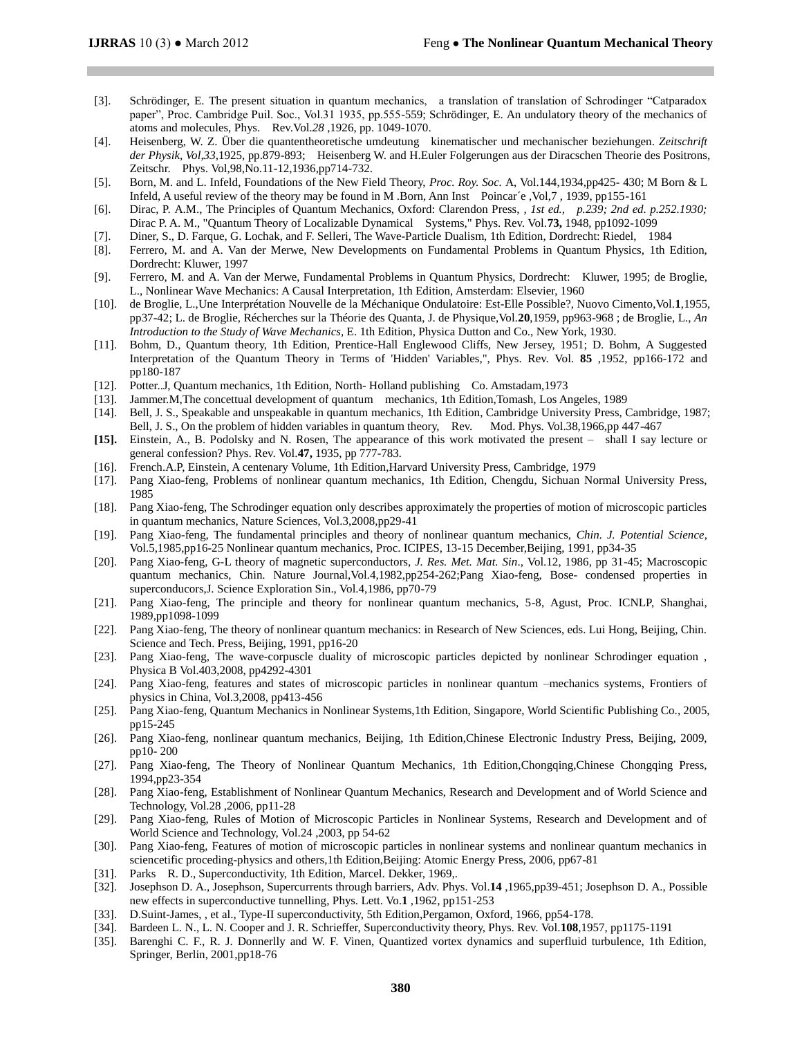[3]. Schrödinger, E. The present situation in quantum mechanics, a translation of translation of Schrodinger "Catparadox paper", Proc. Cambridge Puil. Soc., Vol.31 1935, pp.555-559; Schrödinger, E. An undulatory theory of the mechanics of atoms and molecules, Phys. Rev.Vol.*28* ,1926, pp. 1049-1070.

[4]. Heisenberg, W. Z. Über die quantentheoretische umdeutung kinematischer und mechanischer beziehungen. *Zeitschrift der Physik, Vol,33*,1925, pp.879-893; Heisenberg W. and H.Euler Folgerungen aus der Diracschen Theorie des Positrons, Zeitschr. Phys. Vol,98,No.11-12,1936,pp714-732.

[5]. Born, M. and L. Infeld, Foundations of the New Field Theory, *Proc. Roy. Soc.* A, Vol.144,1934,pp425- 430; M Born & L Infeld, A useful review of the theory may be found in M .Born, Ann Inst Poincar´e ,Vol,7 , 1939, pp155-161

[6]. Dirac, P. A.M., The Principles of Quantum Mechanics, Oxford: Clarendon Press, *, 1st ed., p.239; 2nd ed. p.252.1930;* Dirac P. A. M., "Quantum Theory of Localizable Dynamical Systems," Phys. Rev. Vol.**73,** 1948, pp1092-1099

[7]. Diner, S., D. Farque, G. Lochak, and F. Selleri, The Wave-Particle Dualism, 1th Edition, Dordrecht: Riedel, 1984

[8]. Ferrero, M. and A. Van der Merwe, New Developments on Fundamental Problems in Quantum Physics, 1th Edition, Dordrecht: Kluwer, 1997

[9]. Ferrero, M. and A. Van der Merwe, Fundamental Problems in Quantum Physics, Dordrecht: Kluwer, 1995; de Broglie, L., Nonlinear Wave Mechanics: A Causal Interpretation, 1th Edition, Amsterdam: Elsevier, 1960

[10]. de Broglie, L.,Une Interprétation Nouvelle de la Méchanique Ondulatoire: Est-Elle Possible?, Nuovo Cimento,Vol.**1**,1955, pp37-42; L. de Broglie, Récherches sur la Théorie des Quanta, J. de Physique,Vol.**20**,1959, pp963-968 ; de Broglie, L., *An Introduction to the Study of Wave Mechanics*, E. 1th Edition, Physica Dutton and Co., New York, 1930.

[11]. Bohm, D., Quantum theory, 1th Edition, Prentice-Hall Englewood Cliffs, New Jersey, 1951; D. Bohm, A Suggested Interpretation of the Quantum Theory in Terms of 'Hidden' Variables,", Phys. Rev. Vol. **85** ,1952, pp166-172 and pp180-187

[12]. Potter..J, Quantum mechanics, 1th Edition, North- Holland publishing Co. Amstadam,1973

[13]. Jammer.M,The concettual development of quantum mechanics, 1th Edition,Tomash, Los Angeles, 1989

[14]. Bell, J. S., Speakable and unspeakable in quantum mechanics, 1th Edition, Cambridge University Press, Cambridge, 1987; Bell, J. S., On the problem of hidden variables in quantum theory, Rev. Mod. Phys. Vol.38,1966,pp 447-467

**[15].** Einstein, A., B. Podolsky and N. Rosen, The appearance of this work motivated the present – shall I say lecture or general confession? Phys. Rev. Vol.**47,** 1935, pp 777-783.

[16]. French.A.P, Einstein, A centenary Volume, 1th Edition,Harvard University Press, Cambridge, 1979

[17]. Pang Xiao-feng, Problems of nonlinear quantum mechanics, 1th Edition, Chengdu, Sichuan Normal University Press, 1985

[18]. Pang Xiao-feng, The Schrodinger equation only describes approximately the properties of motion of microscopic particles in quantum mechanics, Nature Sciences, Vol.3,2008,pp29-41

[19]. Pang Xiao-feng, The fundamental principles and theory of nonlinear quantum mechanics, *Chin. J. Potential Science*, Vol.5,1985,pp16-25 Nonlinear quantum mechanics, Proc. ICIPES, 13-15 December,Beijing, 1991, pp34-35

[20]. Pang Xiao-feng, G-L theory of magnetic superconductors, *J. Res. Met. Mat. Sin*., Vol.12, 1986, pp 31-45; Macroscopic quantum mechanics, Chin. Nature Journal,Vol.4,1982,pp254-262;Pang Xiao-feng, Bose- condensed properties in superconducors,J. Science Exploration Sin., Vol.4,1986, pp70-79

[21]. Pang Xiao-feng, The principle and theory for nonlinear quantum mechanics, 5-8, Agust, Proc. ICNLP, Shanghai, 1989,pp1098-1099

[22]. Pang Xiao-feng, The theory of nonlinear quantum mechanics: in Research of New Sciences, eds. Lui Hong, Beijing, Chin. Science and Tech. Press, Beijing, 1991, pp16-20

[23]. Pang Xiao-feng, The wave-corpuscle duality of microscopic particles depicted by nonlinear Schrodinger equation , Physica B Vol.403,2008, pp4292-4301

[24]. Pang Xiao-feng, features and states of microscopic particles in nonlinear quantum –mechanics systems, Frontiers of physics in China, Vol.3,2008, pp413-456

[25]. Pang Xiao-feng, Quantum Mechanics in Nonlinear Systems,1th Edition, Singapore, World Scientific Publishing Co., 2005, pp15-245

[26]. Pang Xiao-feng, nonlinear quantum mechanics, Beijing, 1th Edition,Chinese Electronic Industry Press, Beijing, 2009, pp10- 200

[27]. Pang Xiao-feng, The Theory of Nonlinear Quantum Mechanics, 1th Edition,Chongqing,Chinese Chongqing Press, 1994,pp23-354

[28]. Pang Xiao-feng, Establishment of Nonlinear Quantum Mechanics, Research and Development and of World Science and Technology, Vol.28 ,2006, pp11-28

[29]. Pang Xiao-feng, Rules of Motion of Microscopic Particles in Nonlinear Systems, Research and Development and of World Science and Technology, Vol.24 ,2003, pp 54-62

[30]. Pang Xiao-feng, Features of motion of microscopic particles in nonlinear systems and nonlinear quantum mechanics in sciencetific proceding-physics and others,1th Edition,Beijing: Atomic Energy Press, 2006, pp67-81

[31]. Parks R. D., Superconductivity, 1th Edition, Marcel. Dekker, 1969,.

[32]. Josephson D. A., Josephson, Supercurrents through barriers, Adv. Phys. Vol.**14** ,1965,pp39-451; Josephson D. A., Possible new effects in superconductive tunnelling, Phys. Lett. Vo.**1** ,1962, pp151-253

[33]. D.Suint-James, , et al., Type-II superconductivity, 5th Edition,Pergamon, Oxford, 1966, pp54-178.

[34]. Bardeen L. N., L. N. Cooper and J. R. Schrieffer, Superconductivity theory, Phys. Rev. Vol.**108**,1957, pp1175-1191

[35]. Barenghi C. F., R. J. Donnerlly and W. F. Vinen, Quantized vortex dynamics and superfluid turbulence, 1th Edition, Springer, Berlin, 2001,pp18-76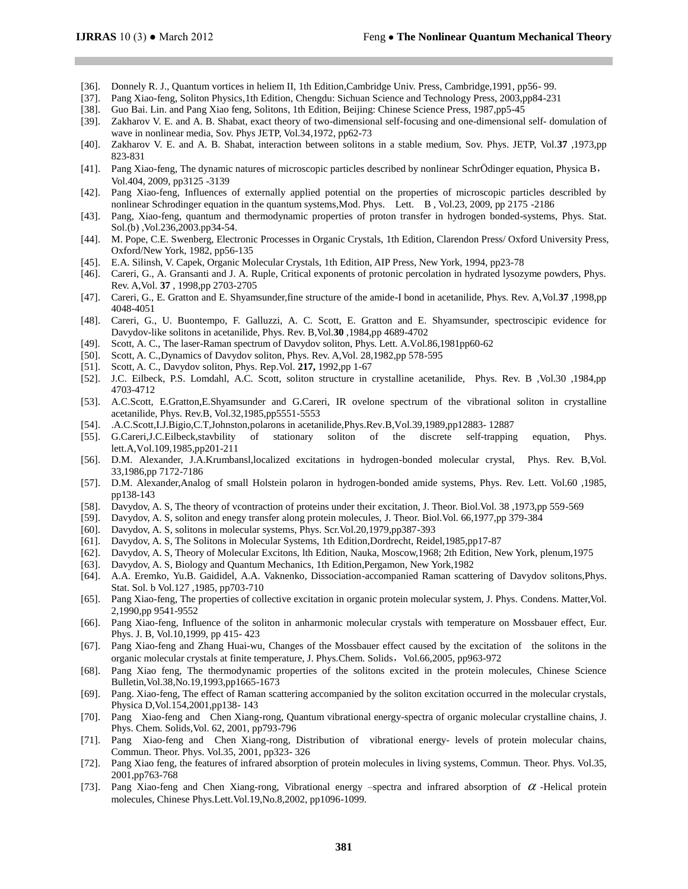[36]. Donnely R. J., Quantum vortices in heliem II, 1th Edition,Cambridge Univ. Press, Cambridge,1991, pp56- 99.

[37]. Pang Xiao-feng, Soliton Physics,1th Edition, Chengdu: Sichuan Science and Technology Press, 2003,pp84-231

[38]. Guo Bai. Lin. and Pang Xiao feng, Solitons, 1th Edition, Beijing: Chinese Science Press, 1987,pp5-45

[39]. Zakharov V. E. and A. B. Shabat, exact theory of two-dimensional self-focusing and one-dimensional self- domulation of wave in nonlinear media, Sov. Phys JETP, Vol.34,1972, pp62-73

[40]. Zakharov V. E. and A. B. Shabat, interaction between solitons in a stable medium, Sov. Phys. JETP, Vol.**37** ,1973,pp 823-831

[41]. Pang Xiao-feng, The dynamic natures of microscopic particles described by nonlinear SchrÖdinger equation, Physica B，Vol.404, 2009, pp3125 -3139

[42]. Pang Xiao-feng, Influences of externally applied potential on the properties of microscopic particles described by nonlinear Schrodinger equation in the quantum systems,Mod. Phys. Lett. B , Vol.23, 2009, pp 2175 -2186

[43]. Pang, Xiao-feng, quantum and thermodynamic properties of proton transfer in hydrogen bonded-systems, Phys. Stat. Sol.(b) ,Vol.236,2003.pp34-54.

[44]. M. Pope, C.E. Swenberg, Electronic Processes in Organic Crystals, 1th Edition, Clarendon Press/ Oxford University Press, Oxford/New York, 1982, pp56-135

[45]. E.A. Silinsh, V. Capek, Organic Molecular Crystals, 1th Edition, AIP Press, New York, 1994, pp23-78

[46]. Careri, G., A. Gransanti and J. A. Ruple, Critical exponents of protonic percolation in hydrated lysozyme powders, Phys. Rev. A,Vol. **37** , 1998,pp 2703-2705

[47]. Careri, G., E. Gratton and E. Shyamsunder,fine structure of the amide-I bond in acetanilide, Phys. Rev. A,Vol.**37** ,1998,pp 4048-4051

[48]. Careri, G., U. Buontempo, F. Galluzzi, A. C. Scott, E. Gratton and E. Shyamsunder, spectroscipic evidence for Davydov-like solitons in acetanilide, Phys. Rev. B,Vol.**30** ,1984,pp 4689-4702

[49]. Scott, A. C., The laser-Raman spectrum of Davydov soliton, Phys. Lett. A.Vol.86,1981pp60-62

[50]. Scott, A. C.,Dynamics of Davydov soliton, Phys. Rev. A,Vol. 28,1982,pp 578-595

[51]. Scott, A. C., Davydov soliton, Phys. Rep.Vol. **217,** 1992,pp 1-67

[52]. J.C. Eilbeck, P.S. Lomdahl, A.C. Scott, soliton structure in crystalline acetanilide, Phys. Rev. B ,Vol.30 ,1984,pp 4703-4712

[53]. A.C.Scott, E.Gratton,E.Shyamsunder and G.Careri, IR ovelone spectrum of the vibrational soliton in crystalline acetanilide, Phys. Rev.B, Vol.32,1985,pp5551-5553

[54]. .A.C.Scott,I.J.Bigio,C.T,Johnston,polarons in acetanilide,Phys.Rev.B,Vol.39,1989,pp12883- 12887

[55]. G.Careri,J.C.Eilbeck,stavbility of stationary soliton of the discrete self-trapping equation, Phys. lett.A,Vol.109,1985,pp201-211

[56]. D.M. Alexander, J.A.Krumbansl,localized excitations in hydrogen-bonded molecular crystal, Phys. Rev. B,Vol. 33,1986,pp 7172-7186

[57]. D.M. Alexander,Analog of small Holstein polaron in hydrogen-bonded amide systems, Phys. Rev. Lett. Vol.60 ,1985, pp138-143

[58]. Davydov, A. S, The theory of vcontraction of proteins under their excitation, J. Theor. Biol.Vol. 38 ,1973,pp 559-569

[59]. Davydov, A. S, soliton and enegy transfer along protein molecules, J. Theor. Biol.Vol. 66,1977,pp 379-384

[60]. Davydov, A. S, solitons in molecular systems, Phys. Scr.Vol.20,1979,pp387-393

[61]. Davydov, A. S, The Solitons in Molecular Systems, 1th Edition,Dordrecht, Reidel,1985,pp17-87

[62]. Davydov, A. S, Theory of Molecular Excitons, lth Edition, Nauka, Moscow,1968; 2th Edition, New York, plenum,1975

[63]. Davydov, A. S, Biology and Quantum Mechanics, 1th Edition,Pergamon, New York,1982

[64]. A.A. Eremko, Yu.B. Gaididel, A.A. Vaknenko, Dissociation-accompanied Raman scattering of Davydov solitons,Phys. Stat. Sol. b Vol.127 ,1985, pp703-710

[65]. Pang Xiao-feng, The properties of collective excitation in organic protein molecular system, J. Phys. Condens. Matter,Vol. 2,1990,pp 9541-9552

[66]. Pang Xiao-feng, Influence of the soliton in anharmonic molecular crystals with temperature on Mossbauer effect, Eur. Phys. J. B, Vol.10,1999, pp 415- 423

[67]. Pang Xiao-feng and Zhang Huai-wu, Changes of the Mossbauer effect caused by the excitation of the solitons in the organic molecular crystals at finite temperature, J. Phys.Chem. Solids，Vol.66,2005, pp963-972

[68]. Pang Xiao feng, The thermodynamic properties of the solitons excited in the protein molecules, Chinese Science Bulletin,Vol.38,No.19,1993,pp1665-1673

[69]. Pang. Xiao-feng, The effect of Raman scattering accompanied by the soliton excitation occurred in the molecular crystals, Physica D,Vol.154,2001,pp138- 143

[70]. Pang Xiao-feng and Chen Xiang-rong, Quantum vibrational energy-spectra of organic molecular crystalline chains, J. Phys. Chem. Solids,Vol. 62, 2001, pp793-796

[71]. Pang Xiao-feng and Chen Xiang-rong, Distribution of vibrational energy- levels of protein molecular chains, Commun. Theor. Phys. Vol.35, 2001, pp323- 326

[72]. Pang Xiao feng, The features of infrared absorption of protein molecules in living systems, Commun. Theor. Phys. Vol.35, 2001,pp763-768

[73]. Pang Xiao-feng and Chen Xiang-rong, Vibrational energy –spectra and infrared absorption of $\alpha$ -Helical protein molecules, Chinese Phys.Lett.Vol.19,No.8,2002, pp1096-1099.